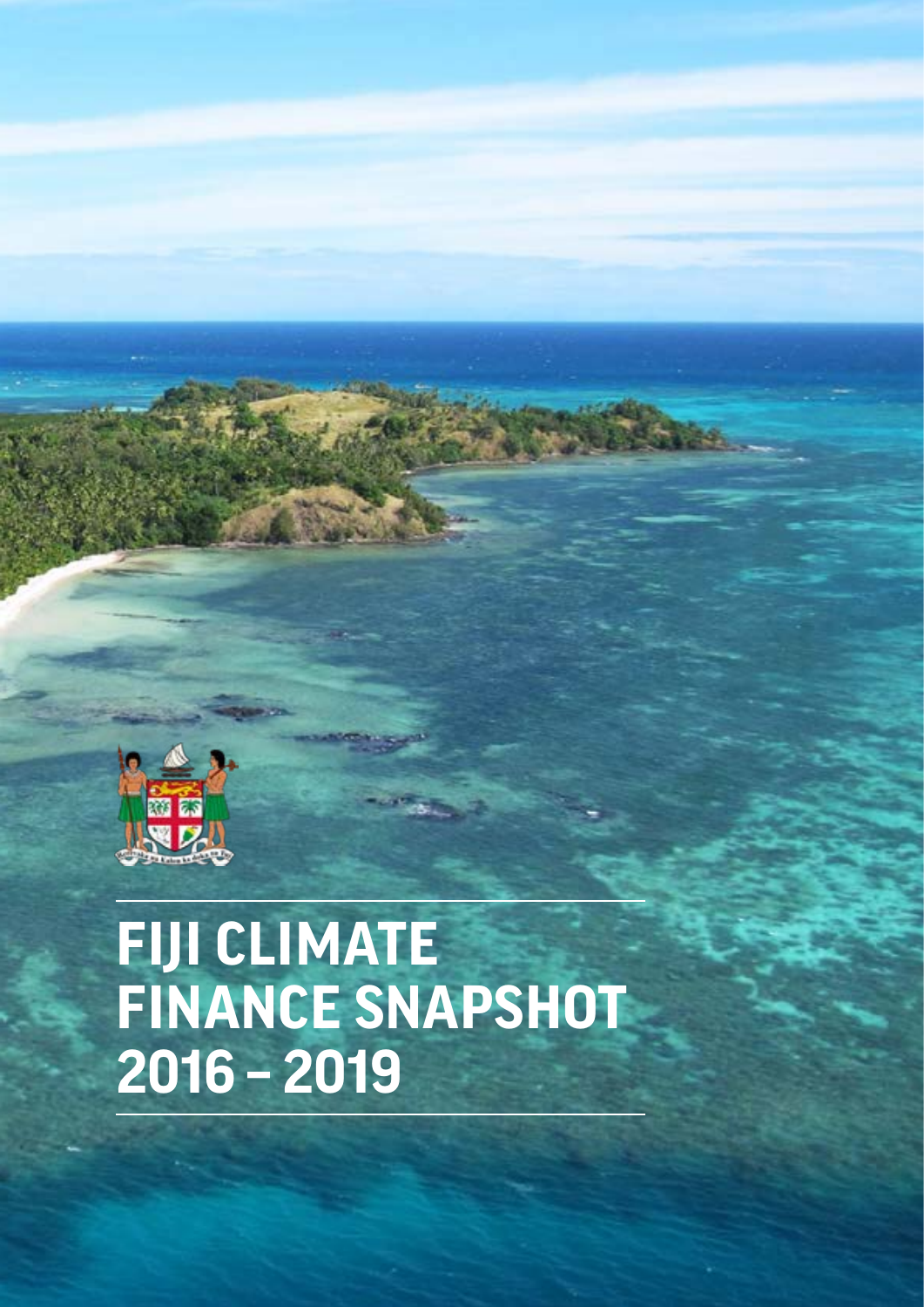# FIJI CLIMATE FINANCE SNAPSHOT 2016 – 2019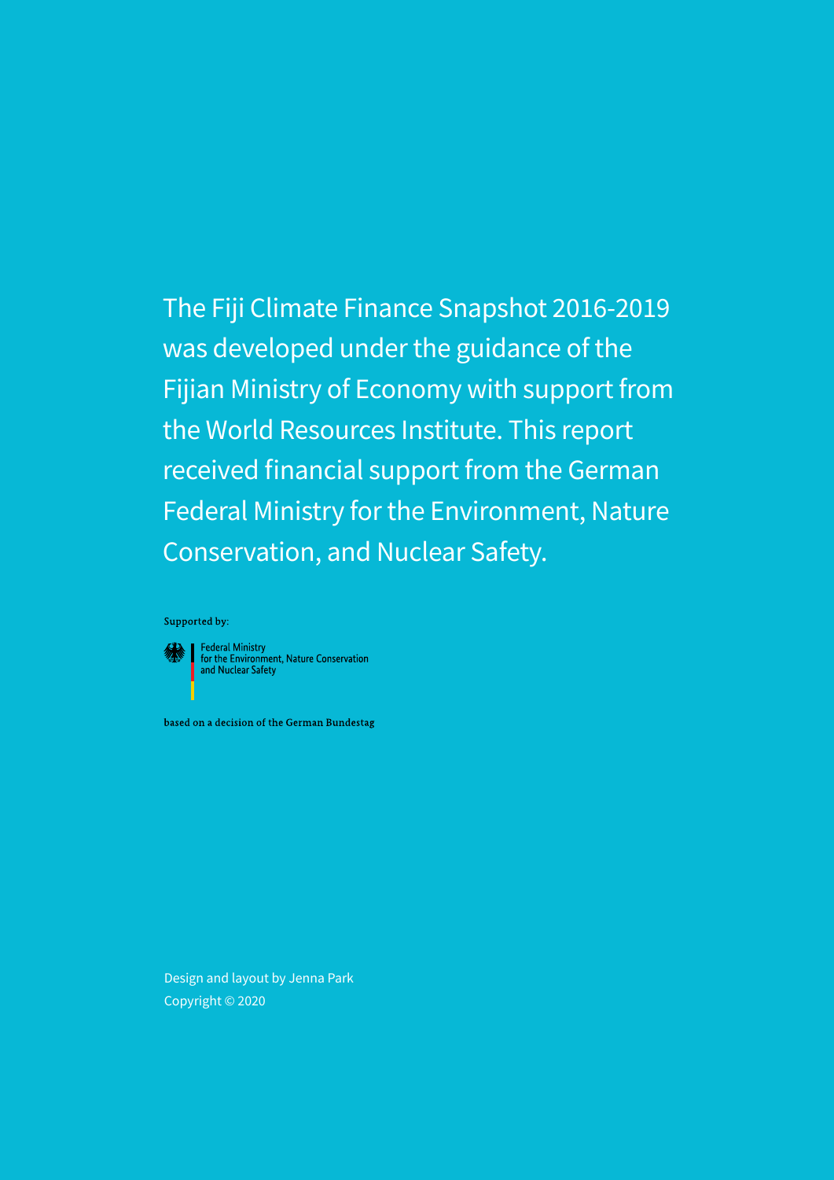The Fiji Climate Finance Snapshot 2016-2019 was developed under the guidance of the Fijian Ministry of Economy with support from the World Resources Institute. This report received financial support from the German Federal Ministry for the Environment, Nature Conservation, and Nuclear Safety.

Supported by:

Federal Ministry for the Environment, Nature Conservation and Nuclear Safety

based on a decision of the German Bundestag

Design and layout by Jenna Park

Copyright © 2020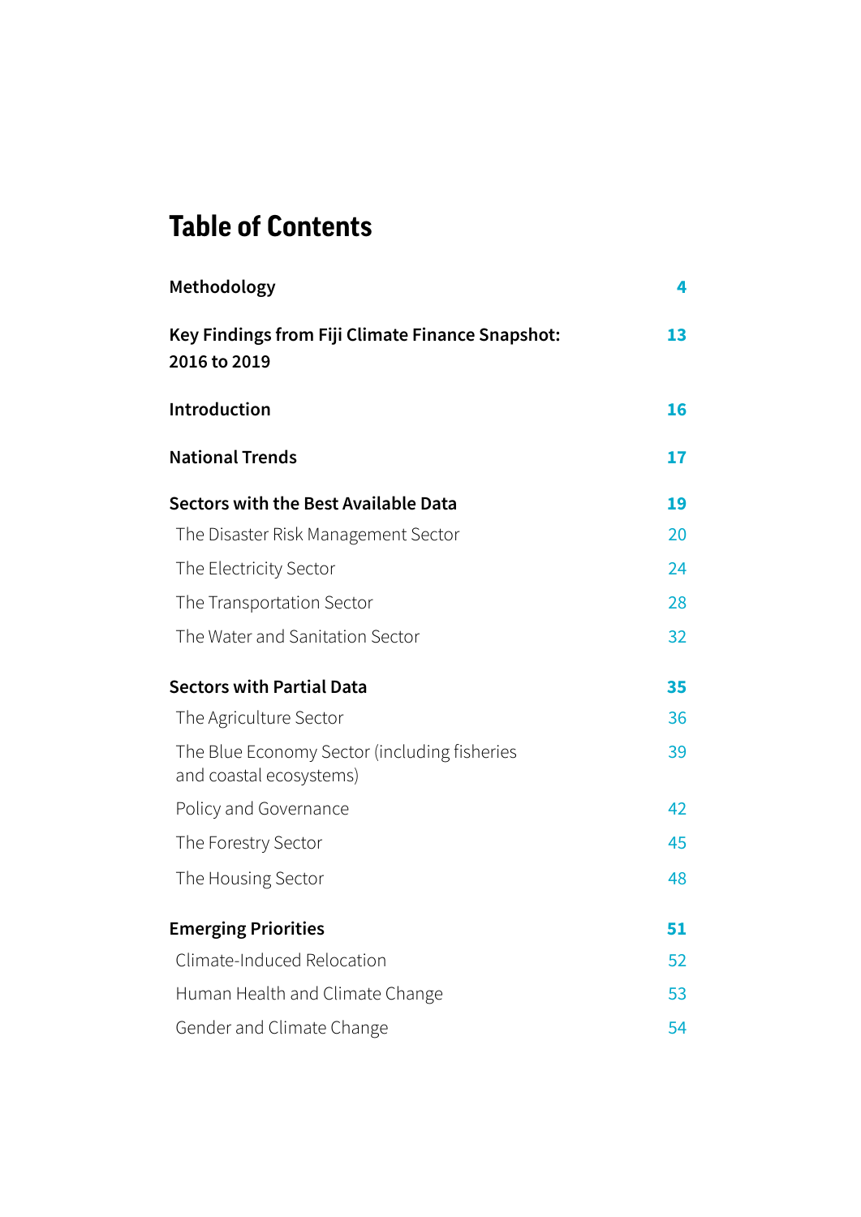# Table of Contents

| | |
|---|---|
| **Methodology** | **4** |
| **Key Findings from Fiji Climate Finance Snapshot: 2016 to 2019** | **13** |
| **Introduction** | **16** |
| **National Trends** | **17** |
| **Sectors with the Best Available Data** | **19** |
| The Disaster Risk Management Sector | 20 |
| The Electricity Sector | 24 |
| The Transportation Sector | 28 |
| The Water and Sanitation Sector | 32 |
| **Sectors with Partial Data** | **35** |
| The Agriculture Sector | 36 |
| The Blue Economy Sector (including fisheries and coastal ecosystems) | 39 |
| Policy and Governance | 42 |
| The Forestry Sector | 45 |
| The Housing Sector | 48 |
| **Emerging Priorities** | **51** |
| Climate-Induced Relocation | 52 |
| Human Health and Climate Change | 53 |
| Gender and Climate Change | 54 |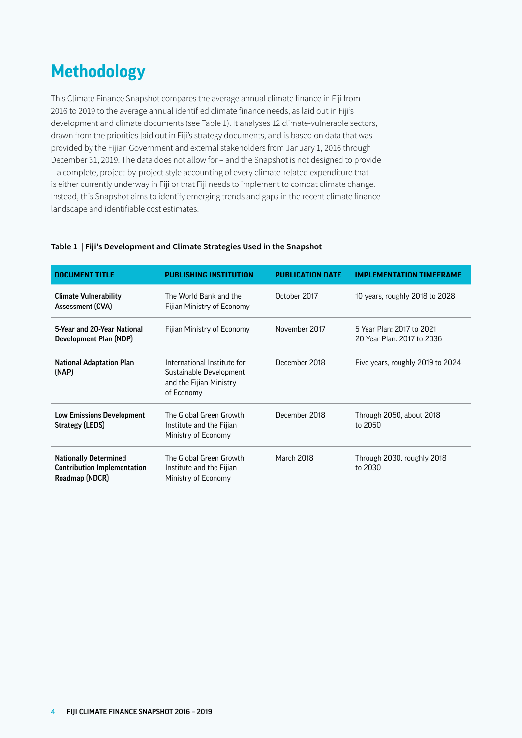# Methodology

This Climate Finance Snapshot compares the average annual climate finance in Fiji from 2016 to 2019 to the average annual identified climate finance needs, as laid out in Fiji's development and climate documents (see Table 1). It analyses 12 climate-vulnerable sectors, drawn from the priorities laid out in Fiji's strategy documents, and is based on data that was provided by the Fijian Government and external stakeholders from January 1, 2016 through December 31, 2019. The data does not allow for – and the Snapshot is not designed to provide – a complete, project-by-project style accounting of every climate-related expenditure that is either currently underway in Fiji or that Fiji needs to implement to combat climate change. Instead, this Snapshot aims to identify emerging trends and gaps in the recent climate finance landscape and identifiable cost estimates.

**Table 1 | Fiji's Development and Climate Strategies Used in the Snapshot**

| DOCUMENT TITLE | PUBLISHING INSTITUTION | PUBLICATION DATE | IMPLEMENTATION TIMEFRAME |
|---|---|---|---|
| **Climate Vulnerability Assessment (CVA)** | The World Bank and the Fijian Ministry of Economy | October 2017 | 10 years, roughly 2018 to 2028 |
| **5-Year and 20-Year National Development Plan (NDP)** | Fijian Ministry of Economy | November 2017 | 5 Year Plan: 2017 to 2021<br>20 Year Plan: 2017 to 2036 |
| **National Adaptation Plan (NAP)** | International Institute for Sustainable Development and the Fijian Ministry of Economy | December 2018 | Five years, roughly 2019 to 2024 |
| **Low Emissions Development Strategy (LEDS)** | The Global Green Growth Institute and the Fijian Ministry of Economy | December 2018 | Through 2050, about 2018 to 2050 |
| **Nationally Determined Contribution Implementation Roadmap (NDCR)** | The Global Green Growth Institute and the Fijian Ministry of Economy | March 2018 | Through 2030, roughly 2018 to 2030 |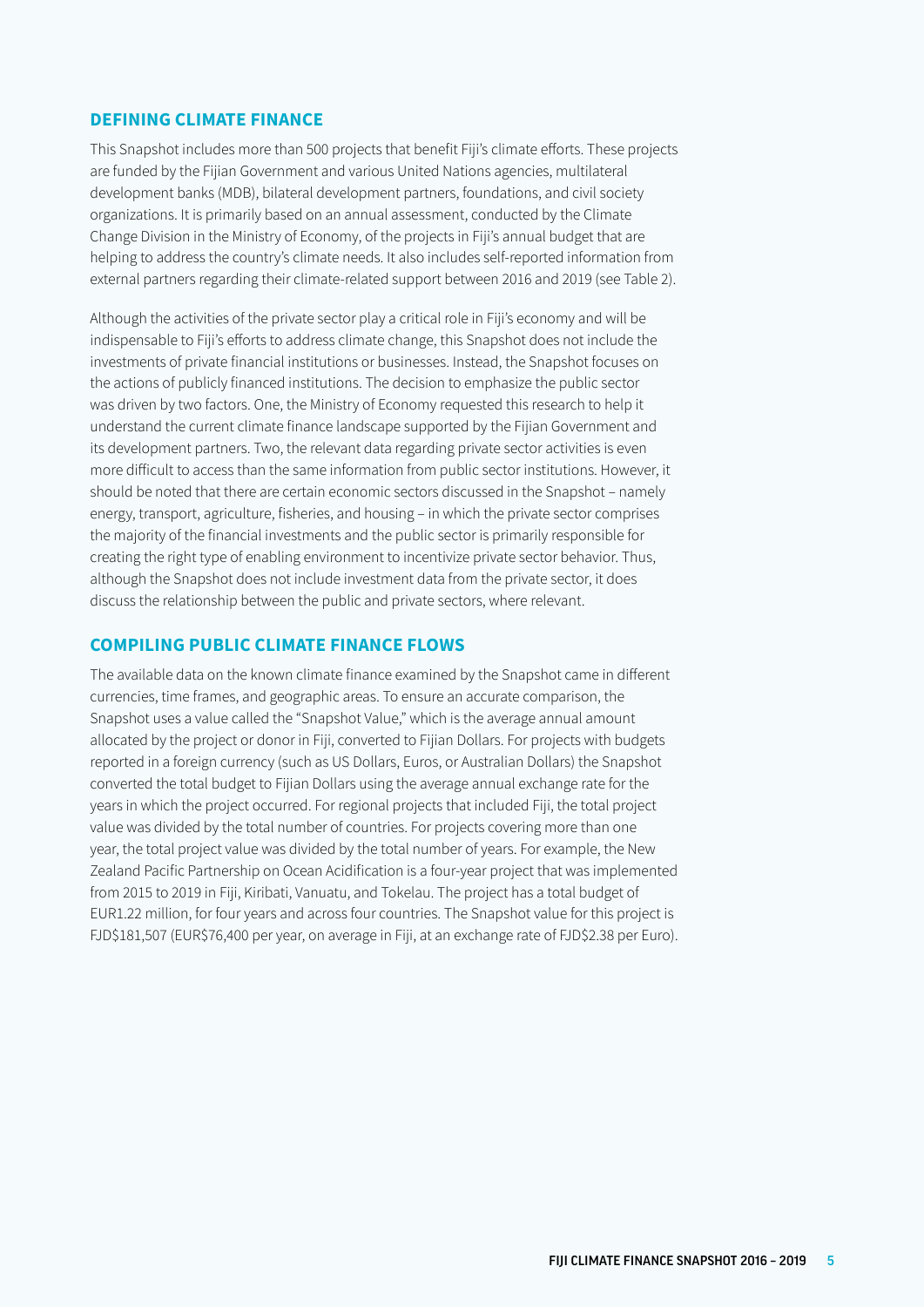## DEFINING CLIMATE FINANCE

This Snapshot includes more than 500 projects that benefit Fiji's climate efforts. These projects are funded by the Fijian Government and various United Nations agencies, multilateral development banks (MDB), bilateral development partners, foundations, and civil society organizations. It is primarily based on an annual assessment, conducted by the Climate Change Division in the Ministry of Economy, of the projects in Fiji's annual budget that are helping to address the country's climate needs. It also includes self-reported information from external partners regarding their climate-related support between 2016 and 2019 (see Table 2).

Although the activities of the private sector play a critical role in Fiji's economy and will be indispensable to Fiji's efforts to address climate change, this Snapshot does not include the investments of private financial institutions or businesses. Instead, the Snapshot focuses on the actions of publicly financed institutions. The decision to emphasize the public sector was driven by two factors. One, the Ministry of Economy requested this research to help it understand the current climate finance landscape supported by the Fijian Government and its development partners. Two, the relevant data regarding private sector activities is even more difficult to access than the same information from public sector institutions. However, it should be noted that there are certain economic sectors discussed in the Snapshot – namely energy, transport, agriculture, fisheries, and housing – in which the private sector comprises the majority of the financial investments and the public sector is primarily responsible for creating the right type of enabling environment to incentivize private sector behavior. Thus, although the Snapshot does not include investment data from the private sector, it does discuss the relationship between the public and private sectors, where relevant.

## COMPILING PUBLIC CLIMATE FINANCE FLOWS

The available data on the known climate finance examined by the Snapshot came in different currencies, time frames, and geographic areas. To ensure an accurate comparison, the Snapshot uses a value called the "Snapshot Value," which is the average annual amount allocated by the project or donor in Fiji, converted to Fijian Dollars. For projects with budgets reported in a foreign currency (such as US Dollars, Euros, or Australian Dollars) the Snapshot converted the total budget to Fijian Dollars using the average annual exchange rate for the years in which the project occurred. For regional projects that included Fiji, the total project value was divided by the total number of countries. For projects covering more than one year, the total project value was divided by the total number of years. For example, the New Zealand Pacific Partnership on Ocean Acidification is a four-year project that was implemented from 2015 to 2019 in Fiji, Kiribati, Vanuatu, and Tokelau. The project has a total budget of EUR1.22 million, for four years and across four countries. The Snapshot value for this project is FJD$181,507 (EUR$76,400 per year, on average in Fiji, at an exchange rate of FJD$2.38 per Euro).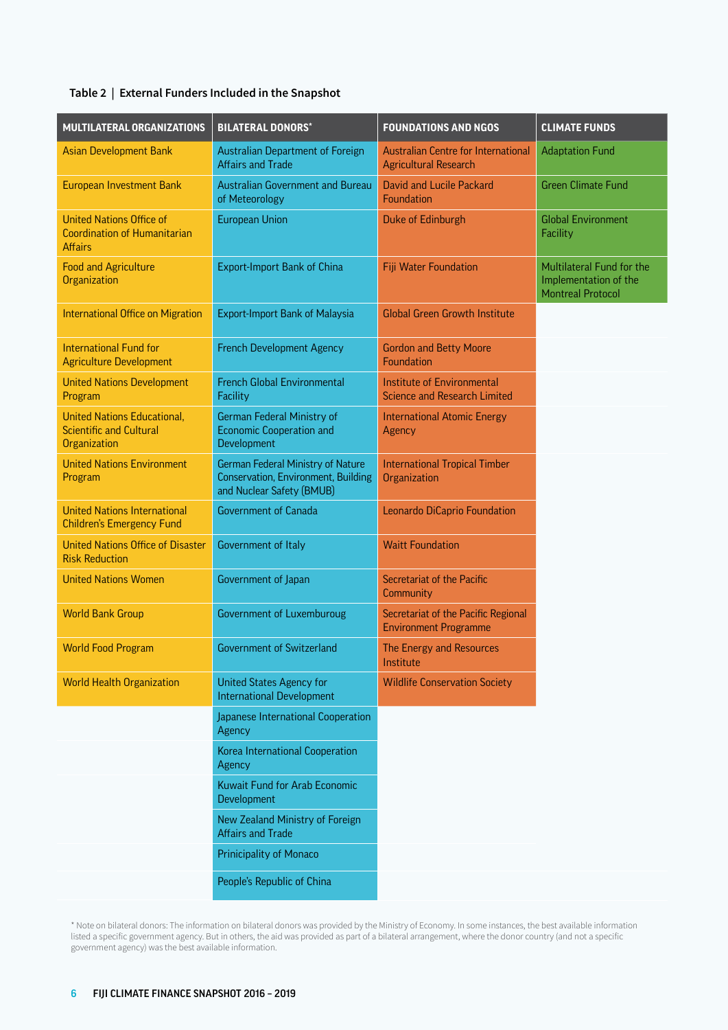**Table 2 | External Funders Included in the Snapshot**

| MULTILATERAL ORGANIZATIONS | BILATERAL DONORS* | FOUNDATIONS AND NGOS | CLIMATE FUNDS |
|---|---|---|---|
| Asian Development Bank | Australian Department of Foreign Affairs and Trade | Australian Centre for International Agricultural Research | Adaptation Fund |
| European Investment Bank | Australian Government and Bureau of Meteorology | David and Lucile Packard Foundation | Green Climate Fund |
| United Nations Office of Coordination of Humanitarian Affairs | European Union | Duke of Edinburgh | Global Environment Facility |
| Food and Agriculture Organization | Export-Import Bank of China | Fiji Water Foundation | Multilateral Fund for the Implementation of the Montreal Protocol |
| International Office on Migration | Export-Import Bank of Malaysia | Global Green Growth Institute | |
| International Fund for Agriculture Development | French Development Agency | Gordon and Betty Moore Foundation | |
| United Nations Development Program | French Global Environmental Facility | Institute of Environmental Science and Research Limited | |
| United Nations Educational, Scientific and Cultural Organization | German Federal Ministry of Economic Cooperation and Development | International Atomic Energy Agency | |
| United Nations Environment Program | German Federal Ministry of Nature Conservation, Environment, Building and Nuclear Safety (BMUB) | International Tropical Timber Organization | |
| United Nations International Children's Emergency Fund | Government of Canada | Leonardo DiCaprio Foundation | |
| United Nations Office of Disaster Risk Reduction | Government of Italy | Waitt Foundation | |
| United Nations Women | Government of Japan | Secretariat of the Pacific Community | |
| World Bank Group | Government of Luxemburoug | Secretariat of the Pacific Regional Environment Programme | |
| World Food Program | Government of Switzerland | The Energy and Resources Institute | |
| World Health Organization | United States Agency for International Development | Wildlife Conservation Society | |
| | Japanese International Cooperation Agency | | |
| | Korea International Cooperation Agency | | |
| | Kuwait Fund for Arab Economic Development | | |
| | New Zealand Ministry of Foreign Affairs and Trade | | |
| | Prinicipality of Monaco | | |
| | People's Republic of China | | |

* Note on bilateral donors: The information on bilateral donors was provided by the Ministry of Economy. In some instances, the best available information listed a specific government agency. But in others, the aid was provided as part of a bilateral arrangement, where the donor country (and not a specific government agency) was the best available information.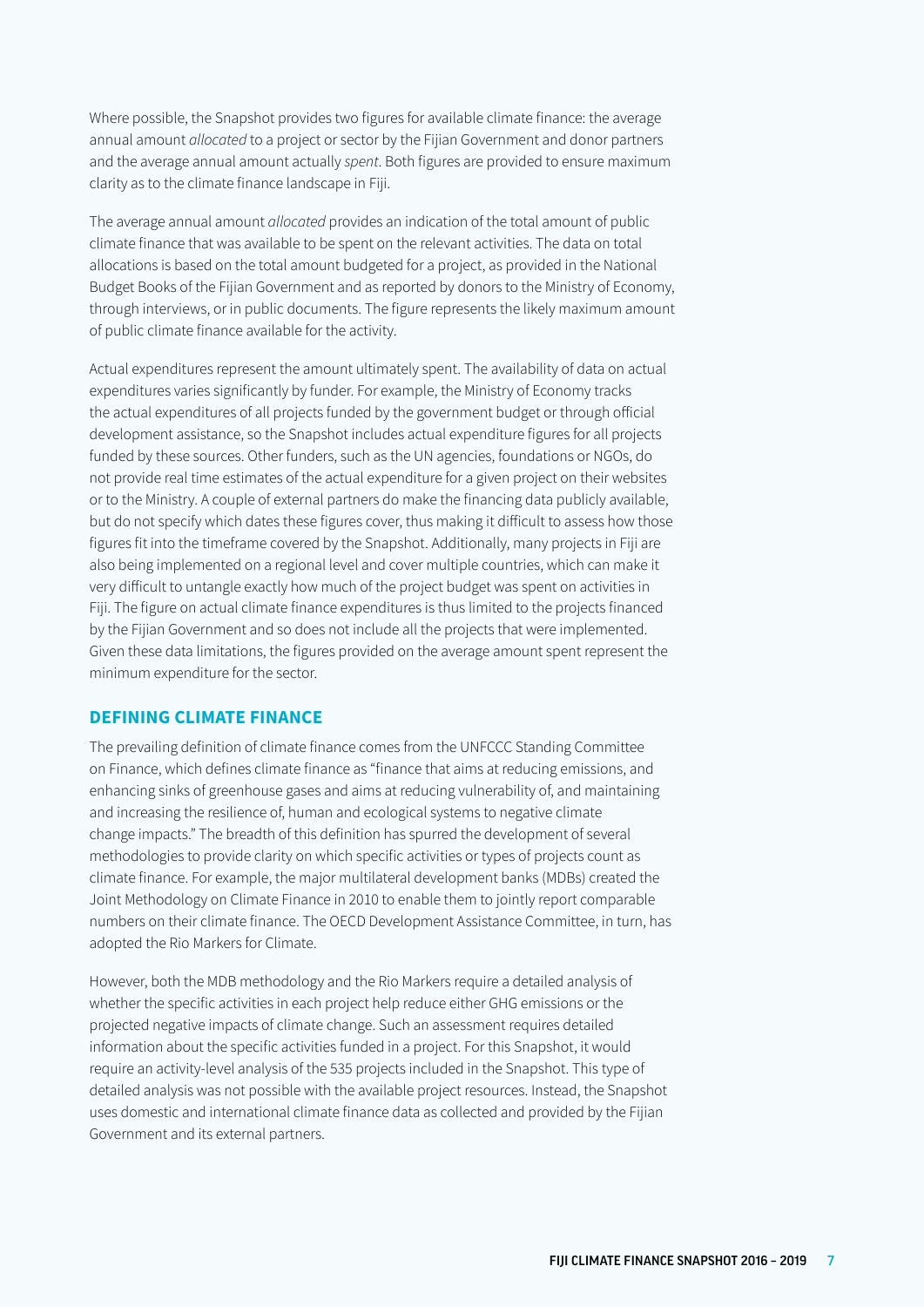Where possible, the Snapshot provides two figures for available climate finance: the average annual amount *allocated* to a project or sector by the Fijian Government and donor partners and the average annual amount actually *spent*. Both figures are provided to ensure maximum clarity as to the climate finance landscape in Fiji.

The average annual amount *allocated* provides an indication of the total amount of public climate finance that was available to be spent on the relevant activities. The data on total allocations is based on the total amount budgeted for a project, as provided in the National Budget Books of the Fijian Government and as reported by donors to the Ministry of Economy, through interviews, or in public documents. The figure represents the likely maximum amount of public climate finance available for the activity.

Actual expenditures represent the amount ultimately spent. The availability of data on actual expenditures varies significantly by funder. For example, the Ministry of Economy tracks the actual expenditures of all projects funded by the government budget or through official development assistance, so the Snapshot includes actual expenditure figures for all projects funded by these sources. Other funders, such as the UN agencies, foundations or NGOs, do not provide real time estimates of the actual expenditure for a given project on their websites or to the Ministry. A couple of external partners do make the financing data publicly available, but do not specify which dates these figures cover, thus making it difficult to assess how those figures fit into the timeframe covered by the Snapshot. Additionally, many projects in Fiji are also being implemented on a regional level and cover multiple countries, which can make it very difficult to untangle exactly how much of the project budget was spent on activities in Fiji. The figure on actual climate finance expenditures is thus limited to the projects financed by the Fijian Government and so does not include all the projects that were implemented. Given these data limitations, the figures provided on the average amount spent represent the minimum expenditure for the sector.

## DEFINING CLIMATE FINANCE

The prevailing definition of climate finance comes from the UNFCCC Standing Committee on Finance, which defines climate finance as "finance that aims at reducing emissions, and enhancing sinks of greenhouse gases and aims at reducing vulnerability of, and maintaining and increasing the resilience of, human and ecological systems to negative climate change impacts." The breadth of this definition has spurred the development of several methodologies to provide clarity on which specific activities or types of projects count as climate finance. For example, the major multilateral development banks (MDBs) created the Joint Methodology on Climate Finance in 2010 to enable them to jointly report comparable numbers on their climate finance. The OECD Development Assistance Committee, in turn, has adopted the Rio Markers for Climate.

However, both the MDB methodology and the Rio Markers require a detailed analysis of whether the specific activities in each project help reduce either GHG emissions or the projected negative impacts of climate change. Such an assessment requires detailed information about the specific activities funded in a project. For this Snapshot, it would require an activity-level analysis of the 535 projects included in the Snapshot. This type of detailed analysis was not possible with the available project resources. Instead, the Snapshot uses domestic and international climate finance data as collected and provided by the Fijian Government and its external partners.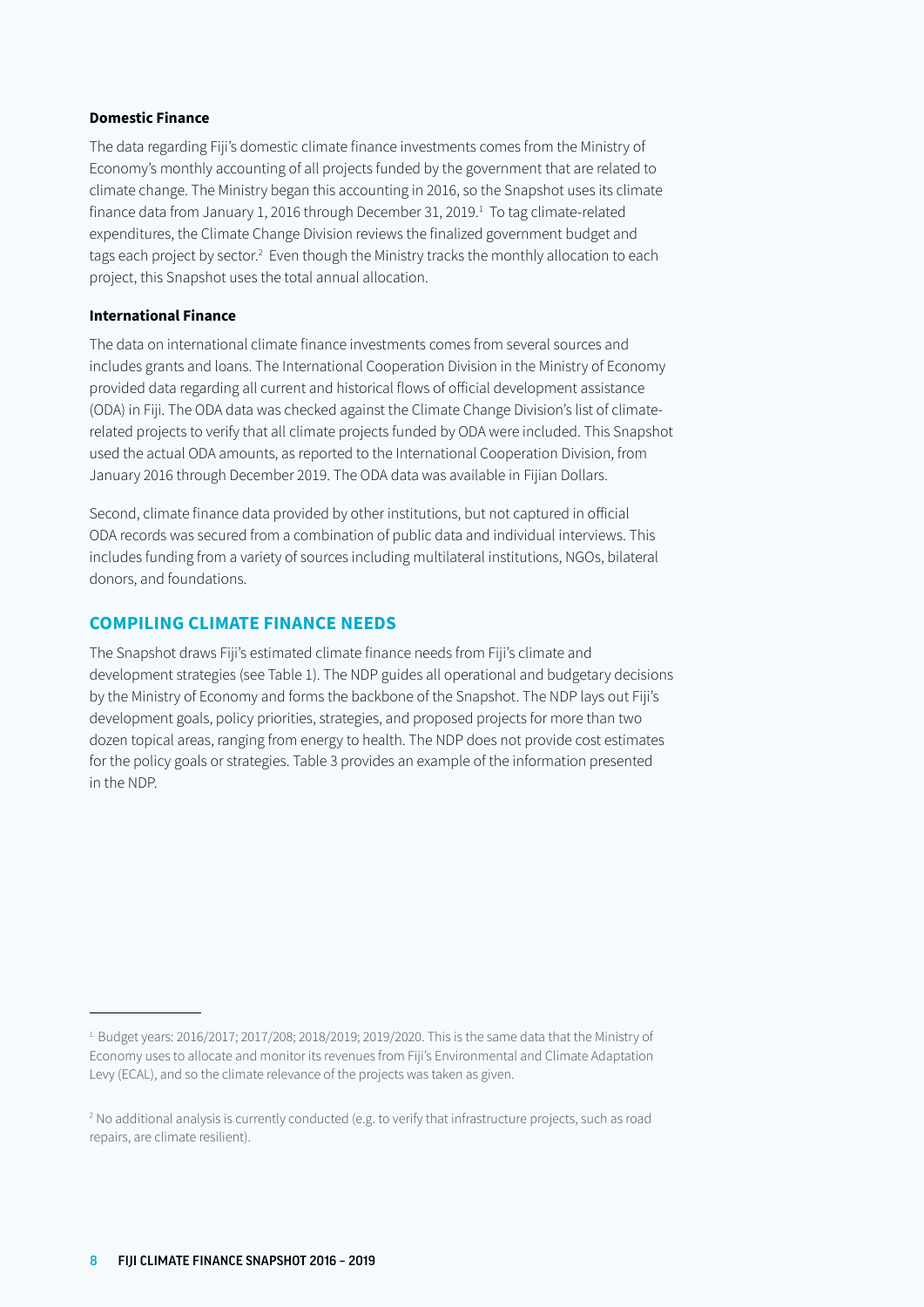**Domestic Finance**

The data regarding Fiji's domestic climate finance investments comes from the Ministry of Economy's monthly accounting of all projects funded by the government that are related to climate change. The Ministry began this accounting in 2016, so the Snapshot uses its climate finance data from January 1, 2016 through December 31, 2019.[1] To tag climate-related expenditures, the Climate Change Division reviews the finalized government budget and tags each project by sector.[2] Even though the Ministry tracks the monthly allocation to each project, this Snapshot uses the total annual allocation.

**International Finance**

The data on international climate finance investments comes from several sources and includes grants and loans. The International Cooperation Division in the Ministry of Economy provided data regarding all current and historical flows of official development assistance (ODA) in Fiji. The ODA data was checked against the Climate Change Division's list of climate-related projects to verify that all climate projects funded by ODA were included. This Snapshot used the actual ODA amounts, as reported to the International Cooperation Division, from January 2016 through December 2019. The ODA data was available in Fijian Dollars.

Second, climate finance data provided by other institutions, but not captured in official ODA records was secured from a combination of public data and individual interviews. This includes funding from a variety of sources including multilateral institutions, NGOs, bilateral donors, and foundations.

## COMPILING CLIMATE FINANCE NEEDS

The Snapshot draws Fiji's estimated climate finance needs from Fiji's climate and development strategies (see Table 1). The NDP guides all operational and budgetary decisions by the Ministry of Economy and forms the backbone of the Snapshot. The NDP lays out Fiji's development goals, policy priorities, strategies, and proposed projects for more than two dozen topical areas, ranging from energy to health. The NDP does not provide cost estimates for the policy goals or strategies. Table 3 provides an example of the information presented in the NDP.

---

[1] Budget years: 2016/2017; 2017/208; 2018/2019; 2019/2020. This is the same data that the Ministry of Economy uses to allocate and monitor its revenues from Fiji's Environmental and Climate Adaptation Levy (ECAL), and so the climate relevance of the projects was taken as given.

[2] No additional analysis is currently conducted (e.g. to verify that infrastructure projects, such as road repairs, are climate resilient).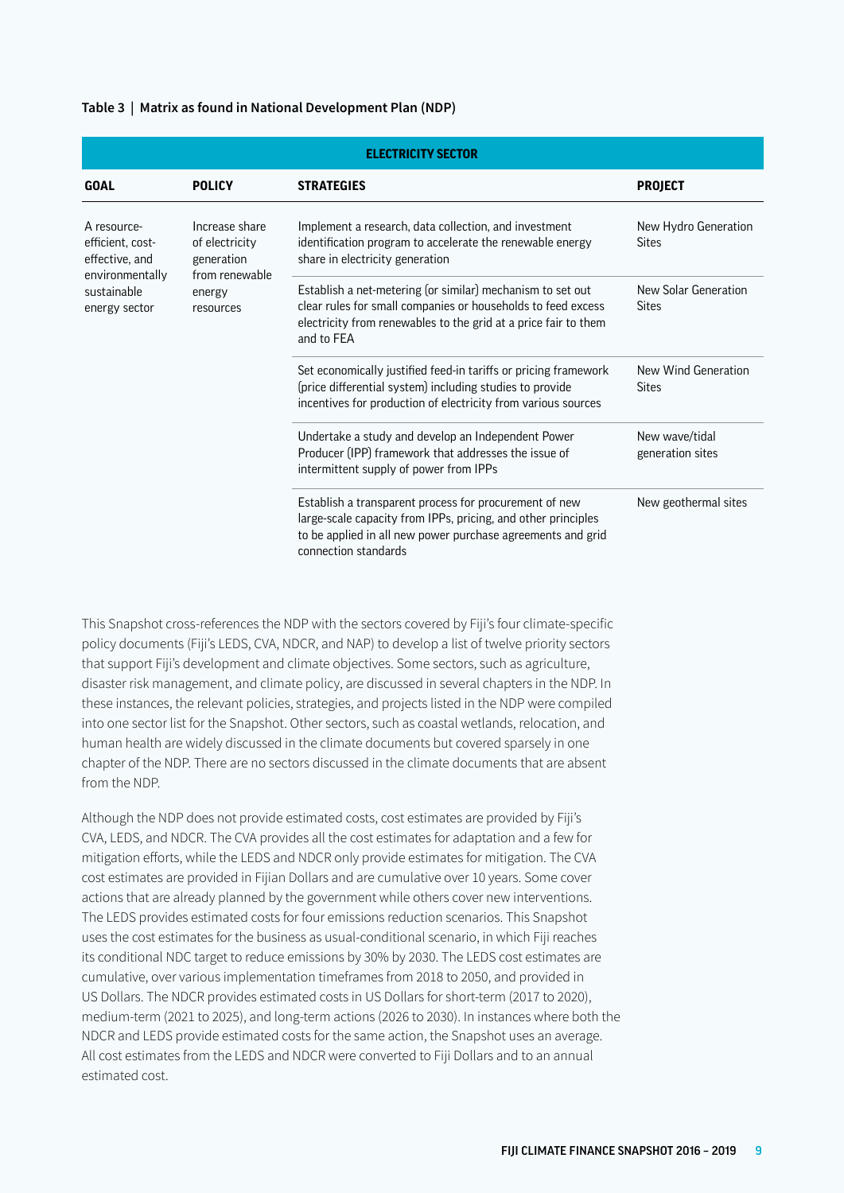**Table 3 | Matrix as found in National Development Plan (NDP)**

| ELECTRICITY SECTOR | | | |
|---|---|---|---|
| **GOAL** | **POLICY** | **STRATEGIES** | **PROJECT** |
| A resource-efficient, cost-effective, and environmentally sustainable energy sector | Increase share of electricity generation from renewable energy resources | Implement a research, data collection, and investment identification program to accelerate the renewable energy share in electricity generation | New Hydro Generation Sites |
| | | Establish a net-metering (or similar) mechanism to set out clear rules for small companies or households to feed excess electricity from renewables to the grid at a price fair to them and to FEA | New Solar Generation Sites |
| | | Set economically justified feed-in tariffs or pricing framework (price differential system) including studies to provide incentives for production of electricity from various sources | New Wind Generation Sites |
| | | Undertake a study and develop an Independent Power Producer (IPP) framework that addresses the issue of intermittent supply of power from IPPs | New wave/tidal generation sites |
| | | Establish a transparent process for procurement of new large-scale capacity from IPPs, pricing, and other principles to be applied in all new power purchase agreements and grid connection standards | New geothermal sites |

This Snapshot cross-references the NDP with the sectors covered by Fiji's four climate-specific policy documents (Fiji's LEDS, CVA, NDCR, and NAP) to develop a list of twelve priority sectors that support Fiji's development and climate objectives. Some sectors, such as agriculture, disaster risk management, and climate policy, are discussed in several chapters in the NDP. In these instances, the relevant policies, strategies, and projects listed in the NDP were compiled into one sector list for the Snapshot. Other sectors, such as coastal wetlands, relocation, and human health are widely discussed in the climate documents but covered sparsely in one chapter of the NDP. There are no sectors discussed in the climate documents that are absent from the NDP.

Although the NDP does not provide estimated costs, cost estimates are provided by Fiji's CVA, LEDS, and NDCR. The CVA provides all the cost estimates for adaptation and a few for mitigation efforts, while the LEDS and NDCR only provide estimates for mitigation. The CVA cost estimates are provided in Fijian Dollars and are cumulative over 10 years. Some cover actions that are already planned by the government while others cover new interventions. The LEDS provides estimated costs for four emissions reduction scenarios. This Snapshot uses the cost estimates for the business as usual-conditional scenario, in which Fiji reaches its conditional NDC target to reduce emissions by 30% by 2030. The LEDS cost estimates are cumulative, over various implementation timeframes from 2018 to 2050, and provided in US Dollars. The NDCR provides estimated costs in US Dollars for short-term (2017 to 2020), medium-term (2021 to 2025), and long-term actions (2026 to 2030). In instances where both the NDCR and LEDS provide estimated costs for the same action, the Snapshot uses an average. All cost estimates from the LEDS and NDCR were converted to Fiji Dollars and to an annual estimated cost.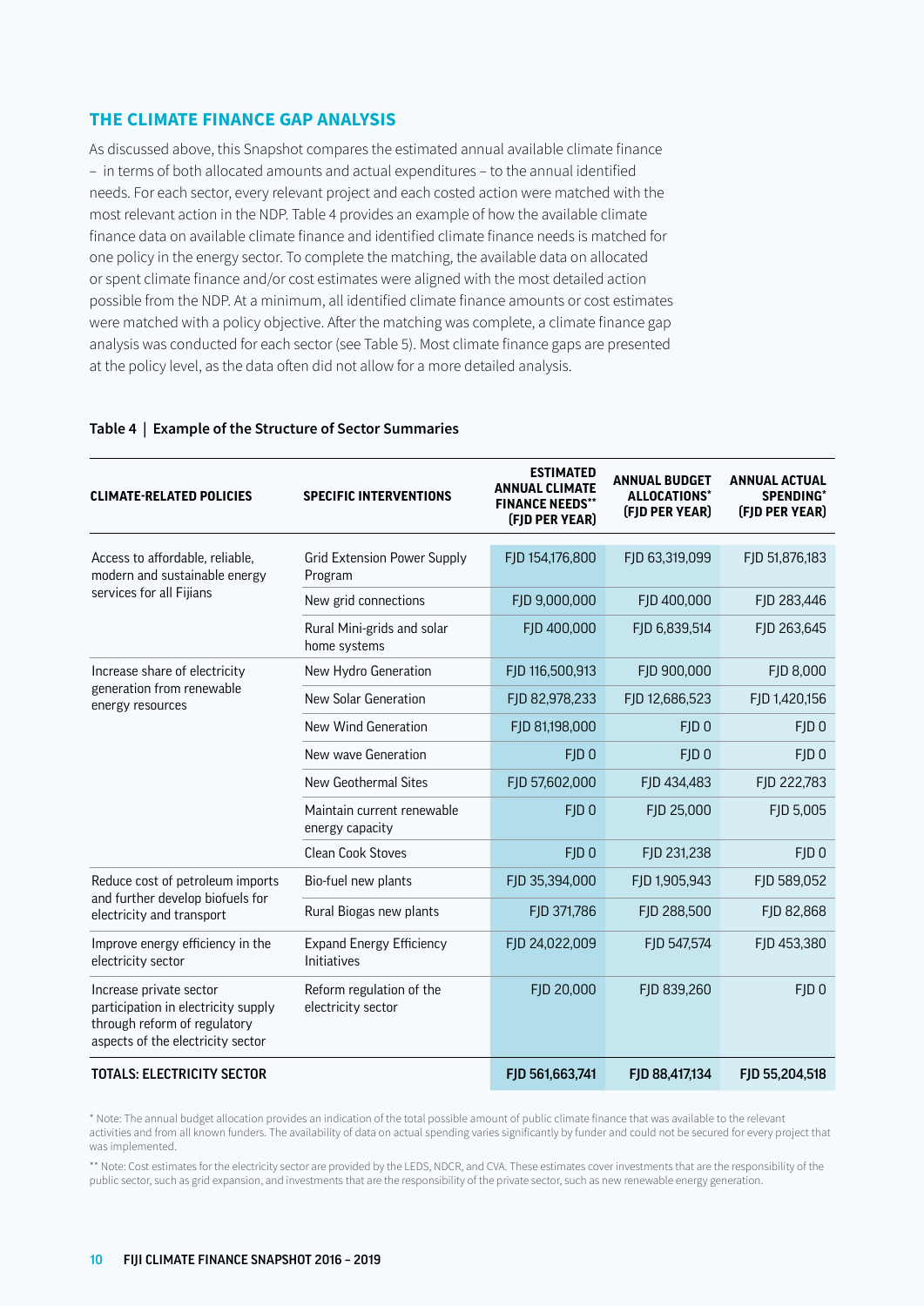## THE CLIMATE FINANCE GAP ANALYSIS

As discussed above, this Snapshot compares the estimated annual available climate finance – in terms of both allocated amounts and actual expenditures – to the annual identified needs. For each sector, every relevant project and each costed action were matched with the most relevant action in the NDP. Table 4 provides an example of how the available climate finance data on available climate finance and identified climate finance needs is matched for one policy in the energy sector. To complete the matching, the available data on allocated or spent climate finance and/or cost estimates were aligned with the most detailed action possible from the NDP. At a minimum, all identified climate finance amounts or cost estimates were matched with a policy objective. After the matching was complete, a climate finance gap analysis was conducted for each sector (see Table 5). Most climate finance gaps are presented at the policy level, as the data often did not allow for a more detailed analysis.

**Table 4 | Example of the Structure of Sector Summaries**

| CLIMATE-RELATED POLICIES | SPECIFIC INTERVENTIONS | ESTIMATED ANNUAL CLIMATE FINANCE NEEDS** (FJD PER YEAR) | ANNUAL BUDGET ALLOCATIONS* (FJD PER YEAR) | ANNUAL ACTUAL SPENDING* (FJD PER YEAR) |
|---|---|---|---|---|
| Access to affordable, reliable, modern and sustainable energy services for all Fijians | Grid Extension Power Supply Program | FJD 154,176,800 | FJD 63,319,099 | FJD 51,876,183 |
| | New grid connections | FJD 9,000,000 | FJD 400,000 | FJD 283,446 |
| | Rural Mini-grids and solar home systems | FJD 400,000 | FJD 6,839,514 | FJD 263,645 |
| Increase share of electricity generation from renewable energy resources | New Hydro Generation | FJD 116,500,913 | FJD 900,000 | FJD 8,000 |
| | New Solar Generation | FJD 82,978,233 | FJD 12,686,523 | FJD 1,420,156 |
| | New Wind Generation | FJD 81,198,000 | FJD 0 | FJD 0 |
| | New wave Generation | FJD 0 | FJD 0 | FJD 0 |
| | New Geothermal Sites | FJD 57,602,000 | FJD 434,483 | FJD 222,783 |
| | Maintain current renewable energy capacity | FJD 0 | FJD 25,000 | FJD 5,005 |
| | Clean Cook Stoves | FJD 0 | FJD 231,238 | FJD 0 |
| Reduce cost of petroleum imports and further develop biofuels for electricity and transport | Bio-fuel new plants | FJD 35,394,000 | FJD 1,905,943 | FJD 589,052 |
| | Rural Biogas new plants | FJD 371,786 | FJD 288,500 | FJD 82,868 |
| Improve energy efficiency in the electricity sector | Expand Energy Efficiency Initiatives | FJD 24,022,009 | FJD 547,574 | FJD 453,380 |
| Increase private sector participation in electricity supply through reform of regulatory aspects of the electricity sector | Reform regulation of the electricity sector | FJD 20,000 | FJD 839,260 | FJD 0 |
| **TOTALS: ELECTRICITY SECTOR** | | **FJD 561,663,741** | **FJD 88,417,134** | **FJD 55,204,518** |

\* Note: The annual budget allocation provides an indication of the total possible amount of public climate finance that was available to the relevant activities and from all known funders. The availability of data on actual spending varies significantly by funder and could not be secured for every project that was implemented.

\*\* Note: Cost estimates for the electricity sector are provided by the LEDS, NDCR, and CVA. These estimates cover investments that are the responsibility of the public sector, such as grid expansion, and investments that are the responsibility of the private sector, such as new renewable energy generation.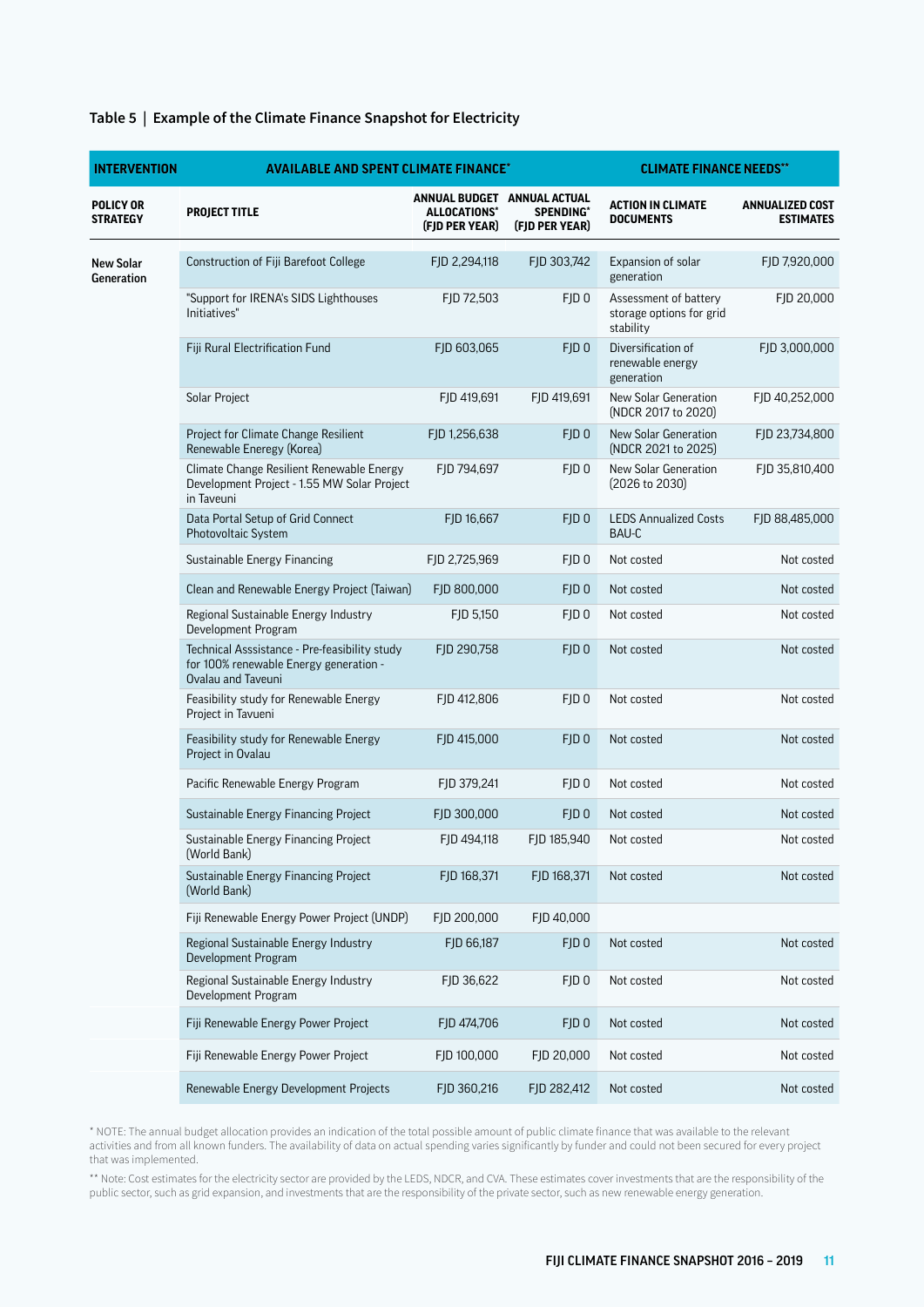**Table 5 | Example of the Climate Finance Snapshot for Electricity**

| INTERVENTION | AVAILABLE AND SPENT CLIMATE FINANCE* | | | CLIMATE FINANCE NEEDS** | |
|---|---|---|---|---|---|
| **POLICY OR STRATEGY** | **PROJECT TITLE** | **ANNUAL BUDGET ALLOCATIONS* (FJD PER YEAR)** | **ANNUAL ACTUAL SPENDING* (FJD PER YEAR)** | **ACTION IN CLIMATE DOCUMENTS** | **ANNUALIZED COST ESTIMATES** |
| **New Solar Generation** | Construction of Fiji Barefoot College | FJD 2,294,118 | FJD 303,742 | Expansion of solar generation | FJD 7,920,000 |
| | "Support for IRENA's SIDS Lighthouses Initiatives" | FJD 72,503 | FJD 0 | Assessment of battery storage options for grid stability | FJD 20,000 |
| | Fiji Rural Electrification Fund | FJD 603,065 | FJD 0 | Diversification of renewable energy generation | FJD 3,000,000 |
| | Solar Project | FJD 419,691 | FJD 419,691 | New Solar Generation (NDCR 2017 to 2020) | FJD 40,252,000 |
| | Project for Climate Change Resilient Renewable Eneregy (Korea) | FJD 1,256,638 | FJD 0 | New Solar Generation (NDCR 2021 to 2025) | FJD 23,734,800 |
| | Climate Change Resilient Renewable Energy Development Project - 1.55 MW Solar Project in Taveuni | FJD 794,697 | FJD 0 | New Solar Generation (2026 to 2030) | FJD 35,810,400 |
| | Data Portal Setup of Grid Connect Photovoltaic System | FJD 16,667 | FJD 0 | LEDS Annualized Costs BAU-C | FJD 88,485,000 |
| | Sustainable Energy Financing | FJD 2,725,969 | FJD 0 | Not costed | Not costed |
| | Clean and Renewable Energy Project (Taiwan) | FJD 800,000 | FJD 0 | Not costed | Not costed |
| | Regional Sustainable Energy Industry Development Program | FJD 5,150 | FJD 0 | Not costed | Not costed |
| | Technical Asssistance - Pre-feasibility study for 100% renewable Energy generation - Ovalau and Taveuni | FJD 290,758 | FJD 0 | Not costed | Not costed |
| | Feasibility study for Renewable Energy Project in Tavueni | FJD 412,806 | FJD 0 | Not costed | Not costed |
| | Feasibility study for Renewable Energy Project in Ovalau | FJD 415,000 | FJD 0 | Not costed | Not costed |
| | Pacific Renewable Energy Program | FJD 379,241 | FJD 0 | Not costed | Not costed |
| | Sustainable Energy Financing Project | FJD 300,000 | FJD 0 | Not costed | Not costed |
| | Sustainable Energy Financing Project (World Bank) | FJD 494,118 | FJD 185,940 | Not costed | Not costed |
| | Sustainable Energy Financing Project (World Bank) | FJD 168,371 | FJD 168,371 | Not costed | Not costed |
| | Fiji Renewable Energy Power Project (UNDP) | FJD 200,000 | FJD 40,000 | | |
| | Regional Sustainable Energy Industry Development Program | FJD 66,187 | FJD 0 | Not costed | Not costed |
| | Regional Sustainable Energy Industry Development Program | FJD 36,622 | FJD 0 | Not costed | Not costed |
| | Fiji Renewable Energy Power Project | FJD 474,706 | FJD 0 | Not costed | Not costed |
| | Fiji Renewable Energy Power Project | FJD 100,000 | FJD 20,000 | Not costed | Not costed |
| | Renewable Energy Development Projects | FJD 360,216 | FJD 282,412 | Not costed | Not costed |

* NOTE: The annual budget allocation provides an indication of the total possible amount of public climate finance that was available to the relevant activities and from all known funders. The availability of data on actual spending varies significantly by funder and could not been secured for every project that was implemented.

** Note: Cost estimates for the electricity sector are provided by the LEDS, NDCR, and CVA. These estimates cover investments that are the responsibility of the public sector, such as grid expansion, and investments that are the responsibility of the private sector, such as new renewable energy generation.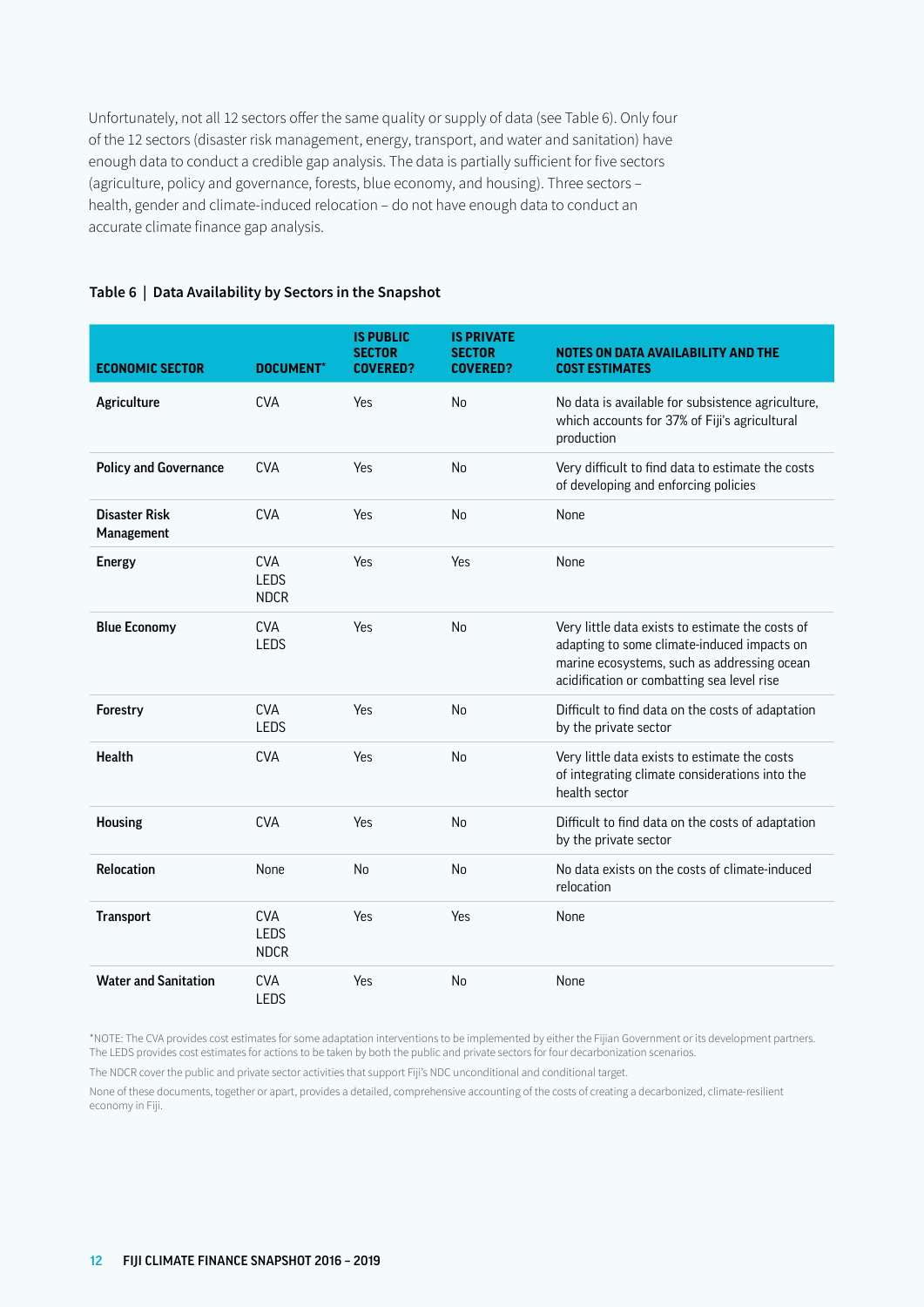Unfortunately, not all 12 sectors offer the same quality or supply of data (see Table 6). Only four of the 12 sectors (disaster risk management, energy, transport, and water and sanitation) have enough data to conduct a credible gap analysis. The data is partially sufficient for five sectors (agriculture, policy and governance, forests, blue economy, and housing). Three sectors – health, gender and climate-induced relocation – do not have enough data to conduct an accurate climate finance gap analysis.

**Table 6 | Data Availability by Sectors in the Snapshot**

| ECONOMIC SECTOR | DOCUMENT* | IS PUBLIC SECTOR COVERED? | IS PRIVATE SECTOR COVERED? | NOTES ON DATA AVAILABILITY AND THE COST ESTIMATES |
|---|---|---|---|---|
| **Agriculture** | CVA | Yes | No | No data is available for subsistence agriculture, which accounts for 37% of Fiji's agricultural production |
| **Policy and Governance** | CVA | Yes | No | Very difficult to find data to estimate the costs of developing and enforcing policies |
| **Disaster Risk Management** | CVA | Yes | No | None |
| **Energy** | CVA<br>LEDS<br>NDCR | Yes | Yes | None |
| **Blue Economy** | CVA<br>LEDS | Yes | No | Very little data exists to estimate the costs of adapting to some climate-induced impacts on marine ecosystems, such as addressing ocean acidification or combatting sea level rise |
| **Forestry** | CVA<br>LEDS | Yes | No | Difficult to find data on the costs of adaptation by the private sector |
| **Health** | CVA | Yes | No | Very little data exists to estimate the costs of integrating climate considerations into the health sector |
| **Housing** | CVA | Yes | No | Difficult to find data on the costs of adaptation by the private sector |
| **Relocation** | None | No | No | No data exists on the costs of climate-induced relocation |
| **Transport** | CVA<br>LEDS<br>NDCR | Yes | Yes | None |
| **Water and Sanitation** | CVA<br>LEDS | Yes | No | None |

*NOTE: The CVA provides cost estimates for some adaptation interventions to be implemented by either the Fijian Government or its development partners. The LEDS provides cost estimates for actions to be taken by both the public and private sectors for four decarbonization scenarios.

The NDCR cover the public and private sector activities that support Fiji's NDC unconditional and conditional target.

None of these documents, together or apart, provides a detailed, comprehensive accounting of the costs of creating a decarbonized, climate-resilient economy in Fiji.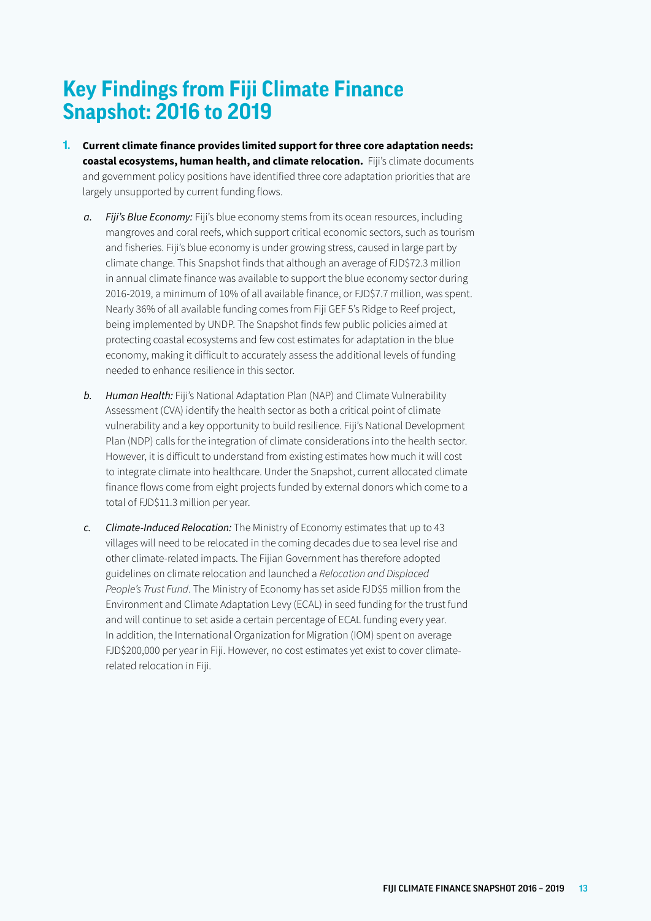# Key Findings from Fiji Climate Finance Snapshot: 2016 to 2019

1. **Current climate finance provides limited support for three core adaptation needs: coastal ecosystems, human health, and climate relocation.** Fiji's climate documents and government policy positions have identified three core adaptation priorities that are largely unsupported by current funding flows.

   a. *Fiji's Blue Economy:* Fiji's blue economy stems from its ocean resources, including mangroves and coral reefs, which support critical economic sectors, such as tourism and fisheries. Fiji's blue economy is under growing stress, caused in large part by climate change. This Snapshot finds that although an average of FJD$72.3 million in annual climate finance was available to support the blue economy sector during 2016-2019, a minimum of 10% of all available finance, or FJD$7.7 million, was spent. Nearly 36% of all available funding comes from Fiji GEF 5's Ridge to Reef project, being implemented by UNDP. The Snapshot finds few public policies aimed at protecting coastal ecosystems and few cost estimates for adaptation in the blue economy, making it difficult to accurately assess the additional levels of funding needed to enhance resilience in this sector.

   b. *Human Health:* Fiji's National Adaptation Plan (NAP) and Climate Vulnerability Assessment (CVA) identify the health sector as both a critical point of climate vulnerability and a key opportunity to build resilience. Fiji's National Development Plan (NDP) calls for the integration of climate considerations into the health sector. However, it is difficult to understand from existing estimates how much it will cost to integrate climate into healthcare. Under the Snapshot, current allocated climate finance flows come from eight projects funded by external donors which come to a total of FJD$11.3 million per year.

   c. *Climate-Induced Relocation:* The Ministry of Economy estimates that up to 43 villages will need to be relocated in the coming decades due to sea level rise and other climate-related impacts. The Fijian Government has therefore adopted guidelines on climate relocation and launched a *Relocation and Displaced People's Trust Fund*. The Ministry of Economy has set aside FJD$5 million from the Environment and Climate Adaptation Levy (ECAL) in seed funding for the trust fund and will continue to set aside a certain percentage of ECAL funding every year. In addition, the International Organization for Migration (IOM) spent on average FJD$200,000 per year in Fiji. However, no cost estimates yet exist to cover climate-related relocation in Fiji.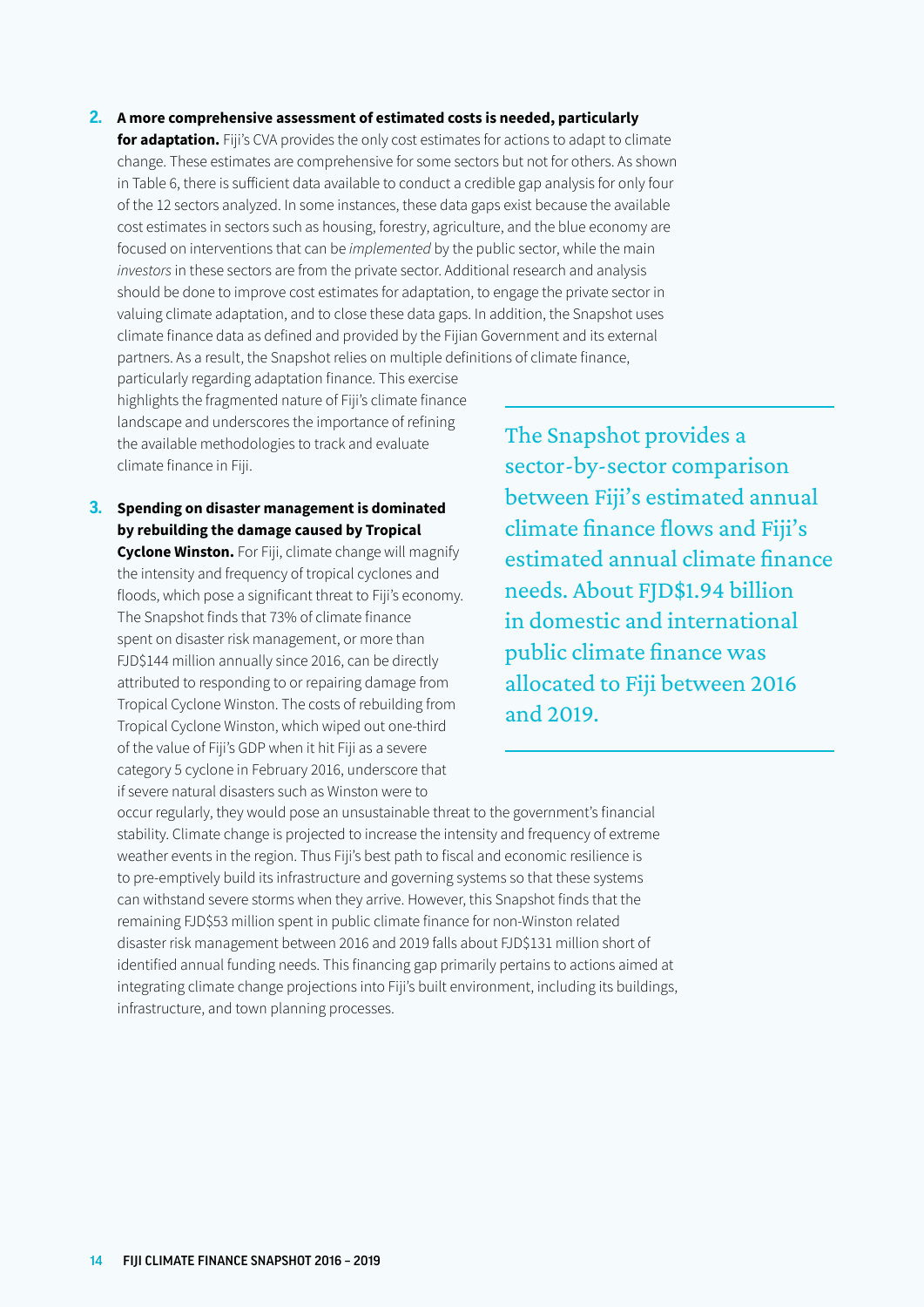2. **A more comprehensive assessment of estimated costs is needed, particularly for adaptation.** Fiji's CVA provides the only cost estimates for actions to adapt to climate change. These estimates are comprehensive for some sectors but not for others. As shown in Table 6, there is sufficient data available to conduct a credible gap analysis for only four of the 12 sectors analyzed. In some instances, these data gaps exist because the available cost estimates in sectors such as housing, forestry, agriculture, and the blue economy are focused on interventions that can be *implemented* by the public sector, while the main *investors* in these sectors are from the private sector. Additional research and analysis should be done to improve cost estimates for adaptation, to engage the private sector in valuing climate adaptation, and to close these data gaps. In addition, the Snapshot uses climate finance data as defined and provided by the Fijian Government and its external partners. As a result, the Snapshot relies on multiple definitions of climate finance, particularly regarding adaptation finance. This exercise highlights the fragmented nature of Fiji's climate finance landscape and underscores the importance of refining the available methodologies to track and evaluate climate finance in Fiji.

3. **Spending on disaster management is dominated by rebuilding the damage caused by Tropical Cyclone Winston.** For Fiji, climate change will magnify the intensity and frequency of tropical cyclones and floods, which pose a significant threat to Fiji's economy. The Snapshot finds that 73% of climate finance spent on disaster risk management, or more than FJD$144 million annually since 2016, can be directly attributed to responding to or repairing damage from Tropical Cyclone Winston. The costs of rebuilding from Tropical Cyclone Winston, which wiped out one-third of the value of Fiji's GDP when it hit Fiji as a severe category 5 cyclone in February 2016, underscore that if severe natural disasters such as Winston were to occur regularly, they would pose an unsustainable threat to the government's financial stability. Climate change is projected to increase the intensity and frequency of extreme weather events in the region. Thus Fiji's best path to fiscal and economic resilience is to pre-emptively build its infrastructure and governing systems so that these systems can withstand severe storms when they arrive. However, this Snapshot finds that the remaining FJD$53 million spent in public climate finance for non-Winston related disaster risk management between 2016 and 2019 falls about FJD$131 million short of identified annual funding needs. This financing gap primarily pertains to actions aimed at integrating climate change projections into Fiji's built environment, including its buildings, infrastructure, and town planning processes.

> The Snapshot provides a sector-by-sector comparison between Fiji's estimated annual climate finance flows and Fiji's estimated annual climate finance needs. About FJD$1.94 billion in domestic and international public climate finance was allocated to Fiji between 2016 and 2019.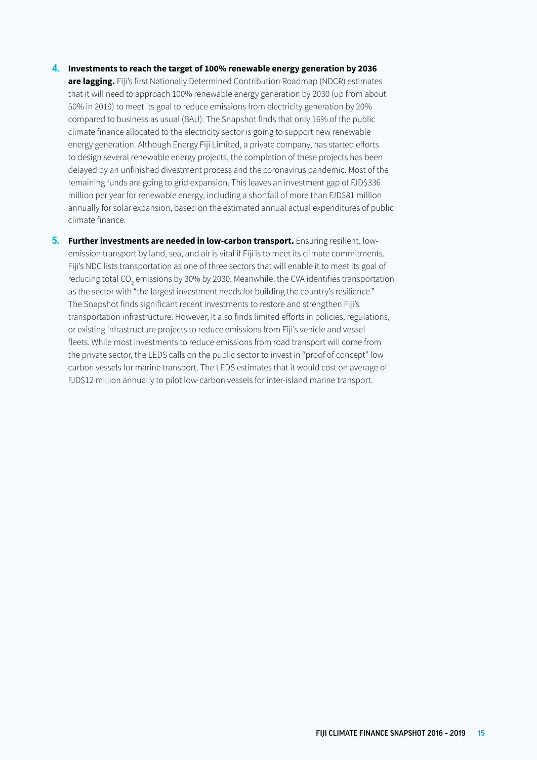4. **Investments to reach the target of 100% renewable energy generation by 2036 are lagging.** Fiji's first Nationally Determined Contribution Roadmap (NDCR) estimates that it will need to approach 100% renewable energy generation by 2030 (up from about 50% in 2019) to meet its goal to reduce emissions from electricity generation by 20% compared to business as usual (BAU). The Snapshot finds that only 16% of the public climate finance allocated to the electricity sector is going to support new renewable energy generation. Although Energy Fiji Limited, a private company, has started efforts to design several renewable energy projects, the completion of these projects has been delayed by an unfinished divestment process and the coronavirus pandemic. Most of the remaining funds are going to grid expansion. This leaves an investment gap of FJD$336 million per year for renewable energy, including a shortfall of more than FJD$81 million annually for solar expansion, based on the estimated annual actual expenditures of public climate finance.

5. **Further investments are needed in low-carbon transport.** Ensuring resilient, low-emission transport by land, sea, and air is vital if Fiji is to meet its climate commitments. Fiji's NDC lists transportation as one of three sectors that will enable it to meet its goal of reducing total $CO_2$ emissions by 30% by 2030. Meanwhile, the CVA identifies transportation as the sector with "the largest investment needs for building the country's resilience." The Snapshot finds significant recent investments to restore and strengthen Fiji's transportation infrastructure. However, it also finds limited efforts in policies, regulations, or existing infrastructure projects to reduce emissions from Fiji's vehicle and vessel fleets. While most investments to reduce emissions from road transport will come from the private sector, the LEDS calls on the public sector to invest in "proof of concept" low carbon vessels for marine transport. The LEDS estimates that it would cost on average of FJD$12 million annually to pilot low-carbon vessels for inter-island marine transport.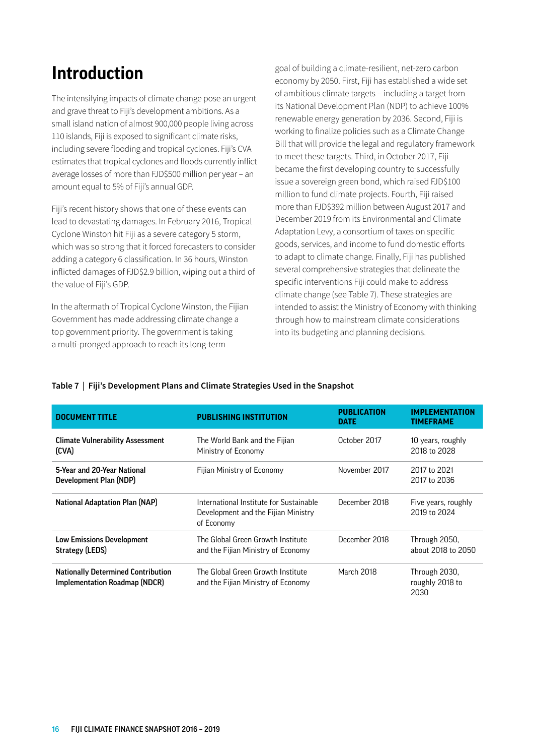# Introduction

The intensifying impacts of climate change pose an urgent and grave threat to Fiji's development ambitions. As a small island nation of almost 900,000 people living across 110 islands, Fiji is exposed to significant climate risks, including severe flooding and tropical cyclones. Fiji's CVA estimates that tropical cyclones and floods currently inflict average losses of more than FJD$500 million per year – an amount equal to 5% of Fiji's annual GDP.

Fiji's recent history shows that one of these events can lead to devastating damages. In February 2016, Tropical Cyclone Winston hit Fiji as a severe category 5 storm, which was so strong that it forced forecasters to consider adding a category 6 classification. In 36 hours, Winston inflicted damages of FJD$2.9 billion, wiping out a third of the value of Fiji's GDP.

In the aftermath of Tropical Cyclone Winston, the Fijian Government has made addressing climate change a top government priority. The government is taking a multi-pronged approach to reach its long-term goal of building a climate-resilient, net-zero carbon economy by 2050. First, Fiji has established a wide set of ambitious climate targets – including a target from its National Development Plan (NDP) to achieve 100% renewable energy generation by 2036. Second, Fiji is working to finalize policies such as a Climate Change Bill that will provide the legal and regulatory framework to meet these targets. Third, in October 2017, Fiji became the first developing country to successfully issue a sovereign green bond, which raised FJD$100 million to fund climate projects. Fourth, Fiji raised more than FJD$392 million between August 2017 and December 2019 from its Environmental and Climate Adaptation Levy, a consortium of taxes on specific goods, services, and income to fund domestic efforts to adapt to climate change. Finally, Fiji has published several comprehensive strategies that delineate the specific interventions Fiji could make to address climate change (see Table 7). These strategies are intended to assist the Ministry of Economy with thinking through how to mainstream climate considerations into its budgeting and planning decisions.

**Table 7 | Fiji's Development Plans and Climate Strategies Used in the Snapshot**

| DOCUMENT TITLE | PUBLISHING INSTITUTION | PUBLICATION DATE | IMPLEMENTATION TIMEFRAME |
|---|---|---|---|
| **Climate Vulnerability Assessment (CVA)** | The World Bank and the Fijian Ministry of Economy | October 2017 | 10 years, roughly 2018 to 2028 |
| **5-Year and 20-Year National Development Plan (NDP)** | Fijian Ministry of Economy | November 2017 | 2017 to 2021<br>2017 to 2036 |
| **National Adaptation Plan (NAP)** | International Institute for Sustainable Development and the Fijian Ministry of Economy | December 2018 | Five years, roughly 2019 to 2024 |
| **Low Emissions Development Strategy (LEDS)** | The Global Green Growth Institute and the Fijian Ministry of Economy | December 2018 | Through 2050, about 2018 to 2050 |
| **Nationally Determined Contribution Implementation Roadmap (NDCR)** | The Global Green Growth Institute and the Fijian Ministry of Economy | March 2018 | Through 2030, roughly 2018 to 2030 |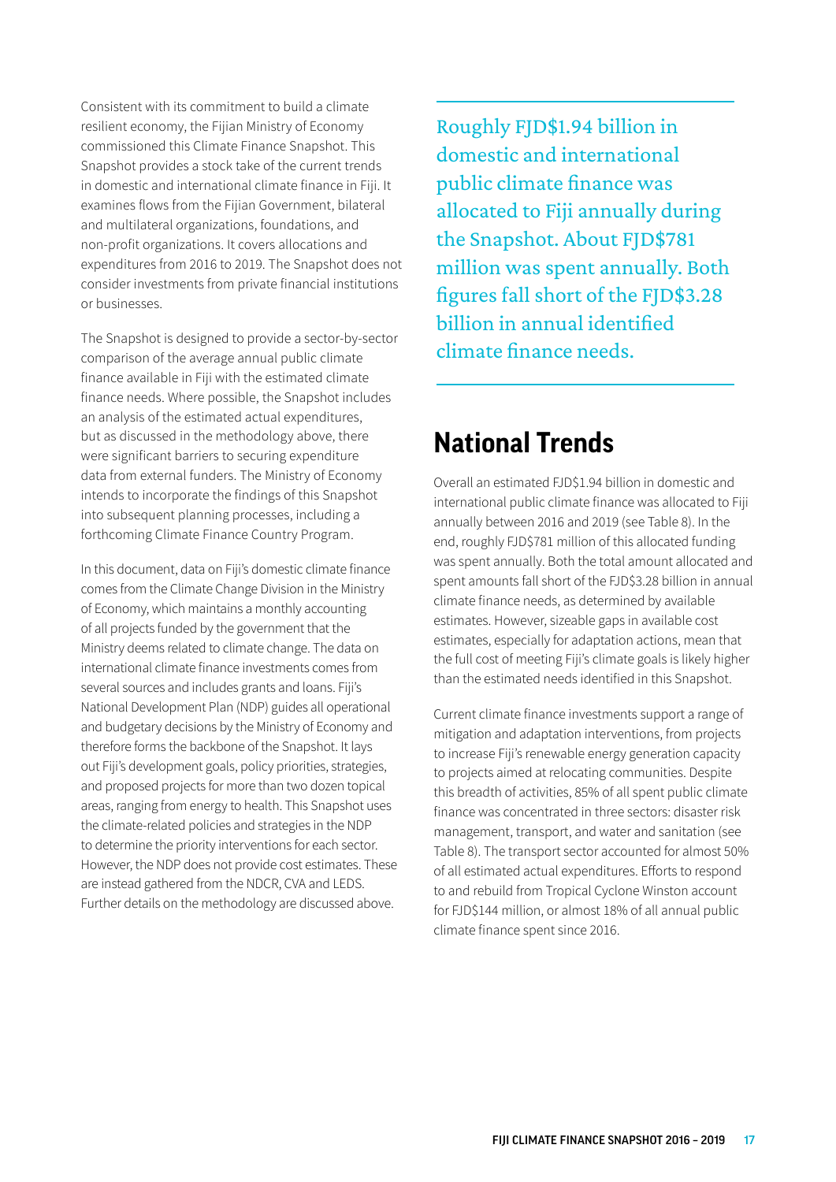Consistent with its commitment to build a climate resilient economy, the Fijian Ministry of Economy commissioned this Climate Finance Snapshot. This Snapshot provides a stock take of the current trends in domestic and international climate finance in Fiji. It examines flows from the Fijian Government, bilateral and multilateral organizations, foundations, and non-profit organizations. It covers allocations and expenditures from 2016 to 2019. The Snapshot does not consider investments from private financial institutions or businesses.

The Snapshot is designed to provide a sector-by-sector comparison of the average annual public climate finance available in Fiji with the estimated climate finance needs. Where possible, the Snapshot includes an analysis of the estimated actual expenditures, but as discussed in the methodology above, there were significant barriers to securing expenditure data from external funders. The Ministry of Economy intends to incorporate the findings of this Snapshot into subsequent planning processes, including a forthcoming Climate Finance Country Program.

In this document, data on Fiji's domestic climate finance comes from the Climate Change Division in the Ministry of Economy, which maintains a monthly accounting of all projects funded by the government that the Ministry deems related to climate change. The data on international climate finance investments comes from several sources and includes grants and loans. Fiji's National Development Plan (NDP) guides all operational and budgetary decisions by the Ministry of Economy and therefore forms the backbone of the Snapshot. It lays out Fiji's development goals, policy priorities, strategies, and proposed projects for more than two dozen topical areas, ranging from energy to health. This Snapshot uses the climate-related policies and strategies in the NDP to determine the priority interventions for each sector. However, the NDP does not provide cost estimates. These are instead gathered from the NDCR, CVA and LEDS. Further details on the methodology are discussed above.

Roughly FJD$1.94 billion in domestic and international public climate finance was allocated to Fiji annually during the Snapshot. About FJD$781 million was spent annually. Both figures fall short of the FJD$3.28 billion in annual identified climate finance needs.

## National Trends

Overall an estimated FJD$1.94 billion in domestic and international public climate finance was allocated to Fiji annually between 2016 and 2019 (see Table 8). In the end, roughly FJD$781 million of this allocated funding was spent annually. Both the total amount allocated and spent amounts fall short of the FJD$3.28 billion in annual climate finance needs, as determined by available estimates. However, sizeable gaps in available cost estimates, especially for adaptation actions, mean that the full cost of meeting Fiji's climate goals is likely higher than the estimated needs identified in this Snapshot.

Current climate finance investments support a range of mitigation and adaptation interventions, from projects to increase Fiji's renewable energy generation capacity to projects aimed at relocating communities. Despite this breadth of activities, 85% of all spent public climate finance was concentrated in three sectors: disaster risk management, transport, and water and sanitation (see Table 8). The transport sector accounted for almost 50% of all estimated actual expenditures. Efforts to respond to and rebuild from Tropical Cyclone Winston account for FJD$144 million, or almost 18% of all annual public climate finance spent since 2016.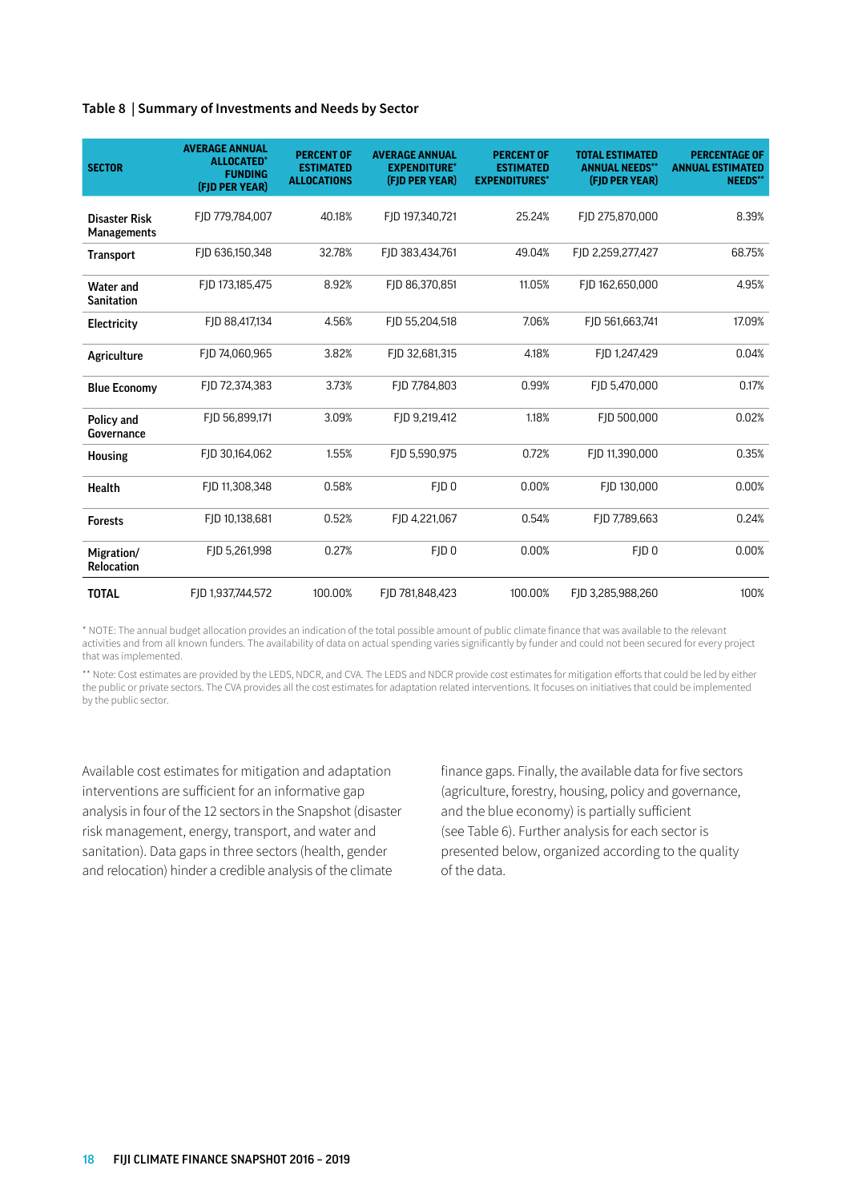**Table 8 | Summary of Investments and Needs by Sector**

| SECTOR | AVERAGE ANNUAL ALLOCATED* FUNDING (FJD PER YEAR) | PERCENT OF ESTIMATED ALLOCATIONS | AVERAGE ANNUAL EXPENDITURE* (FJD PER YEAR) | PERCENT OF ESTIMATED EXPENDITURES* | TOTAL ESTIMATED ANNUAL NEEDS** (FJD PER YEAR) | PERCENTAGE OF ANNUAL ESTIMATED NEEDS** |
|---|---|---|---|---|---|---|
| **Disaster Risk Managements** | FJD 779,784,007 | 40.18% | FJD 197,340,721 | 25.24% | FJD 275,870,000 | 8.39% |
| **Transport** | FJD 636,150,348 | 32.78% | FJD 383,434,761 | 49.04% | FJD 2,259,277,427 | 68.75% |
| **Water and Sanitation** | FJD 173,185,475 | 8.92% | FJD 86,370,851 | 11.05% | FJD 162,650,000 | 4.95% |
| **Electricity** | FJD 88,417,134 | 4.56% | FJD 55,204,518 | 7.06% | FJD 561,663,741 | 17.09% |
| **Agriculture** | FJD 74,060,965 | 3.82% | FJD 32,681,315 | 4.18% | FJD 1,247,429 | 0.04% |
| **Blue Economy** | FJD 72,374,383 | 3.73% | FJD 7,784,803 | 0.99% | FJD 5,470,000 | 0.17% |
| **Policy and Governance** | FJD 56,899,171 | 3.09% | FJD 9,219,412 | 1.18% | FJD 500,000 | 0.02% |
| **Housing** | FJD 30,164,062 | 1.55% | FJD 5,590,975 | 0.72% | FJD 11,390,000 | 0.35% |
| **Health** | FJD 11,308,348 | 0.58% | FJD 0 | 0.00% | FJD 130,000 | 0.00% |
| **Forests** | FJD 10,138,681 | 0.52% | FJD 4,221,067 | 0.54% | FJD 7,789,663 | 0.24% |
| **Migration/ Relocation** | FJD 5,261,998 | 0.27% | FJD 0 | 0.00% | FJD 0 | 0.00% |
| **TOTAL** | FJD 1,937,744,572 | 100.00% | FJD 781,848,423 | 100.00% | FJD 3,285,988,260 | 100% |

* NOTE: The annual budget allocation provides an indication of the total possible amount of public climate finance that was available to the relevant activities and from all known funders. The availability of data on actual spending varies significantly by funder and could not been secured for every project that was implemented.

** Note: Cost estimates are provided by the LEDS, NDCR, and CVA. The LEDS and NDCR provide cost estimates for mitigation efforts that could be led by either the public or private sectors. The CVA provides all the cost estimates for adaptation related interventions. It focuses on initiatives that could be implemented by the public sector.

Available cost estimates for mitigation and adaptation interventions are sufficient for an informative gap analysis in four of the 12 sectors in the Snapshot (disaster risk management, energy, transport, and water and sanitation). Data gaps in three sectors (health, gender and relocation) hinder a credible analysis of the climate finance gaps. Finally, the available data for five sectors (agriculture, forestry, housing, policy and governance, and the blue economy) is partially sufficient (see Table 6). Further analysis for each sector is presented below, organized according to the quality of the data.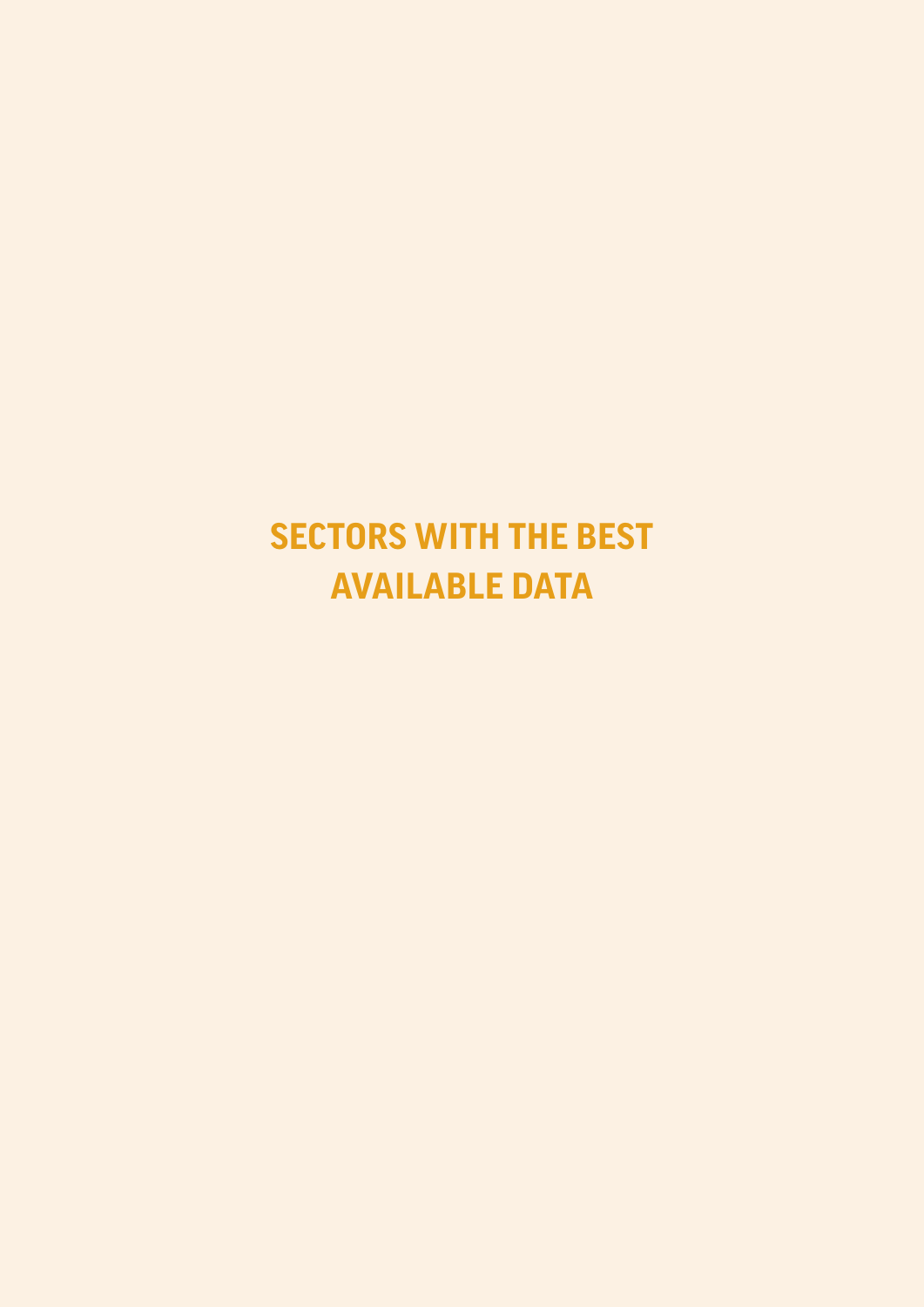# SECTORS WITH THE BEST AVAILABLE DATA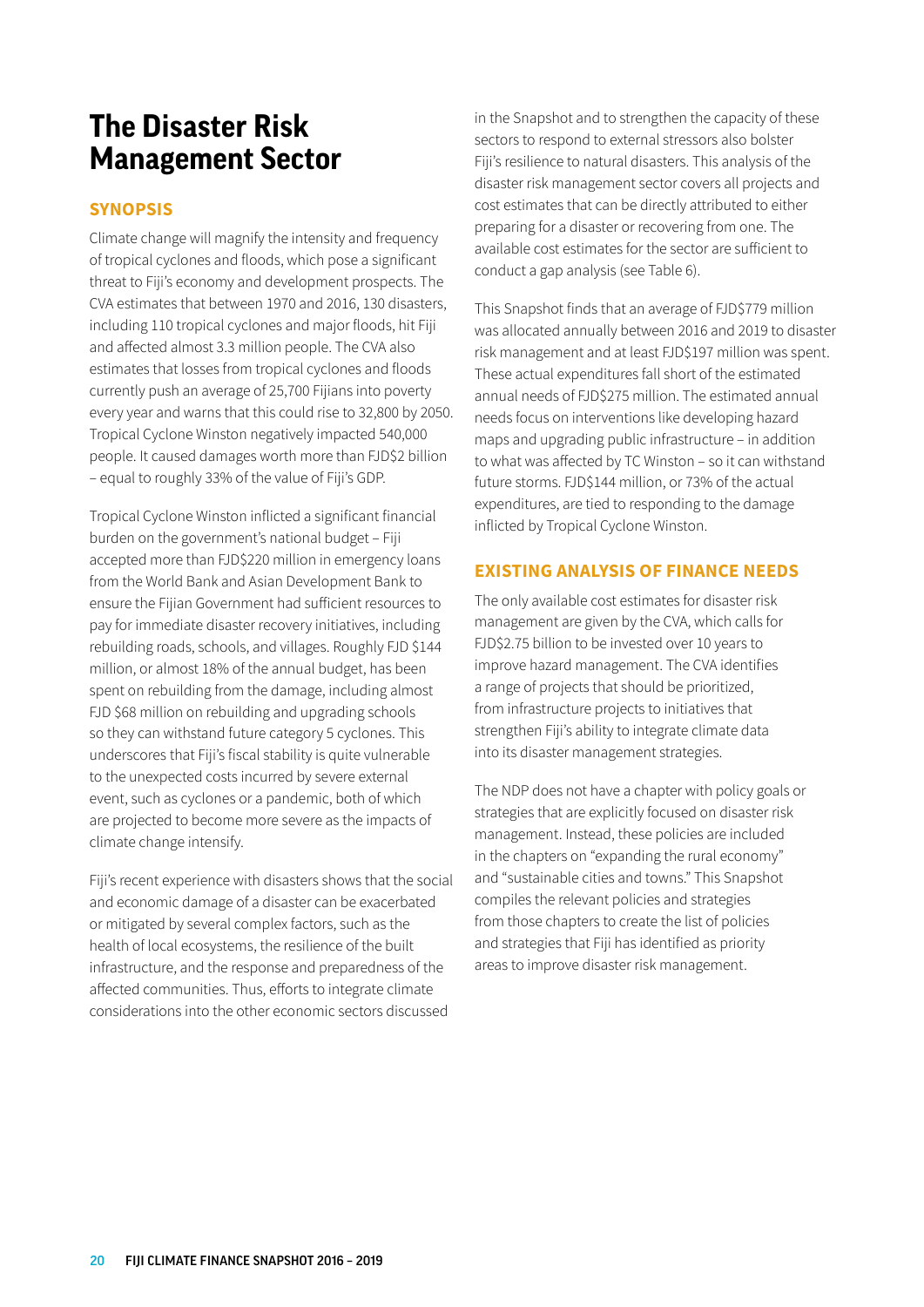# The Disaster Risk Management Sector

## SYNOPSIS

Climate change will magnify the intensity and frequency of tropical cyclones and floods, which pose a significant threat to Fiji's economy and development prospects. The CVA estimates that between 1970 and 2016, 130 disasters, including 110 tropical cyclones and major floods, hit Fiji and affected almost 3.3 million people. The CVA also estimates that losses from tropical cyclones and floods currently push an average of 25,700 Fijians into poverty every year and warns that this could rise to 32,800 by 2050. Tropical Cyclone Winston negatively impacted 540,000 people. It caused damages worth more than FJD$2 billion – equal to roughly 33% of the value of Fiji's GDP.

Tropical Cyclone Winston inflicted a significant financial burden on the government's national budget – Fiji accepted more than FJD$220 million in emergency loans from the World Bank and Asian Development Bank to ensure the Fijian Government had sufficient resources to pay for immediate disaster recovery initiatives, including rebuilding roads, schools, and villages. Roughly FJD $144 million, or almost 18% of the annual budget, has been spent on rebuilding from the damage, including almost FJD $68 million on rebuilding and upgrading schools so they can withstand future category 5 cyclones. This underscores that Fiji's fiscal stability is quite vulnerable to the unexpected costs incurred by severe external event, such as cyclones or a pandemic, both of which are projected to become more severe as the impacts of climate change intensify.

Fiji's recent experience with disasters shows that the social and economic damage of a disaster can be exacerbated or mitigated by several complex factors, such as the health of local ecosystems, the resilience of the built infrastructure, and the response and preparedness of the affected communities. Thus, efforts to integrate climate considerations into the other economic sectors discussed in the Snapshot and to strengthen the capacity of these sectors to respond to external stressors also bolster Fiji's resilience to natural disasters. This analysis of the disaster risk management sector covers all projects and cost estimates that can be directly attributed to either preparing for a disaster or recovering from one. The available cost estimates for the sector are sufficient to conduct a gap analysis (see Table 6).

This Snapshot finds that an average of FJD$779 million was allocated annually between 2016 and 2019 to disaster risk management and at least FJD$197 million was spent. These actual expenditures fall short of the estimated annual needs of FJD$275 million. The estimated annual needs focus on interventions like developing hazard maps and upgrading public infrastructure – in addition to what was affected by TC Winston – so it can withstand future storms. FJD$144 million, or 73% of the actual expenditures, are tied to responding to the damage inflicted by Tropical Cyclone Winston.

## EXISTING ANALYSIS OF FINANCE NEEDS

The only available cost estimates for disaster risk management are given by the CVA, which calls for FJD$2.75 billion to be invested over 10 years to improve hazard management. The CVA identifies a range of projects that should be prioritized, from infrastructure projects to initiatives that strengthen Fiji's ability to integrate climate data into its disaster management strategies.

The NDP does not have a chapter with policy goals or strategies that are explicitly focused on disaster risk management. Instead, these policies are included in the chapters on "expanding the rural economy" and "sustainable cities and towns." This Snapshot compiles the relevant policies and strategies from those chapters to create the list of policies and strategies that Fiji has identified as priority areas to improve disaster risk management.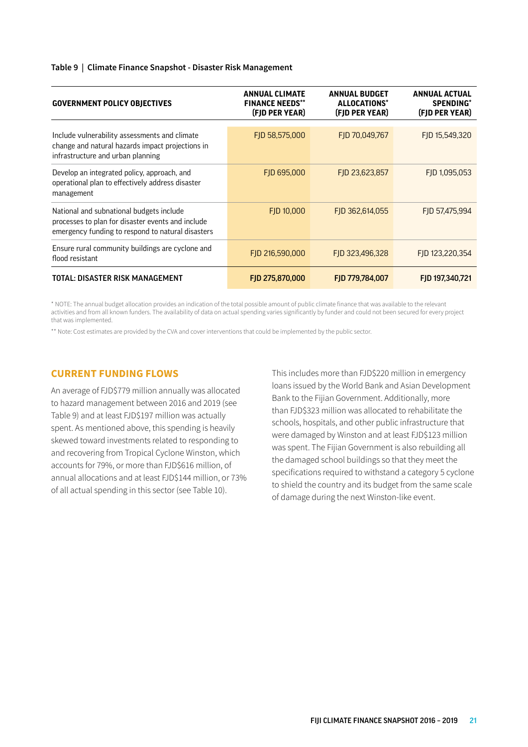**Table 9 | Climate Finance Snapshot - Disaster Risk Management**

| GOVERNMENT POLICY OBJECTIVES | ANNUAL CLIMATE FINANCE NEEDS** (FJD PER YEAR) | ANNUAL BUDGET ALLOCATIONS* (FJD PER YEAR) | ANNUAL ACTUAL SPENDING* (FJD PER YEAR) |
|---|---|---|---|
| Include vulnerability assessments and climate change and natural hazards impact projections in infrastructure and urban planning | FJD 58,575,000 | FJD 70,049,767 | FJD 15,549,320 |
| Develop an integrated policy, approach, and operational plan to effectively address disaster management | FJD 695,000 | FJD 23,623,857 | FJD 1,095,053 |
| National and subnational budgets include processes to plan for disaster events and include emergency funding to respond to natural disasters | FJD 10,000 | FJD 362,614,055 | FJD 57,475,994 |
| Ensure rural community buildings are cyclone and flood resistant | FJD 216,590,000 | FJD 323,496,328 | FJD 123,220,354 |
| **TOTAL: DISASTER RISK MANAGEMENT** | **FJD 275,870,000** | **FJD 779,784,007** | **FJD 197,340,721** |

* NOTE: The annual budget allocation provides an indication of the total possible amount of public climate finance that was available to the relevant activities and from all known funders. The availability of data on actual spending varies significantly by funder and could not been secured for every project that was implemented.

** Note: Cost estimates are provided by the CVA and cover interventions that could be implemented by the public sector.

## CURRENT FUNDING FLOWS

An average of FJD$779 million annually was allocated to hazard management between 2016 and 2019 (see Table 9) and at least FJD$197 million was actually spent. As mentioned above, this spending is heavily skewed toward investments related to responding to and recovering from Tropical Cyclone Winston, which accounts for 79%, or more than FJD$616 million, of annual allocations and at least FJD$144 million, or 73% of all actual spending in this sector (see Table 10).

This includes more than FJD$220 million in emergency loans issued by the World Bank and Asian Development Bank to the Fijian Government. Additionally, more than FJD$323 million was allocated to rehabilitate the schools, hospitals, and other public infrastructure that were damaged by Winston and at least FJD$123 million was spent. The Fijian Government is also rebuilding all the damaged school buildings so that they meet the specifications required to withstand a category 5 cyclone to shield the country and its budget from the same scale of damage during the next Winston-like event.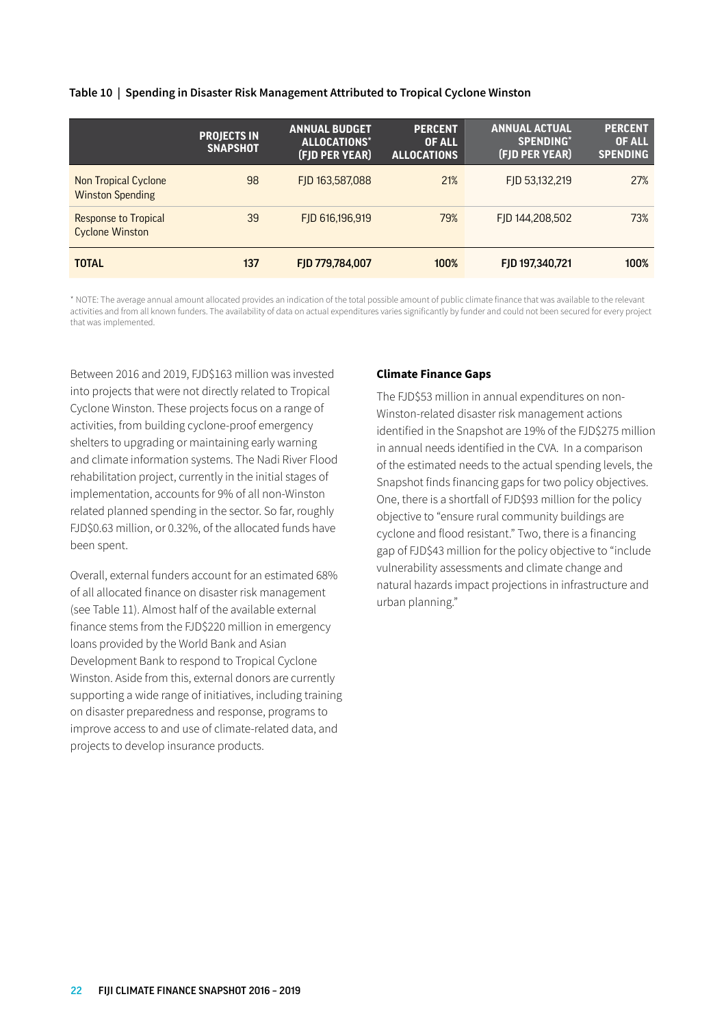**Table 10 | Spending in Disaster Risk Management Attributed to Tropical Cyclone Winston**

| | PROJECTS IN SNAPSHOT | ANNUAL BUDGET ALLOCATIONS* (FJD PER YEAR) | PERCENT OF ALL ALLOCATIONS | ANNUAL ACTUAL SPENDING* (FJD PER YEAR) | PERCENT OF ALL SPENDING |
|---|---|---|---|---|---|
| Non Tropical Cyclone Winston Spending | 98 | FJD 163,587,088 | 21% | FJD 53,132,219 | 27% |
| Response to Tropical Cyclone Winston | 39 | FJD 616,196,919 | 79% | FJD 144,208,502 | 73% |
| **TOTAL** | **137** | **FJD 779,784,007** | **100%** | **FJD 197,340,721** | **100%** |

* NOTE: The average annual amount allocated provides an indication of the total possible amount of public climate finance that was available to the relevant activities and from all known funders. The availability of data on actual expenditures varies significantly by funder and could not been secured for every project that was implemented.

Between 2016 and 2019, FJD$163 million was invested into projects that were not directly related to Tropical Cyclone Winston. These projects focus on a range of activities, from building cyclone-proof emergency shelters to upgrading or maintaining early warning and climate information systems. The Nadi River Flood rehabilitation project, currently in the initial stages of implementation, accounts for 9% of all non-Winston related planned spending in the sector. So far, roughly FJD$0.63 million, or 0.32%, of the allocated funds have been spent.

Overall, external funders account for an estimated 68% of all allocated finance on disaster risk management (see Table 11). Almost half of the available external finance stems from the FJD$220 million in emergency loans provided by the World Bank and Asian Development Bank to respond to Tropical Cyclone Winston. Aside from this, external donors are currently supporting a wide range of initiatives, including training on disaster preparedness and response, programs to improve access to and use of climate-related data, and projects to develop insurance products.

### Climate Finance Gaps

The FJD$53 million in annual expenditures on non-Winston-related disaster risk management actions identified in the Snapshot are 19% of the FJD$275 million in annual needs identified in the CVA. In a comparison of the estimated needs to the actual spending levels, the Snapshot finds financing gaps for two policy objectives. One, there is a shortfall of FJD$93 million for the policy objective to "ensure rural community buildings are cyclone and flood resistant." Two, there is a financing gap of FJD$43 million for the policy objective to "include vulnerability assessments and climate change and natural hazards impact projections in infrastructure and urban planning."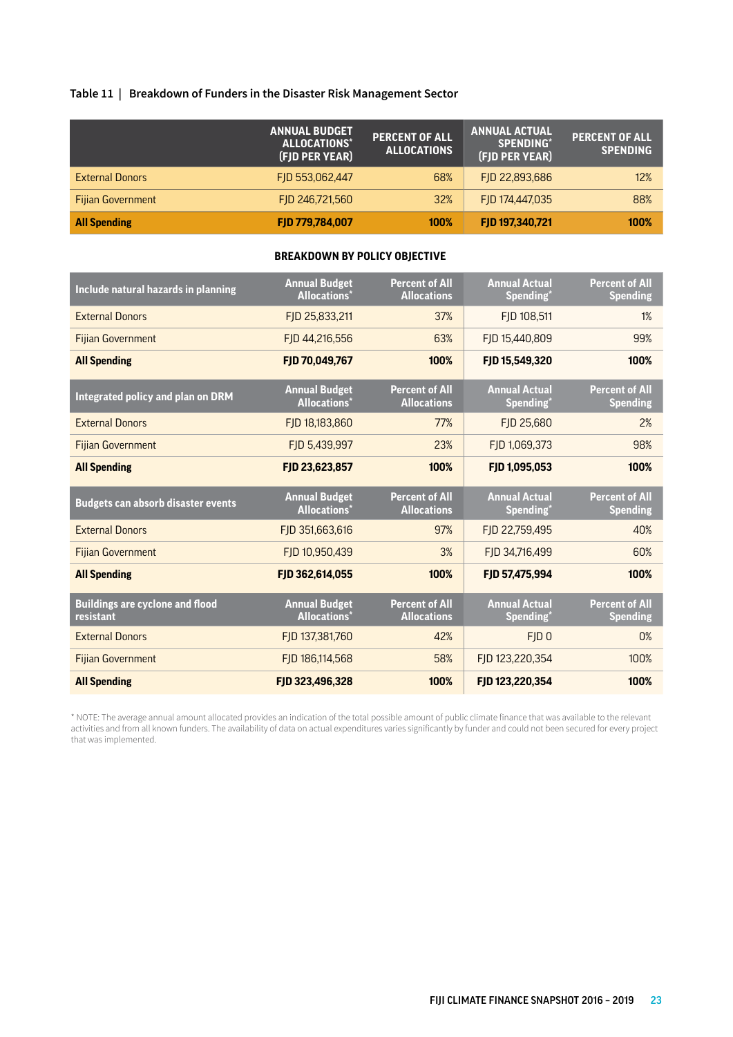**Table 11 | Breakdown of Funders in the Disaster Risk Management Sector**

| | ANNUAL BUDGET ALLOCATIONS* (FJD PER YEAR) | PERCENT OF ALL ALLOCATIONS | ANNUAL ACTUAL SPENDING* (FJD PER YEAR) | PERCENT OF ALL SPENDING |
|---|---|---|---|---|
| External Donors | FJD 553,062,447 | 68% | FJD 22,893,686 | 12% |
| Fijian Government | FJD 246,721,560 | 32% | FJD 174,447,035 | 88% |
| **All Spending** | **FJD 779,784,007** | **100%** | **FJD 197,340,721** | **100%** |

**BREAKDOWN BY POLICY OBJECTIVE**

| Include natural hazards in planning | Annual Budget Allocations* | Percent of All Allocations | Annual Actual Spending* | Percent of All Spending |
|---|---|---|---|---|
| External Donors | FJD 25,833,211 | 37% | FJD 108,511 | 1% |
| Fijian Government | FJD 44,216,556 | 63% | FJD 15,440,809 | 99% |
| **All Spending** | **FJD 70,049,767** | **100%** | **FJD 15,549,320** | **100%** |

| Integrated policy and plan on DRM | Annual Budget Allocations* | Percent of All Allocations | Annual Actual Spending* | Percent of All Spending |
|---|---|---|---|---|
| External Donors | FJD 18,183,860 | 77% | FJD 25,680 | 2% |
| Fijian Government | FJD 5,439,997 | 23% | FJD 1,069,373 | 98% |
| **All Spending** | **FJD 23,623,857** | **100%** | **FJD 1,095,053** | **100%** |

| Budgets can absorb disaster events | Annual Budget Allocations* | Percent of All Allocations | Annual Actual Spending* | Percent of All Spending |
|---|---|---|---|---|
| External Donors | FJD 351,663,616 | 97% | FJD 22,759,495 | 40% |
| Fijian Government | FJD 10,950,439 | 3% | FJD 34,716,499 | 60% |
| **All Spending** | **FJD 362,614,055** | **100%** | **FJD 57,475,994** | **100%** |

| Buildings are cyclone and flood resistant | Annual Budget Allocations* | Percent of All Allocations | Annual Actual Spending* | Percent of All Spending |
|---|---|---|---|---|
| External Donors | FJD 137,381,760 | 42% | FJD 0 | 0% |
| Fijian Government | FJD 186,114,568 | 58% | FJD 123,220,354 | 100% |
| **All Spending** | **FJD 323,496,328** | **100%** | **FJD 123,220,354** | **100%** |

* NOTE: The average annual amount allocated provides an indication of the total possible amount of public climate finance that was available to the relevant activities and from all known funders. The availability of data on actual expenditures varies significantly by funder and could not been secured for every project that was implemented.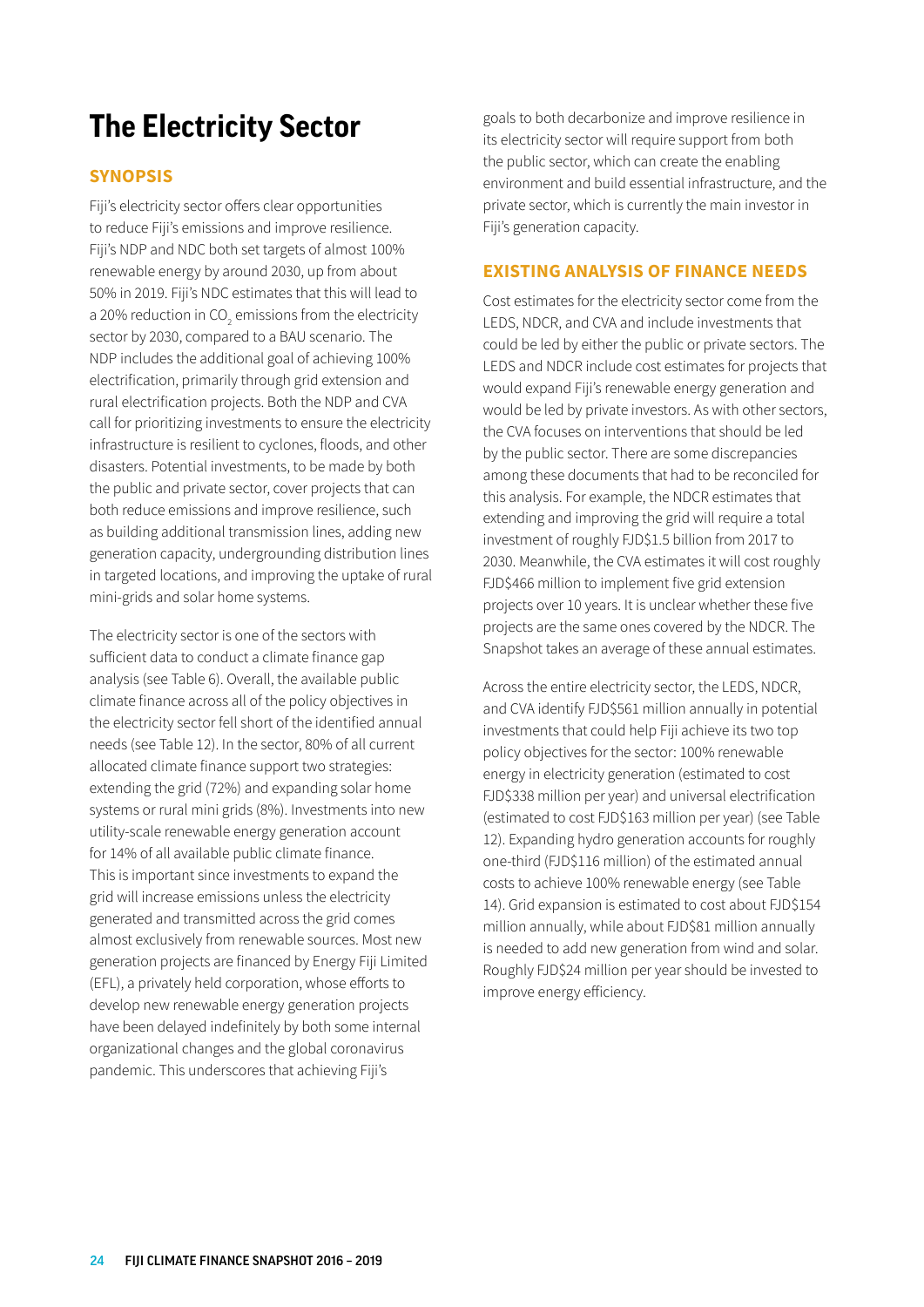# The Electricity Sector

## SYNOPSIS

Fiji's electricity sector offers clear opportunities to reduce Fiji's emissions and improve resilience. Fiji's NDP and NDC both set targets of almost 100% renewable energy by around 2030, up from about 50% in 2019. Fiji's NDC estimates that this will lead to a 20% reduction in $CO_2$ emissions from the electricity sector by 2030, compared to a BAU scenario. The NDP includes the additional goal of achieving 100% electrification, primarily through grid extension and rural electrification projects. Both the NDP and CVA call for prioritizing investments to ensure the electricity infrastructure is resilient to cyclones, floods, and other disasters. Potential investments, to be made by both the public and private sector, cover projects that can both reduce emissions and improve resilience, such as building additional transmission lines, adding new generation capacity, undergrounding distribution lines in targeted locations, and improving the uptake of rural mini-grids and solar home systems.

The electricity sector is one of the sectors with sufficient data to conduct a climate finance gap analysis (see Table 6). Overall, the available public climate finance across all of the policy objectives in the electricity sector fell short of the identified annual needs (see Table 12). In the sector, 80% of all current allocated climate finance support two strategies: extending the grid (72%) and expanding solar home systems or rural mini grids (8%). Investments into new utility-scale renewable energy generation account for 14% of all available public climate finance. This is important since investments to expand the grid will increase emissions unless the electricity generated and transmitted across the grid comes almost exclusively from renewable sources. Most new generation projects are financed by Energy Fiji Limited (EFL), a privately held corporation, whose efforts to develop new renewable energy generation projects have been delayed indefinitely by both some internal organizational changes and the global coronavirus pandemic. This underscores that achieving Fiji's goals to both decarbonize and improve resilience in its electricity sector will require support from both the public sector, which can create the enabling environment and build essential infrastructure, and the private sector, which is currently the main investor in Fiji's generation capacity.

## EXISTING ANALYSIS OF FINANCE NEEDS

Cost estimates for the electricity sector come from the LEDS, NDCR, and CVA and include investments that could be led by either the public or private sectors. The LEDS and NDCR include cost estimates for projects that would expand Fiji's renewable energy generation and would be led by private investors. As with other sectors, the CVA focuses on interventions that should be led by the public sector. There are some discrepancies among these documents that had to be reconciled for this analysis. For example, the NDCR estimates that extending and improving the grid will require a total investment of roughly FJD$1.5 billion from 2017 to 2030. Meanwhile, the CVA estimates it will cost roughly FJD$466 million to implement five grid extension projects over 10 years. It is unclear whether these five projects are the same ones covered by the NDCR. The Snapshot takes an average of these annual estimates.

Across the entire electricity sector, the LEDS, NDCR, and CVA identify FJD$561 million annually in potential investments that could help Fiji achieve its two top policy objectives for the sector: 100% renewable energy in electricity generation (estimated to cost FJD$338 million per year) and universal electrification (estimated to cost FJD$163 million per year) (see Table 12). Expanding hydro generation accounts for roughly one-third (FJD$116 million) of the estimated annual costs to achieve 100% renewable energy (see Table 14). Grid expansion is estimated to cost about FJD$154 million annually, while about FJD$81 million annually is needed to add new generation from wind and solar. Roughly FJD$24 million per year should be invested to improve energy efficiency.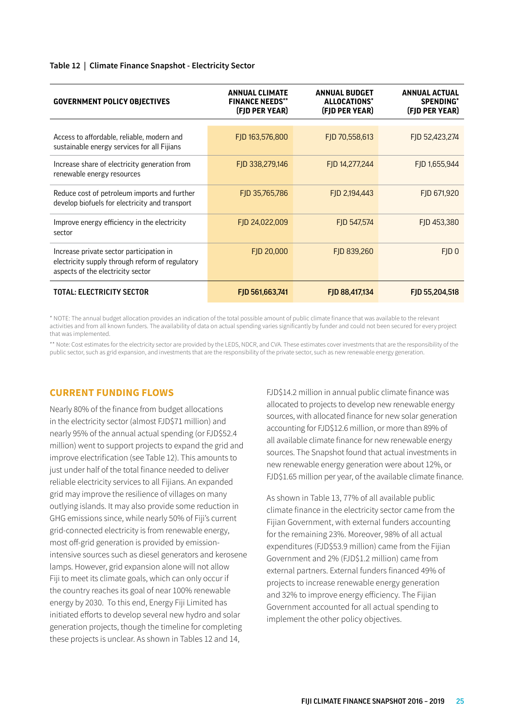**Table 12 | Climate Finance Snapshot - Electricity Sector**

| GOVERNMENT POLICY OBJECTIVES | ANNUAL CLIMATE FINANCE NEEDS** (FJD PER YEAR) | ANNUAL BUDGET ALLOCATIONS* (FJD PER YEAR) | ANNUAL ACTUAL SPENDING* (FJD PER YEAR) |
|---|---|---|---|
| Access to affordable, reliable, modern and sustainable energy services for all Fijians | FJD 163,576,800 | FJD 70,558,613 | FJD 52,423,274 |
| Increase share of electricity generation from renewable energy resources | FJD 338,279,146 | FJD 14,277,244 | FJD 1,655,944 |
| Reduce cost of petroleum imports and further develop biofuels for electricity and transport | FJD 35,765,786 | FJD 2,194,443 | FJD 671,920 |
| Improve energy efficiency in the electricity sector | FJD 24,022,009 | FJD 547,574 | FJD 453,380 |
| Increase private sector participation in electricity supply through reform of regulatory aspects of the electricity sector | FJD 20,000 | FJD 839,260 | FJD 0 |
| **TOTAL: ELECTRICITY SECTOR** | **FJD 561,663,741** | **FJD 88,417,134** | **FJD 55,204,518** |

\* NOTE: The annual budget allocation provides an indication of the total possible amount of public climate finance that was available to the relevant activities and from all known funders. The availability of data on actual spending varies significantly by funder and could not been secured for every project that was implemented.

\*\* Note: Cost estimates for the electricity sector are provided by the LEDS, NDCR, and CVA. These estimates cover investments that are the responsibility of the public sector, such as grid expansion, and investments that are the responsibility of the private sector, such as new renewable energy generation.

## CURRENT FUNDING FLOWS

Nearly 80% of the finance from budget allocations in the electricity sector (almost FJD$71 million) and nearly 95% of the annual actual spending (or FJD$52.4 million) went to support projects to expand the grid and improve electrification (see Table 12). This amounts to just under half of the total finance needed to deliver reliable electricity services to all Fijians. An expanded grid may improve the resilience of villages on many outlying islands. It may also provide some reduction in GHG emissions since, while nearly 50% of Fiji's current grid-connected electricity is from renewable energy, most off-grid generation is provided by emission-intensive sources such as diesel generators and kerosene lamps. However, grid expansion alone will not allow Fiji to meet its climate goals, which can only occur if the country reaches its goal of near 100% renewable energy by 2030. To this end, Energy Fiji Limited has initiated efforts to develop several new hydro and solar generation projects, though the timeline for completing these projects is unclear. As shown in Tables 12 and 14, FJD$14.2 million in annual public climate finance was allocated to projects to develop new renewable energy sources, with allocated finance for new solar generation accounting for FJD$12.6 million, or more than 89% of all available climate finance for new renewable energy sources. The Snapshot found that actual investments in new renewable energy generation were about 12%, or FJD$1.65 million per year, of the available climate finance.

As shown in Table 13, 77% of all available public climate finance in the electricity sector came from the Fijian Government, with external funders accounting for the remaining 23%. Moreover, 98% of all actual expenditures (FJD$53.9 million) came from the Fijian Government and 2% (FJD$1.2 million) came from external partners. External funders financed 49% of projects to increase renewable energy generation and 32% to improve energy efficiency. The Fijian Government accounted for all actual spending to implement the other policy objectives.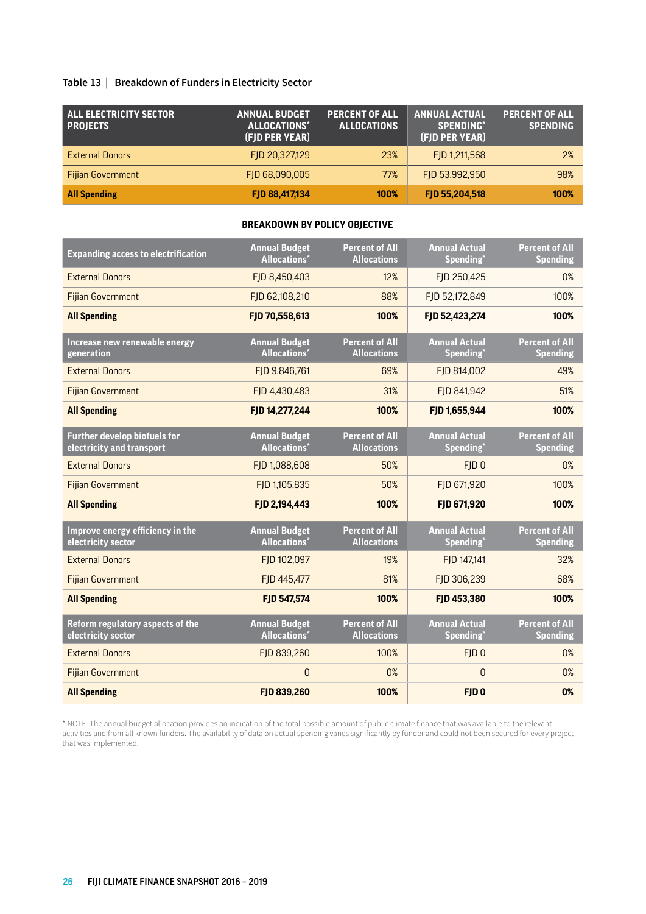**Table 13 | Breakdown of Funders in Electricity Sector**

| ALL ELECTRICITY SECTOR PROJECTS | ANNUAL BUDGET ALLOCATIONS* (FJD PER YEAR) | PERCENT OF ALL ALLOCATIONS | ANNUAL ACTUAL SPENDING* (FJD PER YEAR) | PERCENT OF ALL SPENDING |
|---|---|---|---|---|
| External Donors | FJD 20,327,129 | 23% | FJD 1,211,568 | 2% |
| Fijian Government | FJD 68,090,005 | 77% | FJD 53,992,950 | 98% |
| **All Spending** | **FJD 88,417,134** | **100%** | **FJD 55,204,518** | **100%** |

**BREAKDOWN BY POLICY OBJECTIVE**

| Expanding access to electrification | Annual Budget Allocations* | Percent of All Allocations | Annual Actual Spending* | Percent of All Spending |
|---|---|---|---|---|
| External Donors | FJD 8,450,403 | 12% | FJD 250,425 | 0% |
| Fijian Government | FJD 62,108,210 | 88% | FJD 52,172,849 | 100% |
| **All Spending** | **FJD 70,558,613** | **100%** | **FJD 52,423,274** | **100%** |
| **Increase new renewable energy generation** | **Annual Budget Allocations*** | **Percent of All Allocations** | **Annual Actual Spending*** | **Percent of All Spending** |
| External Donors | FJD 9,846,761 | 69% | FJD 814,002 | 49% |
| Fijian Government | FJD 4,430,483 | 31% | FJD 841,942 | 51% |
| **All Spending** | **FJD 14,277,244** | **100%** | **FJD 1,655,944** | **100%** |
| **Further develop biofuels for electricity and transport** | **Annual Budget Allocations*** | **Percent of All Allocations** | **Annual Actual Spending*** | **Percent of All Spending** |
| External Donors | FJD 1,088,608 | 50% | FJD 0 | 0% |
| Fijian Government | FJD 1,105,835 | 50% | FJD 671,920 | 100% |
| **All Spending** | **FJD 2,194,443** | **100%** | **FJD 671,920** | **100%** |
| **Improve energy efficiency in the electricity sector** | **Annual Budget Allocations*** | **Percent of All Allocations** | **Annual Actual Spending*** | **Percent of All Spending** |
| External Donors | FJD 102,097 | 19% | FJD 147,141 | 32% |
| Fijian Government | FJD 445,477 | 81% | FJD 306,239 | 68% |
| **All Spending** | **FJD 547,574** | **100%** | **FJD 453,380** | **100%** |
| **Reform regulatory aspects of the electricity sector** | **Annual Budget Allocations*** | **Percent of All Allocations** | **Annual Actual Spending*** | **Percent of All Spending** |
| External Donors | FJD 839,260 | 100% | FJD 0 | 0% |
| Fijian Government | 0 | 0% | 0 | 0% |
| **All Spending** | **FJD 839,260** | **100%** | **FJD 0** | **0%** |

* NOTE: The annual budget allocation provides an indication of the total possible amount of public climate finance that was available to the relevant activities and from all known funders. The availability of data on actual spending varies significantly by funder and could not been secured for every project that was implemented.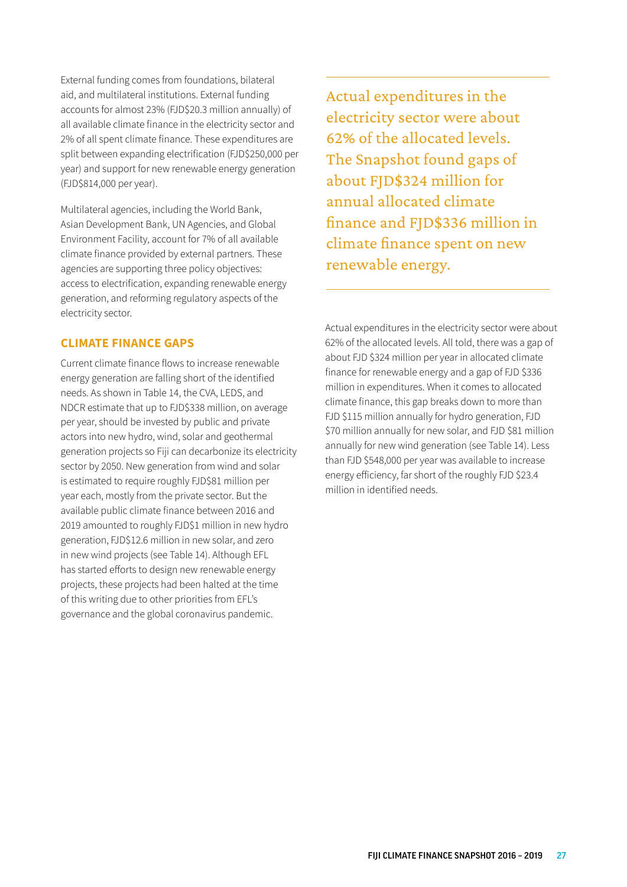External funding comes from foundations, bilateral aid, and multilateral institutions. External funding accounts for almost 23% (FJD$20.3 million annually) of all available climate finance in the electricity sector and 2% of all spent climate finance. These expenditures are split between expanding electrification (FJD$250,000 per year) and support for new renewable energy generation (FJD$814,000 per year).

Multilateral agencies, including the World Bank, Asian Development Bank, UN Agencies, and Global Environment Facility, account for 7% of all available climate finance provided by external partners. These agencies are supporting three policy objectives: access to electrification, expanding renewable energy generation, and reforming regulatory aspects of the electricity sector.

## CLIMATE FINANCE GAPS

Current climate finance flows to increase renewable energy generation are falling short of the identified needs. As shown in Table 14, the CVA, LEDS, and NDCR estimate that up to FJD$338 million, on average per year, should be invested by public and private actors into new hydro, wind, solar and geothermal generation projects so Fiji can decarbonize its electricity sector by 2050. New generation from wind and solar is estimated to require roughly FJD$81 million per year each, mostly from the private sector. But the available public climate finance between 2016 and 2019 amounted to roughly FJD$1 million in new hydro generation, FJD$12.6 million in new solar, and zero in new wind projects (see Table 14). Although EFL has started efforts to design new renewable energy projects, these projects had been halted at the time of this writing due to other priorities from EFL's governance and the global coronavirus pandemic.

> Actual expenditures in the electricity sector were about 62% of the allocated levels. The Snapshot found gaps of about FJD$324 million for annual allocated climate finance and FJD$336 million in climate finance spent on new renewable energy.

Actual expenditures in the electricity sector were about 62% of the allocated levels. All told, there was a gap of about FJD $324 million per year in allocated climate finance for renewable energy and a gap of FJD $336 million in expenditures. When it comes to allocated climate finance, this gap breaks down to more than FJD $115 million annually for hydro generation, FJD $70 million annually for new solar, and FJD $81 million annually for new wind generation (see Table 14). Less than FJD $548,000 per year was available to increase energy efficiency, far short of the roughly FJD $23.4 million in identified needs.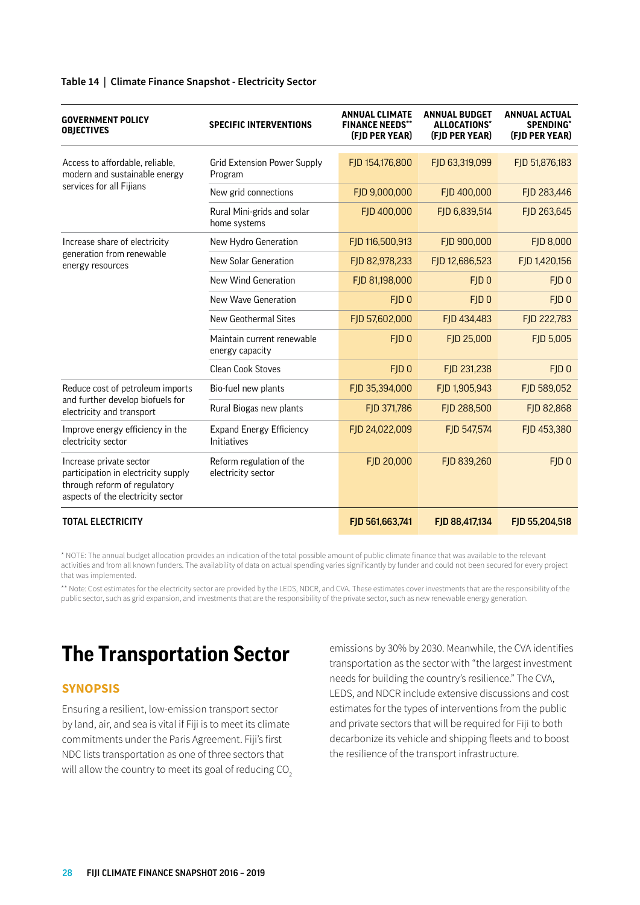**Table 14 | Climate Finance Snapshot - Electricity Sector**

| GOVERNMENT POLICY OBJECTIVES | SPECIFIC INTERVENTIONS | ANNUAL CLIMATE FINANCE NEEDS** (FJD PER YEAR) | ANNUAL BUDGET ALLOCATIONS* (FJD PER YEAR) | ANNUAL ACTUAL SPENDING* (FJD PER YEAR) |
|---|---|---|---|---|
| Access to affordable, reliable, modern and sustainable energy services for all Fijians | Grid Extension Power Supply Program | FJD 154,176,800 | FJD 63,319,099 | FJD 51,876,183 |
| | New grid connections | FJD 9,000,000 | FJD 400,000 | FJD 283,446 |
| | Rural Mini-grids and solar home systems | FJD 400,000 | FJD 6,839,514 | FJD 263,645 |
| Increase share of electricity generation from renewable energy resources | New Hydro Generation | FJD 116,500,913 | FJD 900,000 | FJD 8,000 |
| | New Solar Generation | FJD 82,978,233 | FJD 12,686,523 | FJD 1,420,156 |
| | New Wind Generation | FJD 81,198,000 | FJD 0 | FJD 0 |
| | New Wave Generation | FJD 0 | FJD 0 | FJD 0 |
| | New Geothermal Sites | FJD 57,602,000 | FJD 434,483 | FJD 222,783 |
| | Maintain current renewable energy capacity | FJD 0 | FJD 25,000 | FJD 5,005 |
| | Clean Cook Stoves | FJD 0 | FJD 231,238 | FJD 0 |
| Reduce cost of petroleum imports and further develop biofuels for electricity and transport | Bio-fuel new plants | FJD 35,394,000 | FJD 1,905,943 | FJD 589,052 |
| | Rural Biogas new plants | FJD 371,786 | FJD 288,500 | FJD 82,868 |
| Improve energy efficiency in the electricity sector | Expand Energy Efficiency Initiatives | FJD 24,022,009 | FJD 547,574 | FJD 453,380 |
| Increase private sector participation in electricity supply through reform of regulatory aspects of the electricity sector | Reform regulation of the electricity sector | FJD 20,000 | FJD 839,260 | FJD 0 |
| **TOTAL ELECTRICITY** | | **FJD 561,663,741** | **FJD 88,417,134** | **FJD 55,204,518** |

* NOTE: The annual budget allocation provides an indication of the total possible amount of public climate finance that was available to the relevant activities and from all known funders. The availability of data on actual spending varies significantly by funder and could not been secured for every project that was implemented.

** Note: Cost estimates for the electricity sector are provided by the LEDS, NDCR, and CVA. These estimates cover investments that are the responsibility of the public sector, such as grid expansion, and investments that are the responsibility of the private sector, such as new renewable energy generation.

# The Transportation Sector

## SYNOPSIS

Ensuring a resilient, low-emission transport sector by land, air, and sea is vital if Fiji is to meet its climate commitments under the Paris Agreement. Fiji's first NDC lists transportation as one of three sectors that will allow the country to meet its goal of reducing $CO_2$ emissions by 30% by 2030. Meanwhile, the CVA identifies transportation as the sector with "the largest investment needs for building the country's resilience." The CVA, LEDS, and NDCR include extensive discussions and cost estimates for the types of interventions from the public and private sectors that will be required for Fiji to both decarbonize its vehicle and shipping fleets and to boost the resilience of the transport infrastructure.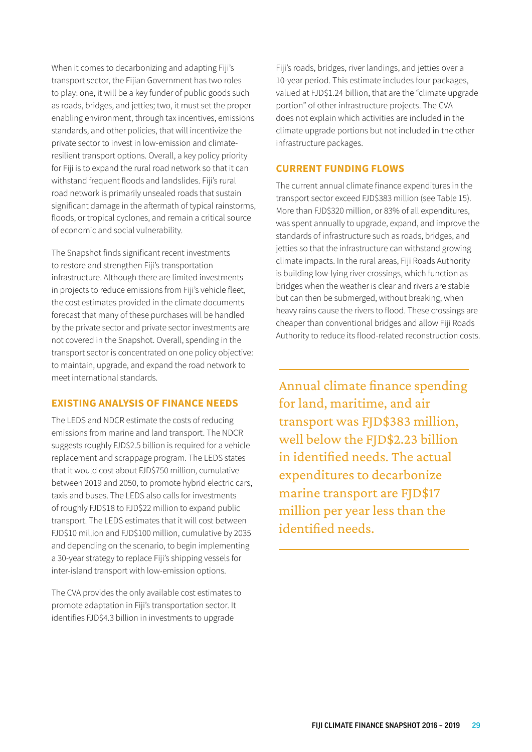When it comes to decarbonizing and adapting Fiji's transport sector, the Fijian Government has two roles to play: one, it will be a key funder of public goods such as roads, bridges, and jetties; two, it must set the proper enabling environment, through tax incentives, emissions standards, and other policies, that will incentivize the private sector to invest in low-emission and climate-resilient transport options. Overall, a key policy priority for Fiji is to expand the rural road network so that it can withstand frequent floods and landslides. Fiji's rural road network is primarily unsealed roads that sustain significant damage in the aftermath of typical rainstorms, floods, or tropical cyclones, and remain a critical source of economic and social vulnerability.

The Snapshot finds significant recent investments to restore and strengthen Fiji's transportation infrastructure. Although there are limited investments in projects to reduce emissions from Fiji's vehicle fleet, the cost estimates provided in the climate documents forecast that many of these purchases will be handled by the private sector and private sector investments are not covered in the Snapshot. Overall, spending in the transport sector is concentrated on one policy objective: to maintain, upgrade, and expand the road network to meet international standards.

## EXISTING ANALYSIS OF FINANCE NEEDS

The LEDS and NDCR estimate the costs of reducing emissions from marine and land transport. The NDCR suggests roughly FJD$2.5 billion is required for a vehicle replacement and scrappage program. The LEDS states that it would cost about FJD$750 million, cumulative between 2019 and 2050, to promote hybrid electric cars, taxis and buses. The LEDS also calls for investments of roughly FJD$18 to FJD$22 million to expand public transport. The LEDS estimates that it will cost between FJD$10 million and FJD$100 million, cumulative by 2035 and depending on the scenario, to begin implementing a 30-year strategy to replace Fiji's shipping vessels for inter-island transport with low-emission options.

The CVA provides the only available cost estimates to promote adaptation in Fiji's transportation sector. It identifies FJD$4.3 billion in investments to upgrade Fiji's roads, bridges, river landings, and jetties over a 10-year period. This estimate includes four packages, valued at FJD$1.24 billion, that are the "climate upgrade portion" of other infrastructure projects. The CVA does not explain which activities are included in the climate upgrade portions but not included in the other infrastructure packages.

## CURRENT FUNDING FLOWS

The current annual climate finance expenditures in the transport sector exceed FJD$383 million (see Table 15). More than FJD$320 million, or 83% of all expenditures, was spent annually to upgrade, expand, and improve the standards of infrastructure such as roads, bridges, and jetties so that the infrastructure can withstand growing climate impacts. In the rural areas, Fiji Roads Authority is building low-lying river crossings, which function as bridges when the weather is clear and rivers are stable but can then be submerged, without breaking, when heavy rains cause the rivers to flood. These crossings are cheaper than conventional bridges and allow Fiji Roads Authority to reduce its flood-related reconstruction costs.

> Annual climate finance spending for land, maritime, and air transport was FJD$383 million, well below the FJD$2.23 billion in identified needs. The actual expenditures to decarbonize marine transport are FJD$17 million per year less than the identified needs.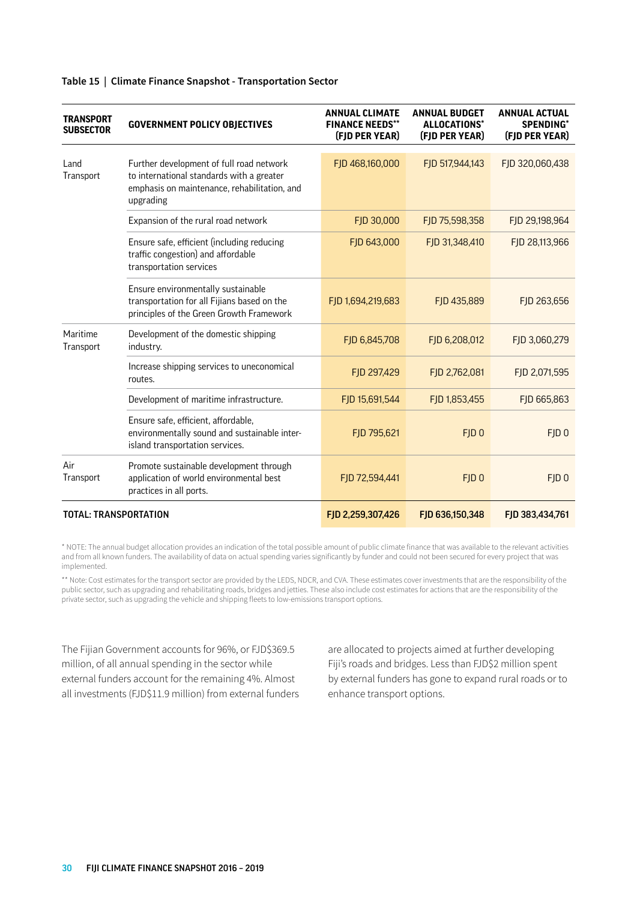**Table 15 | Climate Finance Snapshot - Transportation Sector**

| TRANSPORT SUBSECTOR | GOVERNMENT POLICY OBJECTIVES | ANNUAL CLIMATE FINANCE NEEDS** (FJD PER YEAR) | ANNUAL BUDGET ALLOCATIONS* (FJD PER YEAR) | ANNUAL ACTUAL SPENDING* (FJD PER YEAR) |
|---|---|---|---|---|
| Land Transport | Further development of full road network to international standards with a greater emphasis on maintenance, rehabilitation, and upgrading | FJD 468,160,000 | FJD 517,944,143 | FJD 320,060,438 |
| | Expansion of the rural road network | FJD 30,000 | FJD 75,598,358 | FJD 29,198,964 |
| | Ensure safe, efficient (including reducing traffic congestion) and affordable transportation services | FJD 643,000 | FJD 31,348,410 | FJD 28,113,966 |
| | Ensure environmentally sustainable transportation for all Fijians based on the principles of the Green Growth Framework | FJD 1,694,219,683 | FJD 435,889 | FJD 263,656 |
| Maritime Transport | Development of the domestic shipping industry. | FJD 6,845,708 | FJD 6,208,012 | FJD 3,060,279 |
| | Increase shipping services to uneconomical routes. | FJD 297,429 | FJD 2,762,081 | FJD 2,071,595 |
| | Development of maritime infrastructure. | FJD 15,691,544 | FJD 1,853,455 | FJD 665,863 |
| | Ensure safe, efficient, affordable, environmentally sound and sustainable inter-island transportation services. | FJD 795,621 | FJD 0 | FJD 0 |
| Air Transport | Promote sustainable development through application of world environmental best practices in all ports. | FJD 72,594,441 | FJD 0 | FJD 0 |
| **TOTAL: TRANSPORTATION** | | **FJD 2,259,307,426** | **FJD 636,150,348** | **FJD 383,434,761** |

* NOTE: The annual budget allocation provides an indication of the total possible amount of public climate finance that was available to the relevant activities and from all known funders. The availability of data on actual spending varies significantly by funder and could not been secured for every project that was implemented.

** Note: Cost estimates for the transport sector are provided by the LEDS, NDCR, and CVA. These estimates cover investments that are the responsibility of the public sector, such as upgrading and rehabilitating roads, bridges and jetties. These also include cost estimates for actions that are the responsibility of the private sector, such as upgrading the vehicle and shipping fleets to low-emissions transport options.

The Fijian Government accounts for 96%, or FJD$369.5 million, of all annual spending in the sector while external funders account for the remaining 4%. Almost all investments (FJD$11.9 million) from external funders are allocated to projects aimed at further developing Fiji's roads and bridges. Less than FJD$2 million spent by external funders has gone to expand rural roads or to enhance transport options.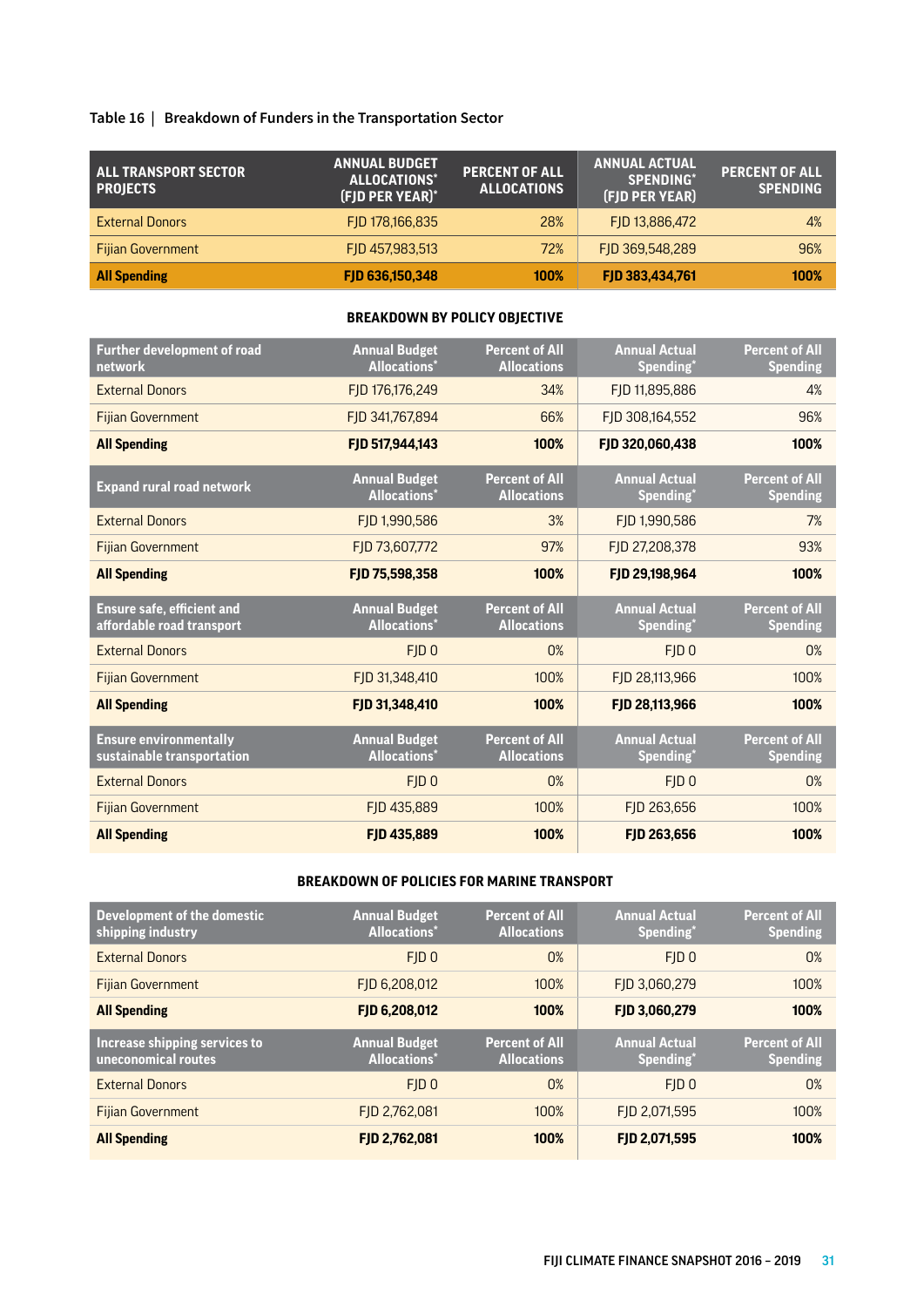Table 16 | Breakdown of Funders in the Transportation Sector

| ALL TRANSPORT SECTOR PROJECTS | ANNUAL BUDGET ALLOCATIONS* (FJD PER YEAR)* | PERCENT OF ALL ALLOCATIONS | ANNUAL ACTUAL SPENDING* (FJD PER YEAR) | PERCENT OF ALL SPENDING |
|---|---|---|---|---|
| External Donors | FJD 178,166,835 | 28% | FJD 13,886,472 | 4% |
| Fijian Government | FJD 457,983,513 | 72% | FJD 369,548,289 | 96% |
| **All Spending** | **FJD 636,150,348** | **100%** | **FJD 383,434,761** | **100%** |

**BREAKDOWN BY POLICY OBJECTIVE**

| Further development of road network | Annual Budget Allocations* | Percent of All Allocations | Annual Actual Spending* | Percent of All Spending |
|---|---|---|---|---|
| External Donors | FJD 176,176,249 | 34% | FJD 11,895,886 | 4% |
| Fijian Government | FJD 341,767,894 | 66% | FJD 308,164,552 | 96% |
| **All Spending** | **FJD 517,944,143** | **100%** | **FJD 320,060,438** | **100%** |

| Expand rural road network | Annual Budget Allocations* | Percent of All Allocations | Annual Actual Spending* | Percent of All Spending |
|---|---|---|---|---|
| External Donors | FJD 1,990,586 | 3% | FJD 1,990,586 | 7% |
| Fijian Government | FJD 73,607,772 | 97% | FJD 27,208,378 | 93% |
| **All Spending** | **FJD 75,598,358** | **100%** | **FJD 29,198,964** | **100%** |

| Ensure safe, efficient and affordable road transport | Annual Budget Allocations* | Percent of All Allocations | Annual Actual Spending* | Percent of All Spending |
|---|---|---|---|---|
| External Donors | FJD 0 | 0% | FJD 0 | 0% |
| Fijian Government | FJD 31,348,410 | 100% | FJD 28,113,966 | 100% |
| **All Spending** | **FJD 31,348,410** | **100%** | **FJD 28,113,966** | **100%** |

| Ensure environmentally sustainable transportation | Annual Budget Allocations* | Percent of All Allocations | Annual Actual Spending* | Percent of All Spending |
|---|---|---|---|---|
| External Donors | FJD 0 | 0% | FJD 0 | 0% |
| Fijian Government | FJD 435,889 | 100% | FJD 263,656 | 100% |
| **All Spending** | **FJD 435,889** | **100%** | **FJD 263,656** | **100%** |

**BREAKDOWN OF POLICIES FOR MARINE TRANSPORT**

| Development of the domestic shipping industry | Annual Budget Allocations* | Percent of All Allocations | Annual Actual Spending* | Percent of All Spending |
|---|---|---|---|---|
| External Donors | FJD 0 | 0% | FJD 0 | 0% |
| Fijian Government | FJD 6,208,012 | 100% | FJD 3,060,279 | 100% |
| **All Spending** | **FJD 6,208,012** | **100%** | **FJD 3,060,279** | **100%** |

| Increase shipping services to uneconomical routes | Annual Budget Allocations* | Percent of All Allocations | Annual Actual Spending* | Percent of All Spending |
|---|---|---|---|---|
| External Donors | FJD 0 | 0% | FJD 0 | 0% |
| Fijian Government | FJD 2,762,081 | 100% | FJD 2,071,595 | 100% |
| **All Spending** | **FJD 2,762,081** | **100%** | **FJD 2,071,595** | **100%** |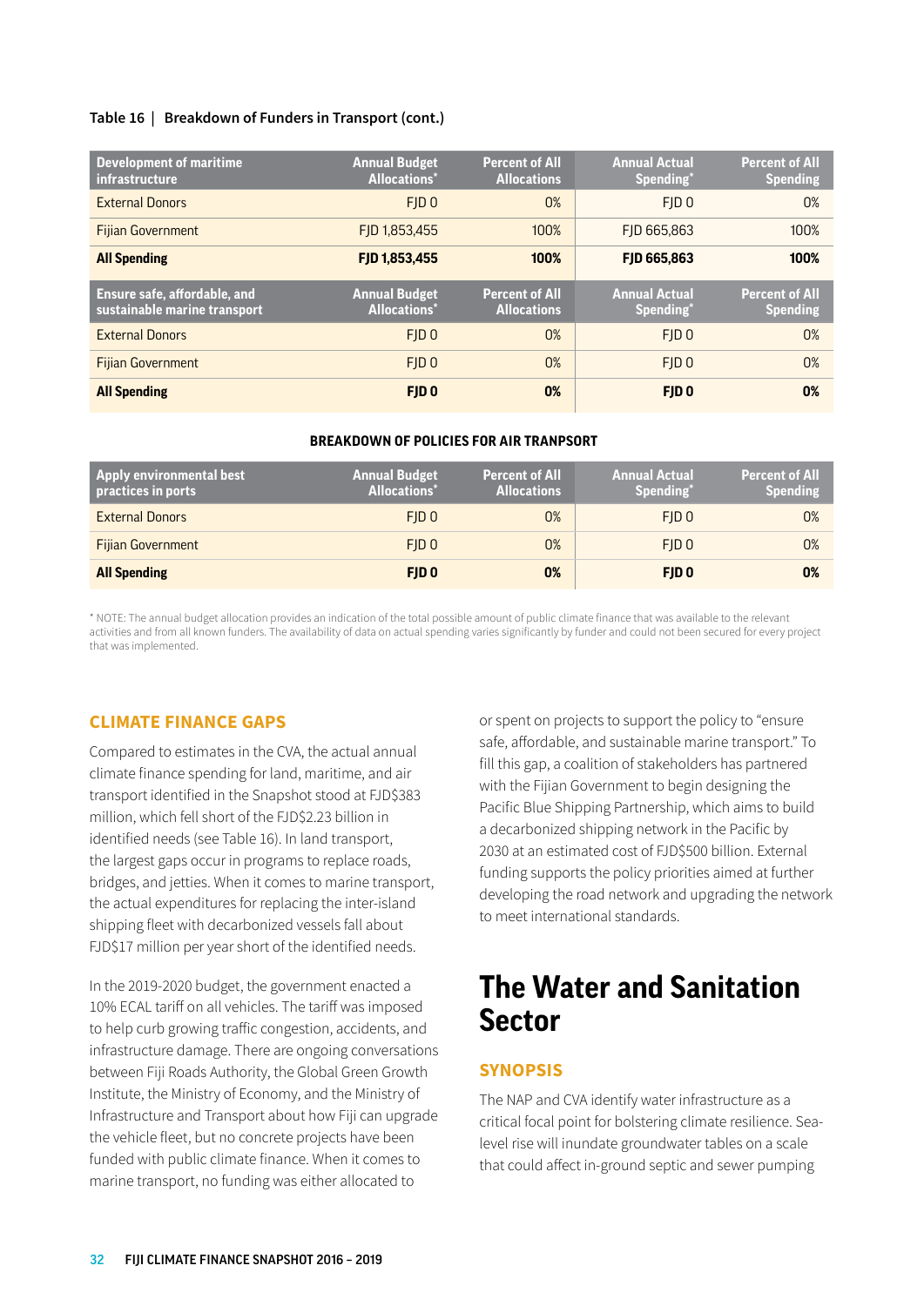**Table 16 | Breakdown of Funders in Transport (cont.)**

| Development of maritime infrastructure | Annual Budget Allocations* | Percent of All Allocations | Annual Actual Spending* | Percent of All Spending |
|---|---|---|---|---|
| External Donors | FJD 0 | 0% | FJD 0 | 0% |
| Fijian Government | FJD 1,853,455 | 100% | FJD 665,863 | 100% |
| **All Spending** | **FJD 1,853,455** | **100%** | **FJD 665,863** | **100%** |
| **Ensure safe, affordable, and sustainable marine transport** | **Annual Budget Allocations*** | **Percent of All Allocations** | **Annual Actual Spending*** | **Percent of All Spending** |
| External Donors | FJD 0 | 0% | FJD 0 | 0% |
| Fijian Government | FJD 0 | 0% | FJD 0 | 0% |
| **All Spending** | **FJD 0** | **0%** | **FJD 0** | **0%** |

**BREAKDOWN OF POLICIES FOR AIR TRANPSORT**

| Apply environmental best practices in ports | Annual Budget Allocations* | Percent of All Allocations | Annual Actual Spending* | Percent of All Spending |
|---|---|---|---|---|
| External Donors | FJD 0 | 0% | FJD 0 | 0% |
| Fijian Government | FJD 0 | 0% | FJD 0 | 0% |
| **All Spending** | **FJD 0** | **0%** | **FJD 0** | **0%** |

* NOTE: The annual budget allocation provides an indication of the total possible amount of public climate finance that was available to the relevant activities and from all known funders. The availability of data on actual spending varies significantly by funder and could not been secured for every project that was implemented.

## CLIMATE FINANCE GAPS

Compared to estimates in the CVA, the actual annual climate finance spending for land, maritime, and air transport identified in the Snapshot stood at FJD$383 million, which fell short of the FJD$2.23 billion in identified needs (see Table 16). In land transport, the largest gaps occur in programs to replace roads, bridges, and jetties. When it comes to marine transport, the actual expenditures for replacing the inter-island shipping fleet with decarbonized vessels fall about FJD$17 million per year short of the identified needs.

In the 2019-2020 budget, the government enacted a 10% ECAL tariff on all vehicles. The tariff was imposed to help curb growing traffic congestion, accidents, and infrastructure damage. There are ongoing conversations between Fiji Roads Authority, the Global Green Growth Institute, the Ministry of Economy, and the Ministry of Infrastructure and Transport about how Fiji can upgrade the vehicle fleet, but no concrete projects have been funded with public climate finance. When it comes to marine transport, no funding was either allocated to or spent on projects to support the policy to "ensure safe, affordable, and sustainable marine transport." To fill this gap, a coalition of stakeholders has partnered with the Fijian Government to begin designing the Pacific Blue Shipping Partnership, which aims to build a decarbonized shipping network in the Pacific by 2030 at an estimated cost of FJD$500 billion. External funding supports the policy priorities aimed at further developing the road network and upgrading the network to meet international standards.

# The Water and Sanitation Sector

## SYNOPSIS

The NAP and CVA identify water infrastructure as a critical focal point for bolstering climate resilience. Sea-level rise will inundate groundwater tables on a scale that could affect in-ground septic and sewer pumping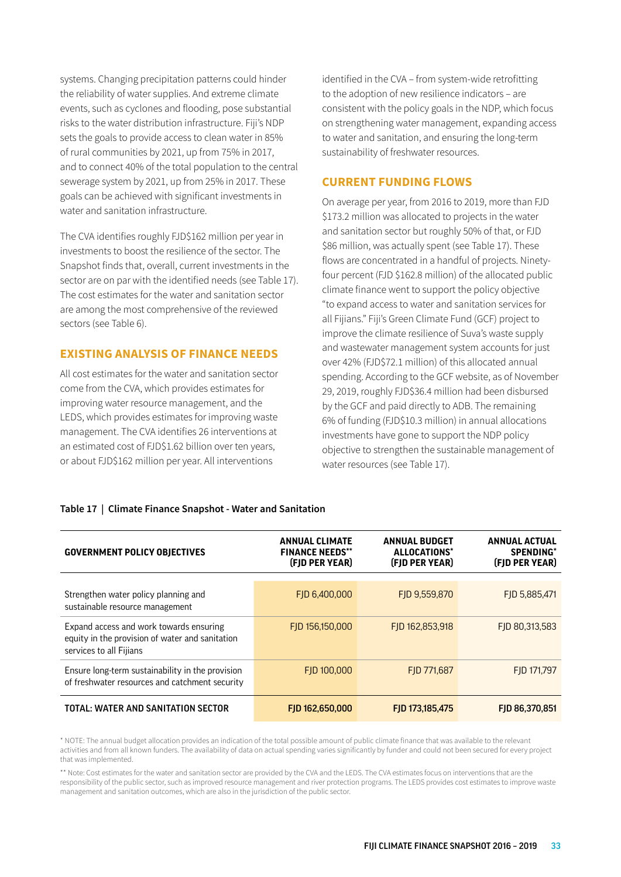systems. Changing precipitation patterns could hinder the reliability of water supplies. And extreme climate events, such as cyclones and flooding, pose substantial risks to the water distribution infrastructure. Fiji's NDP sets the goals to provide access to clean water in 85% of rural communities by 2021, up from 75% in 2017, and to connect 40% of the total population to the central sewerage system by 2021, up from 25% in 2017. These goals can be achieved with significant investments in water and sanitation infrastructure.

The CVA identifies roughly FJD$162 million per year in investments to boost the resilience of the sector. The Snapshot finds that, overall, current investments in the sector are on par with the identified needs (see Table 17). The cost estimates for the water and sanitation sector are among the most comprehensive of the reviewed sectors (see Table 6).

## EXISTING ANALYSIS OF FINANCE NEEDS

All cost estimates for the water and sanitation sector come from the CVA, which provides estimates for improving water resource management, and the LEDS, which provides estimates for improving waste management. The CVA identifies 26 interventions at an estimated cost of FJD$1.62 billion over ten years, or about FJD$162 million per year. All interventions identified in the CVA – from system-wide retrofitting to the adoption of new resilience indicators – are consistent with the policy goals in the NDP, which focus on strengthening water management, expanding access to water and sanitation, and ensuring the long-term sustainability of freshwater resources.

## CURRENT FUNDING FLOWS

On average per year, from 2016 to 2019, more than FJD $173.2 million was allocated to projects in the water and sanitation sector but roughly 50% of that, or FJD $86 million, was actually spent (see Table 17). These flows are concentrated in a handful of projects. Ninety-four percent (FJD $162.8 million) of the allocated public climate finance went to support the policy objective "to expand access to water and sanitation services for all Fijians." Fiji's Green Climate Fund (GCF) project to improve the climate resilience of Suva's waste supply and wastewater management system accounts for just over 42% (FJD$72.1 million) of this allocated annual spending. According to the GCF website, as of November 29, 2019, roughly FJD$36.4 million had been disbursed by the GCF and paid directly to ADB. The remaining 6% of funding (FJD$10.3 million) in annual allocations investments have gone to support the NDP policy objective to strengthen the sustainable management of water resources (see Table 17).

**Table 17 | Climate Finance Snapshot - Water and Sanitation**

| GOVERNMENT POLICY OBJECTIVES | ANNUAL CLIMATE FINANCE NEEDS** (FJD PER YEAR) | ANNUAL BUDGET ALLOCATIONS* (FJD PER YEAR) | ANNUAL ACTUAL SPENDING* (FJD PER YEAR) |
|---|---|---|---|
| Strengthen water policy planning and sustainable resource management | FJD 6,400,000 | FJD 9,559,870 | FJD 5,885,471 |
| Expand access and work towards ensuring equity in the provision of water and sanitation services to all Fijians | FJD 156,150,000 | FJD 162,853,918 | FJD 80,313,583 |
| Ensure long-term sustainability in the provision of freshwater resources and catchment security | FJD 100,000 | FJD 771,687 | FJD 171,797 |
| **TOTAL: WATER AND SANITATION SECTOR** | **FJD 162,650,000** | **FJD 173,185,475** | **FJD 86,370,851** |

* NOTE: The annual budget allocation provides an indication of the total possible amount of public climate finance that was available to the relevant activities and from all known funders. The availability of data on actual spending varies significantly by funder and could not been secured for every project that was implemented.

** Note: Cost estimates for the water and sanitation sector are provided by the CVA and the LEDS. The CVA estimates focus on interventions that are the responsibility of the public sector, such as improved resource management and river protection programs. The LEDS provides cost estimates to improve waste management and sanitation outcomes, which are also in the jurisdiction of the public sector.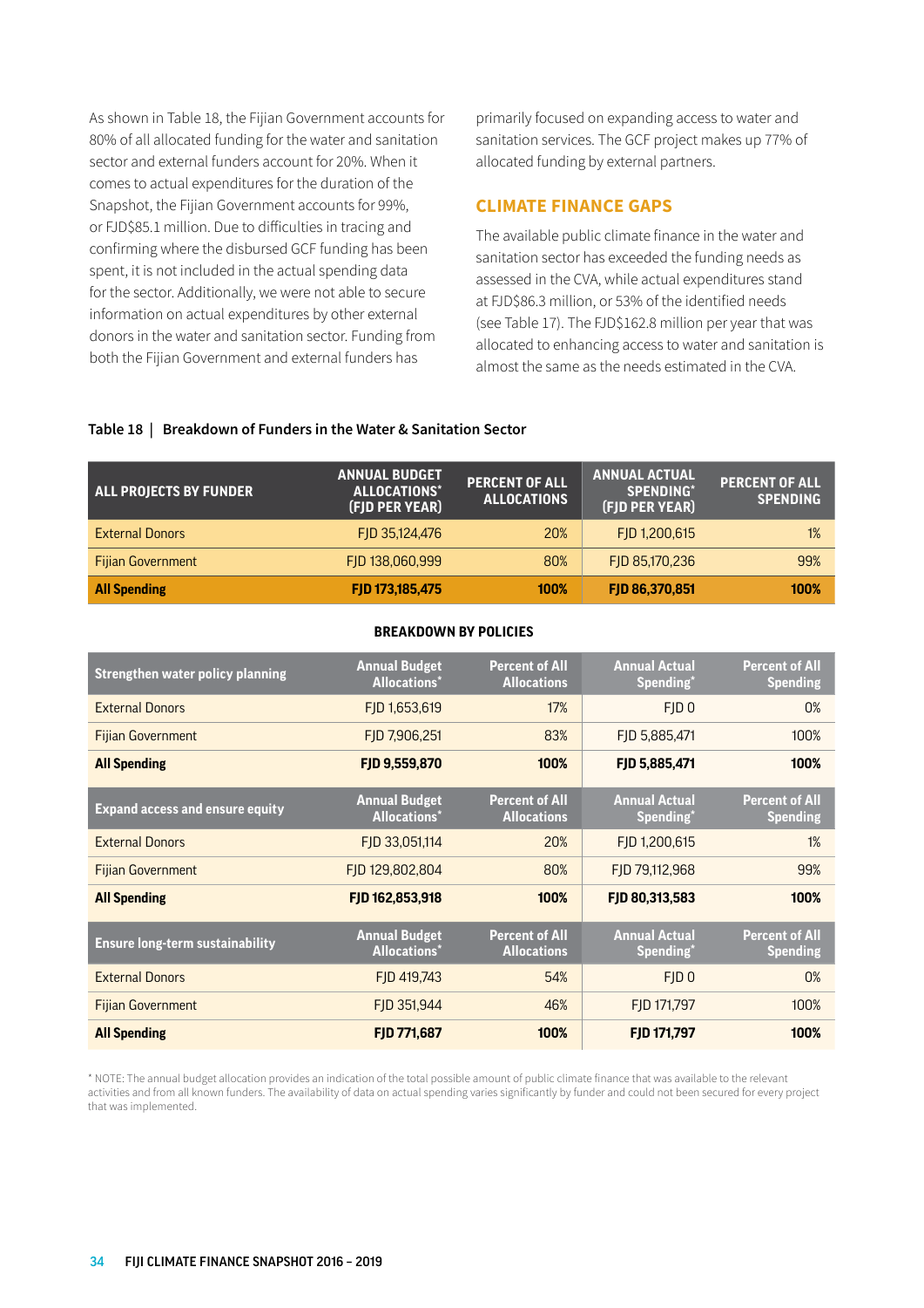As shown in Table 18, the Fijian Government accounts for 80% of all allocated funding for the water and sanitation sector and external funders account for 20%. When it comes to actual expenditures for the duration of the Snapshot, the Fijian Government accounts for 99%, or FJD$85.1 million. Due to difficulties in tracing and confirming where the disbursed GCF funding has been spent, it is not included in the actual spending data for the sector. Additionally, we were not able to secure information on actual expenditures by other external donors in the water and sanitation sector. Funding from both the Fijian Government and external funders has primarily focused on expanding access to water and sanitation services. The GCF project makes up 77% of allocated funding by external partners.

## CLIMATE FINANCE GAPS

The available public climate finance in the water and sanitation sector has exceeded the funding needs as assessed in the CVA, while actual expenditures stand at FJD$86.3 million, or 53% of the identified needs (see Table 17). The FJD$162.8 million per year that was allocated to enhancing access to water and sanitation is almost the same as the needs estimated in the CVA.

**Table 18 | Breakdown of Funders in the Water & Sanitation Sector**

| ALL PROJECTS BY FUNDER | ANNUAL BUDGET ALLOCATIONS* (FJD PER YEAR) | PERCENT OF ALL ALLOCATIONS | ANNUAL ACTUAL SPENDING* (FJD PER YEAR) | PERCENT OF ALL SPENDING |
|---|---|---|---|---|
| External Donors | FJD 35,124,476 | 20% | FJD 1,200,615 | 1% |
| Fijian Government | FJD 138,060,999 | 80% | FJD 85,170,236 | 99% |
| **All Spending** | **FJD 173,185,475** | **100%** | **FJD 86,370,851** | **100%** |

**BREAKDOWN BY POLICIES**

| Strengthen water policy planning | Annual Budget Allocations* | Percent of All Allocations | Annual Actual Spending* | Percent of All Spending |
|---|---|---|---|---|
| External Donors | FJD 1,653,619 | 17% | FJD 0 | 0% |
| Fijian Government | FJD 7,906,251 | 83% | FJD 5,885,471 | 100% |
| **All Spending** | **FJD 9,559,870** | **100%** | **FJD 5,885,471** | **100%** |
| **Expand access and ensure equity** | **Annual Budget Allocations*** | **Percent of All Allocations** | **Annual Actual Spending*** | **Percent of All Spending** |
| External Donors | FJD 33,051,114 | 20% | FJD 1,200,615 | 1% |
| Fijian Government | FJD 129,802,804 | 80% | FJD 79,112,968 | 99% |
| **All Spending** | **FJD 162,853,918** | **100%** | **FJD 80,313,583** | **100%** |
| **Ensure long-term sustainability** | **Annual Budget Allocations*** | **Percent of All Allocations** | **Annual Actual Spending*** | **Percent of All Spending** |
| External Donors | FJD 419,743 | 54% | FJD 0 | 0% |
| Fijian Government | FJD 351,944 | 46% | FJD 171,797 | 100% |
| **All Spending** | **FJD 771,687** | **100%** | **FJD 171,797** | **100%** |

* NOTE: The annual budget allocation provides an indication of the total possible amount of public climate finance that was available to the relevant activities and from all known funders. The availability of data on actual spending varies significantly by funder and could not been secured for every project that was implemented.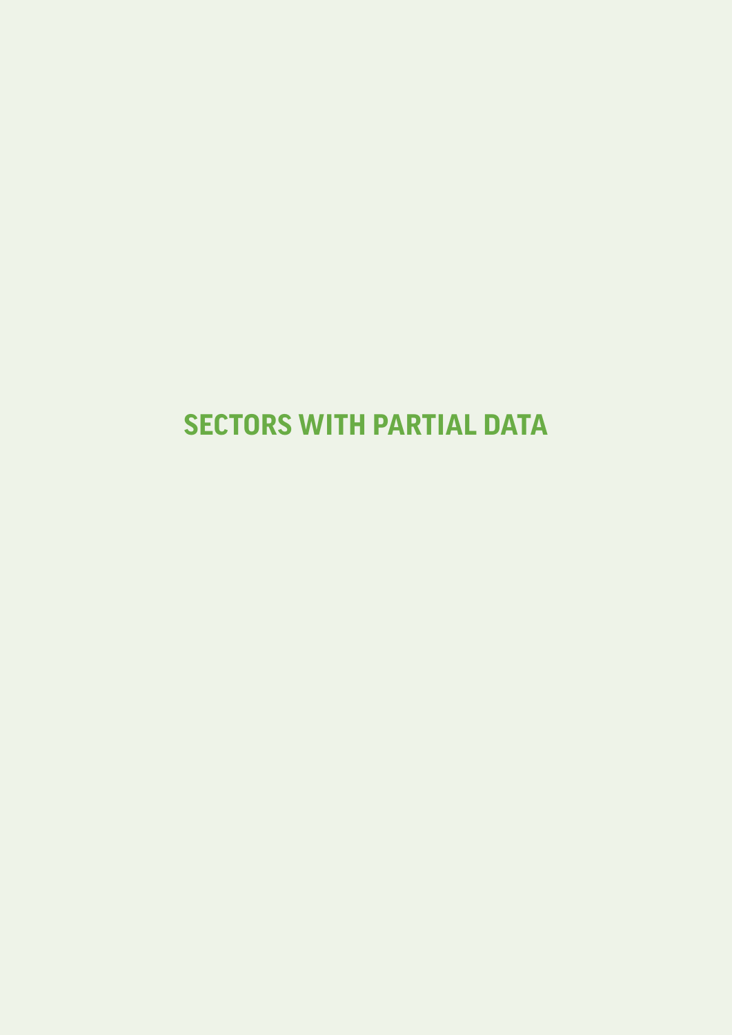# SECTORS WITH PARTIAL DATA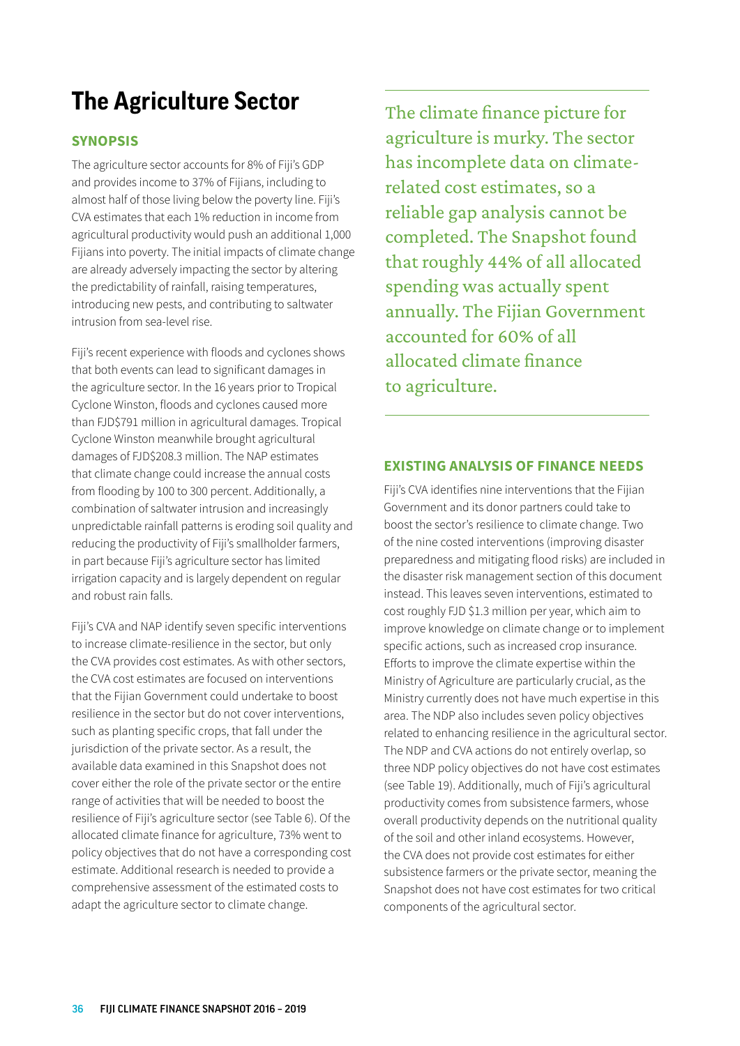# The Agriculture Sector

## SYNOPSIS

The agriculture sector accounts for 8% of Fiji's GDP and provides income to 37% of Fijians, including to almost half of those living below the poverty line. Fiji's CVA estimates that each 1% reduction in income from agricultural productivity would push an additional 1,000 Fijians into poverty. The initial impacts of climate change are already adversely impacting the sector by altering the predictability of rainfall, raising temperatures, introducing new pests, and contributing to saltwater intrusion from sea-level rise.

Fiji's recent experience with floods and cyclones shows that both events can lead to significant damages in the agriculture sector. In the 16 years prior to Tropical Cyclone Winston, floods and cyclones caused more than FJD$791 million in agricultural damages. Tropical Cyclone Winston meanwhile brought agricultural damages of FJD$208.3 million. The NAP estimates that climate change could increase the annual costs from flooding by 100 to 300 percent. Additionally, a combination of saltwater intrusion and increasingly unpredictable rainfall patterns is eroding soil quality and reducing the productivity of Fiji's smallholder farmers, in part because Fiji's agriculture sector has limited irrigation capacity and is largely dependent on regular and robust rain falls.

Fiji's CVA and NAP identify seven specific interventions to increase climate-resilience in the sector, but only the CVA provides cost estimates. As with other sectors, the CVA cost estimates are focused on interventions that the Fijian Government could undertake to boost resilience in the sector but do not cover interventions, such as planting specific crops, that fall under the jurisdiction of the private sector. As a result, the available data examined in this Snapshot does not cover either the role of the private sector or the entire range of activities that will be needed to boost the resilience of Fiji's agriculture sector (see Table 6). Of the allocated climate finance for agriculture, 73% went to policy objectives that do not have a corresponding cost estimate. Additional research is needed to provide a comprehensive assessment of the estimated costs to adapt the agriculture sector to climate change.

> The climate finance picture for agriculture is murky. The sector has incomplete data on climate-related cost estimates, so a reliable gap analysis cannot be completed. The Snapshot found that roughly 44% of all allocated spending was actually spent annually. The Fijian Government accounted for 60% of all allocated climate finance to agriculture.

## EXISTING ANALYSIS OF FINANCE NEEDS

Fiji's CVA identifies nine interventions that the Fijian Government and its donor partners could take to boost the sector's resilience to climate change. Two of the nine costed interventions (improving disaster preparedness and mitigating flood risks) are included in the disaster risk management section of this document instead. This leaves seven interventions, estimated to cost roughly FJD $1.3 million per year, which aim to improve knowledge on climate change or to implement specific actions, such as increased crop insurance. Efforts to improve the climate expertise within the Ministry of Agriculture are particularly crucial, as the Ministry currently does not have much expertise in this area. The NDP also includes seven policy objectives related to enhancing resilience in the agricultural sector. The NDP and CVA actions do not entirely overlap, so three NDP policy objectives do not have cost estimates (see Table 19). Additionally, much of Fiji's agricultural productivity comes from subsistence farmers, whose overall productivity depends on the nutritional quality of the soil and other inland ecosystems. However, the CVA does not provide cost estimates for either subsistence farmers or the private sector, meaning the Snapshot does not have cost estimates for two critical components of the agricultural sector.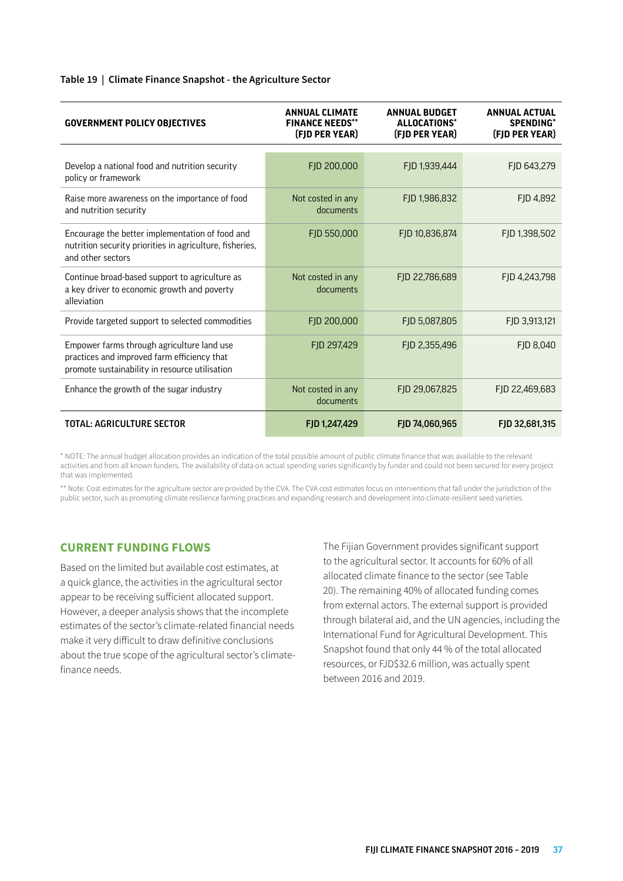**Table 19 | Climate Finance Snapshot - the Agriculture Sector**

| GOVERNMENT POLICY OBJECTIVES | ANNUAL CLIMATE FINANCE NEEDS** (FJD PER YEAR) | ANNUAL BUDGET ALLOCATIONS* (FJD PER YEAR) | ANNUAL ACTUAL SPENDING* (FJD PER YEAR) |
|---|---|---|---|
| Develop a national food and nutrition security policy or framework | FJD 200,000 | FJD 1,939,444 | FJD 643,279 |
| Raise more awareness on the importance of food and nutrition security | Not costed in any documents | FJD 1,986,832 | FJD 4,892 |
| Encourage the better implementation of food and nutrition security priorities in agriculture, fisheries, and other sectors | FJD 550,000 | FJD 10,836,874 | FJD 1,398,502 |
| Continue broad-based support to agriculture as a key driver to economic growth and poverty alleviation | Not costed in any documents | FJD 22,786,689 | FJD 4,243,798 |
| Provide targeted support to selected commodities | FJD 200,000 | FJD 5,087,805 | FJD 3,913,121 |
| Empower farms through agriculture land use practices and improved farm efficiency that promote sustainability in resource utilisation | FJD 297,429 | FJD 2,355,496 | FJD 8,040 |
| Enhance the growth of the sugar industry | Not costed in any documents | FJD 29,067,825 | FJD 22,469,683 |
| **TOTAL: AGRICULTURE SECTOR** | **FJD 1,247,429** | **FJD 74,060,965** | **FJD 32,681,315** |

* NOTE: The annual budget allocation provides an indication of the total possible amount of public climate finance that was available to the relevant activities and from all known funders. The availability of data on actual spending varies significantly by funder and could not been secured for every project that was implemented.

** Note: Cost estimates for the agriculture sector are provided by the CVA. The CVA cost estimates focus on interventions that fall under the jurisdiction of the public sector, such as promoting climate resilience farming practices and expanding research and development into climate-resilient seed varieties.

## CURRENT FUNDING FLOWS

Based on the limited but available cost estimates, at a quick glance, the activities in the agricultural sector appear to be receiving sufficient allocated support. However, a deeper analysis shows that the incomplete estimates of the sector's climate-related financial needs make it very difficult to draw definitive conclusions about the true scope of the agricultural sector's climate-finance needs.

The Fijian Government provides significant support to the agricultural sector. It accounts for 60% of all allocated climate finance to the sector (see Table 20). The remaining 40% of allocated funding comes from external actors. The external support is provided through bilateral aid, and the UN agencies, including the International Fund for Agricultural Development. This Snapshot found that only 44 % of the total allocated resources, or FJD$32.6 million, was actually spent between 2016 and 2019.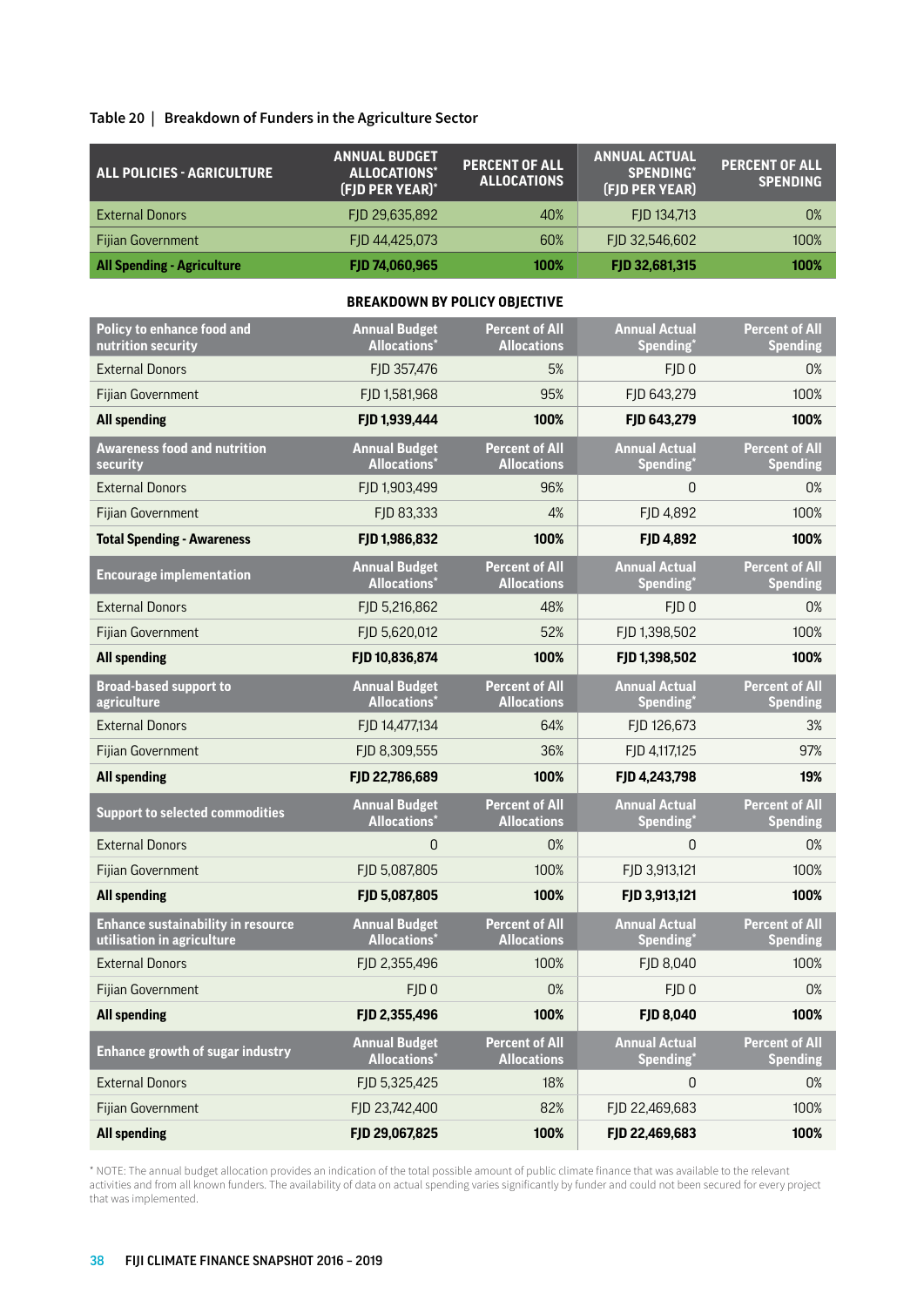Table 20 | Breakdown of Funders in the Agriculture Sector

| ALL POLICIES - AGRICULTURE | ANNUAL BUDGET ALLOCATIONS* (FJD PER YEAR)* | PERCENT OF ALL ALLOCATIONS | ANNUAL ACTUAL SPENDING* (FJD PER YEAR) | PERCENT OF ALL SPENDING |
|---|---|---|---|---|
| External Donors | FJD 29,635,892 | 40% | FJD 134,713 | 0% |
| Fijian Government | FJD 44,425,073 | 60% | FJD 32,546,602 | 100% |
| **All Spending - Agriculture** | **FJD 74,060,965** | **100%** | **FJD 32,681,315** | **100%** |

**BREAKDOWN BY POLICY OBJECTIVE**

| Policy to enhance food and nutrition security | Annual Budget Allocations* | Percent of All Allocations | Annual Actual Spending* | Percent of All Spending |
|---|---|---|---|---|
| External Donors | FJD 357,476 | 5% | FJD 0 | 0% |
| Fijian Government | FJD 1,581,968 | 95% | FJD 643,279 | 100% |
| **All spending** | **FJD 1,939,444** | **100%** | **FJD 643,279** | **100%** |
| **Awareness food and nutrition security** | **Annual Budget Allocations*** | **Percent of All Allocations** | **Annual Actual Spending*** | **Percent of All Spending** |
| External Donors | FJD 1,903,499 | 96% | 0 | 0% |
| Fijian Government | FJD 83,333 | 4% | FJD 4,892 | 100% |
| **Total Spending - Awareness** | **FJD 1,986,832** | **100%** | **FJD 4,892** | **100%** |
| **Encourage implementation** | **Annual Budget Allocations*** | **Percent of All Allocations** | **Annual Actual Spending*** | **Percent of All Spending** |
| External Donors | FJD 5,216,862 | 48% | FJD 0 | 0% |
| Fijian Government | FJD 5,620,012 | 52% | FJD 1,398,502 | 100% |
| **All spending** | **FJD 10,836,874** | **100%** | **FJD 1,398,502** | **100%** |
| **Broad-based support to agriculture** | **Annual Budget Allocations*** | **Percent of All Allocations** | **Annual Actual Spending*** | **Percent of All Spending** |
| External Donors | FJD 14,477,134 | 64% | FJD 126,673 | 3% |
| Fijian Government | FJD 8,309,555 | 36% | FJD 4,117,125 | 97% |
| **All spending** | **FJD 22,786,689** | **100%** | **FJD 4,243,798** | **19%** |
| **Support to selected commodities** | **Annual Budget Allocations*** | **Percent of All Allocations** | **Annual Actual Spending*** | **Percent of All Spending** |
| External Donors | 0 | 0% | 0 | 0% |
| Fijian Government | FJD 5,087,805 | 100% | FJD 3,913,121 | 100% |
| **All spending** | **FJD 5,087,805** | **100%** | **FJD 3,913,121** | **100%** |
| **Enhance sustainability in resource utilisation in agriculture** | **Annual Budget Allocations*** | **Percent of All Allocations** | **Annual Actual Spending*** | **Percent of All Spending** |
| External Donors | FJD 2,355,496 | 100% | FJD 8,040 | 100% |
| Fijian Government | FJD 0 | 0% | FJD 0 | 0% |
| **All spending** | **FJD 2,355,496** | **100%** | **FJD 8,040** | **100%** |
| **Enhance growth of sugar industry** | **Annual Budget Allocations*** | **Percent of All Allocations** | **Annual Actual Spending*** | **Percent of All Spending** |
| External Donors | FJD 5,325,425 | 18% | 0 | 0% |
| Fijian Government | FJD 23,742,400 | 82% | FJD 22,469,683 | 100% |
| **All spending** | **FJD 29,067,825** | **100%** | **FJD 22,469,683** | **100%** |

* NOTE: The annual budget allocation provides an indication of the total possible amount of public climate finance that was available to the relevant activities and from all known funders. The availability of data on actual spending varies significantly by funder and could not been secured for every project that was implemented.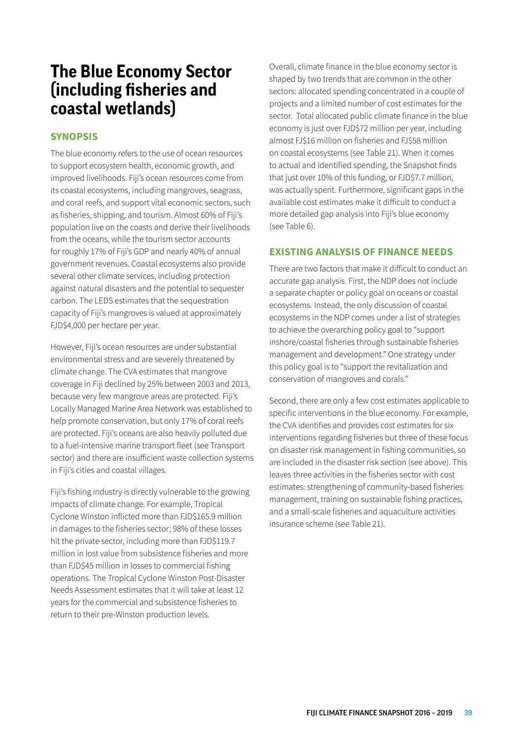# The Blue Economy Sector (including fisheries and coastal wetlands)

## SYNOPSIS

The blue economy refers to the use of ocean resources to support ecosystem health, economic growth, and improved livelihoods. Fiji's ocean resources come from its coastal ecosystems, including mangroves, seagrass, and coral reefs, and support vital economic sectors, such as fisheries, shipping, and tourism. Almost 60% of Fiji's population live on the coasts and derive their livelihoods from the oceans, while the tourism sector accounts for roughly 17% of Fiji's GDP and nearly 40% of annual government revenues. Coastal ecosystems also provide several other climate services, including protection against natural disasters and the potential to sequester carbon. The LEDS estimates that the sequestration capacity of Fiji's mangroves is valued at approximately FJD$4,000 per hectare per year.

However, Fiji's ocean resources are under substantial environmental stress and are severely threatened by climate change. The CVA estimates that mangrove coverage in Fiji declined by 25% between 2003 and 2013, because very few mangrove areas are protected. Fiji's Locally Managed Marine Area Network was established to help promote conservation, but only 17% of coral reefs are protected. Fiji's oceans are also heavily polluted due to a fuel-intensive marine transport fleet (see Transport sector) and there are insufficient waste collection systems in Fiji's cities and coastal villages.

Fiji's fishing industry is directly vulnerable to the growing impacts of climate change. For example, Tropical Cyclone Winston inflicted more than FJD$165.9 million in damages to the fisheries sector; 98% of these losses hit the private sector, including more than FJD$119.7 million in lost value from subsistence fisheries and more than FJD$45 million in losses to commercial fishing operations. The Tropical Cyclone Winston Post-Disaster Needs Assessment estimates that it will take at least 12 years for the commercial and subsistence fisheries to return to their pre-Winston production levels.

Overall, climate finance in the blue economy sector is shaped by two trends that are common in the other sectors: allocated spending concentrated in a couple of projects and a limited number of cost estimates for the sector. Total allocated public climate finance in the blue economy is just over FJD$72 million per year, including almost FJ$16 million on fisheries and FJ$58 million on coastal ecosystems (see Table 21). When it comes to actual and identified spending, the Snapshot finds that just over 10% of this funding, or FJD$7.7 million, was actually spent. Furthermore, significant gaps in the available cost estimates make it difficult to conduct a more detailed gap analysis into Fiji's blue economy (see Table 6).

## EXISTING ANALYSIS OF FINANCE NEEDS

There are two factors that make it difficult to conduct an accurate gap analysis. First, the NDP does not include a separate chapter or policy goal on oceans or coastal ecosystems. Instead, the only discussion of coastal ecosystems in the NDP comes under a list of strategies to achieve the overarching policy goal to "support inshore/coastal fisheries through sustainable fisheries management and development." One strategy under this policy goal is to "support the revitalization and conservation of mangroves and corals."

Second, there are only a few cost estimates applicable to specific interventions in the blue economy. For example, the CVA identifies and provides cost estimates for six interventions regarding fisheries but three of these focus on disaster risk management in fishing communities, so are included in the disaster risk section (see above). This leaves three activities in the fisheries sector with cost estimates: strengthening of community-based fisheries management, training on sustainable fishing practices, and a small-scale fisheries and aquaculture activities insurance scheme (see Table 21).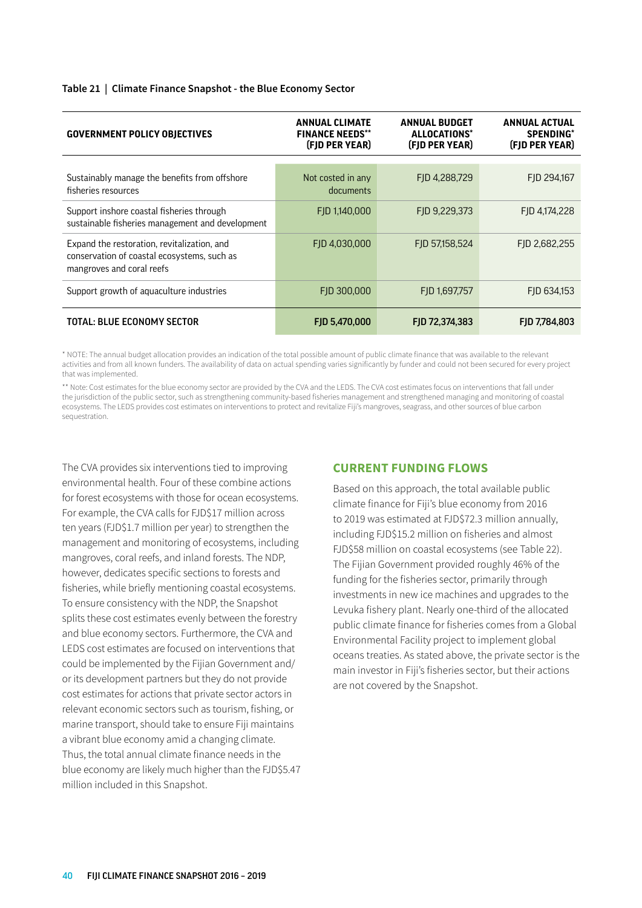**Table 21 | Climate Finance Snapshot - the Blue Economy Sector**

| GOVERNMENT POLICY OBJECTIVES | ANNUAL CLIMATE FINANCE NEEDS** (FJD PER YEAR) | ANNUAL BUDGET ALLOCATIONS* (FJD PER YEAR) | ANNUAL ACTUAL SPENDING* (FJD PER YEAR) |
|---|---|---|---|
| Sustainably manage the benefits from offshore fisheries resources | Not costed in any documents | FJD 4,288,729 | FJD 294,167 |
| Support inshore coastal fisheries through sustainable fisheries management and development | FJD 1,140,000 | FJD 9,229,373 | FJD 4,174,228 |
| Expand the restoration, revitalization, and conservation of coastal ecosystems, such as mangroves and coral reefs | FJD 4,030,000 | FJD 57,158,524 | FJD 2,682,255 |
| Support growth of aquaculture industries | FJD 300,000 | FJD 1,697,757 | FJD 634,153 |
| **TOTAL: BLUE ECONOMY SECTOR** | **FJD 5,470,000** | **FJD 72,374,383** | **FJD 7,784,803** |

* NOTE: The annual budget allocation provides an indication of the total possible amount of public climate finance that was available to the relevant activities and from all known funders. The availability of data on actual spending varies significantly by funder and could not been secured for every project that was implemented.

** Note: Cost estimates for the blue economy sector are provided by the CVA and the LEDS. The CVA cost estimates focus on interventions that fall under the jurisdiction of the public sector, such as strengthening community-based fisheries management and strengthened managing and monitoring of coastal ecosystems. The LEDS provides cost estimates on interventions to protect and revitalize Fiji's mangroves, seagrass, and other sources of blue carbon sequestration.

The CVA provides six interventions tied to improving environmental health. Four of these combine actions for forest ecosystems with those for ocean ecosystems. For example, the CVA calls for FJD$17 million across ten years (FJD$1.7 million per year) to strengthen the management and monitoring of ecosystems, including mangroves, coral reefs, and inland forests. The NDP, however, dedicates specific sections to forests and fisheries, while briefly mentioning coastal ecosystems. To ensure consistency with the NDP, the Snapshot splits these cost estimates evenly between the forestry and blue economy sectors. Furthermore, the CVA and LEDS cost estimates are focused on interventions that could be implemented by the Fijian Government and/or its development partners but they do not provide cost estimates for actions that private sector actors in relevant economic sectors such as tourism, fishing, or marine transport, should take to ensure Fiji maintains a vibrant blue economy amid a changing climate. Thus, the total annual climate finance needs in the blue economy are likely much higher than the FJD$5.47 million included in this Snapshot.

## CURRENT FUNDING FLOWS

Based on this approach, the total available public climate finance for Fiji's blue economy from 2016 to 2019 was estimated at FJD$72.3 million annually, including FJD$15.2 million on fisheries and almost FJD$58 million on coastal ecosystems (see Table 22). The Fijian Government provided roughly 46% of the funding for the fisheries sector, primarily through investments in new ice machines and upgrades to the Levuka fishery plant. Nearly one-third of the allocated public climate finance for fisheries comes from a Global Environmental Facility project to implement global oceans treaties. As stated above, the private sector is the main investor in Fiji's fisheries sector, but their actions are not covered by the Snapshot.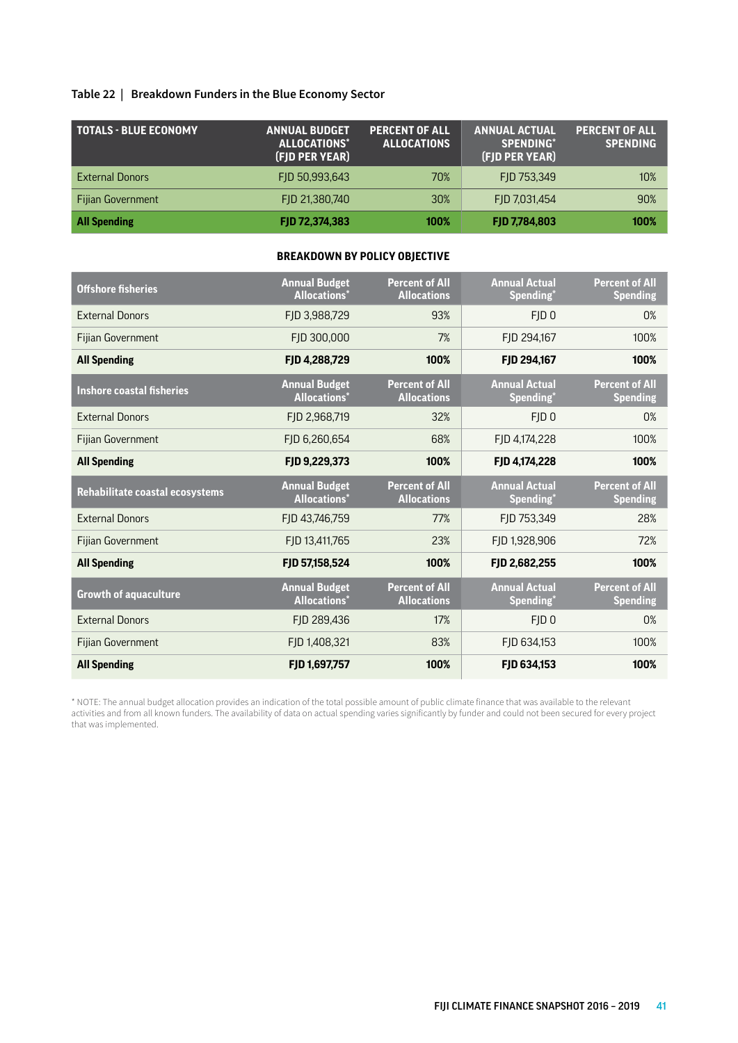Table 22 | Breakdown Funders in the Blue Economy Sector

| TOTALS - BLUE ECONOMY | ANNUAL BUDGET ALLOCATIONS* (FJD PER YEAR) | PERCENT OF ALL ALLOCATIONS | ANNUAL ACTUAL SPENDING* (FJD PER YEAR) | PERCENT OF ALL SPENDING |
|---|---|---|---|---|
| External Donors | FJD 50,993,643 | 70% | FJD 753,349 | 10% |
| Fijian Government | FJD 21,380,740 | 30% | FJD 7,031,454 | 90% |
| **All Spending** | **FJD 72,374,383** | **100%** | **FJD 7,784,803** | **100%** |

**BREAKDOWN BY POLICY OBJECTIVE**

| Offshore fisheries | Annual Budget Allocations* | Percent of All Allocations | Annual Actual Spending* | Percent of All Spending |
|---|---|---|---|---|
| External Donors | FJD 3,988,729 | 93% | FJD 0 | 0% |
| Fijian Government | FJD 300,000 | 7% | FJD 294,167 | 100% |
| **All Spending** | **FJD 4,288,729** | **100%** | **FJD 294,167** | **100%** |
| **Inshore coastal fisheries** | **Annual Budget Allocations*** | **Percent of All Allocations** | **Annual Actual Spending*** | **Percent of All Spending** |
| External Donors | FJD 2,968,719 | 32% | FJD 0 | 0% |
| Fijian Government | FJD 6,260,654 | 68% | FJD 4,174,228 | 100% |
| **All Spending** | **FJD 9,229,373** | **100%** | **FJD 4,174,228** | **100%** |
| **Rehabilitate coastal ecosystems** | **Annual Budget Allocations*** | **Percent of All Allocations** | **Annual Actual Spending*** | **Percent of All Spending** |
| External Donors | FJD 43,746,759 | 77% | FJD 753,349 | 28% |
| Fijian Government | FJD 13,411,765 | 23% | FJD 1,928,906 | 72% |
| **All Spending** | **FJD 57,158,524** | **100%** | **FJD 2,682,255** | **100%** |
| **Growth of aquaculture** | **Annual Budget Allocations*** | **Percent of All Allocations** | **Annual Actual Spending*** | **Percent of All Spending** |
| External Donors | FJD 289,436 | 17% | FJD 0 | 0% |
| Fijian Government | FJD 1,408,321 | 83% | FJD 634,153 | 100% |
| **All Spending** | **FJD 1,697,757** | **100%** | **FJD 634,153** | **100%** |

* NOTE: The annual budget allocation provides an indication of the total possible amount of public climate finance that was available to the relevant activities and from all known funders. The availability of data on actual spending varies significantly by funder and could not been secured for every project that was implemented.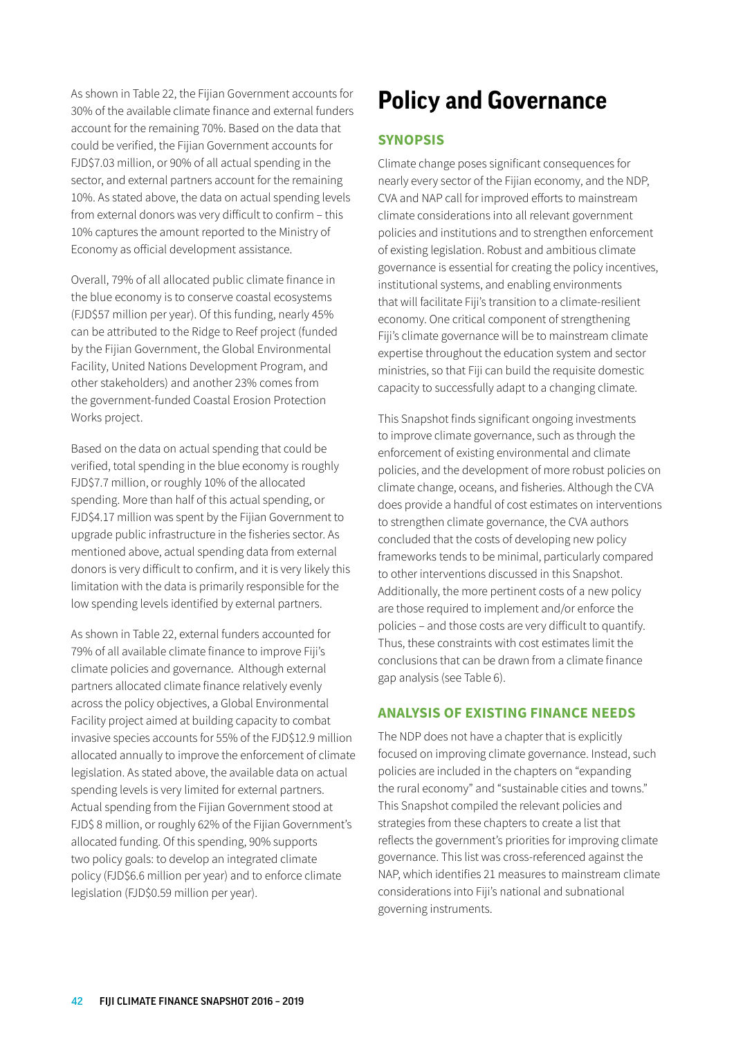As shown in Table 22, the Fijian Government accounts for 30% of the available climate finance and external funders account for the remaining 70%. Based on the data that could be verified, the Fijian Government accounts for FJD$7.03 million, or 90% of all actual spending in the sector, and external partners account for the remaining 10%. As stated above, the data on actual spending levels from external donors was very difficult to confirm – this 10% captures the amount reported to the Ministry of Economy as official development assistance.

Overall, 79% of all allocated public climate finance in the blue economy is to conserve coastal ecosystems (FJD$57 million per year). Of this funding, nearly 45% can be attributed to the Ridge to Reef project (funded by the Fijian Government, the Global Environmental Facility, United Nations Development Program, and other stakeholders) and another 23% comes from the government-funded Coastal Erosion Protection Works project.

Based on the data on actual spending that could be verified, total spending in the blue economy is roughly FJD$7.7 million, or roughly 10% of the allocated spending. More than half of this actual spending, or FJD$4.17 million was spent by the Fijian Government to upgrade public infrastructure in the fisheries sector. As mentioned above, actual spending data from external donors is very difficult to confirm, and it is very likely this limitation with the data is primarily responsible for the low spending levels identified by external partners.

As shown in Table 22, external funders accounted for 79% of all available climate finance to improve Fiji's climate policies and governance. Although external partners allocated climate finance relatively evenly across the policy objectives, a Global Environmental Facility project aimed at building capacity to combat invasive species accounts for 55% of the FJD$12.9 million allocated annually to improve the enforcement of climate legislation. As stated above, the available data on actual spending levels is very limited for external partners. Actual spending from the Fijian Government stood at FJD$ 8 million, or roughly 62% of the Fijian Government's allocated funding. Of this spending, 90% supports two policy goals: to develop an integrated climate policy (FJD$6.6 million per year) and to enforce climate legislation (FJD$0.59 million per year).

# Policy and Governance

## SYNOPSIS

Climate change poses significant consequences for nearly every sector of the Fijian economy, and the NDP, CVA and NAP call for improved efforts to mainstream climate considerations into all relevant government policies and institutions and to strengthen enforcement of existing legislation. Robust and ambitious climate governance is essential for creating the policy incentives, institutional systems, and enabling environments that will facilitate Fiji's transition to a climate-resilient economy. One critical component of strengthening Fiji's climate governance will be to mainstream climate expertise throughout the education system and sector ministries, so that Fiji can build the requisite domestic capacity to successfully adapt to a changing climate.

This Snapshot finds significant ongoing investments to improve climate governance, such as through the enforcement of existing environmental and climate policies, and the development of more robust policies on climate change, oceans, and fisheries. Although the CVA does provide a handful of cost estimates on interventions to strengthen climate governance, the CVA authors concluded that the costs of developing new policy frameworks tends to be minimal, particularly compared to other interventions discussed in this Snapshot. Additionally, the more pertinent costs of a new policy are those required to implement and/or enforce the policies – and those costs are very difficult to quantify. Thus, these constraints with cost estimates limit the conclusions that can be drawn from a climate finance gap analysis (see Table 6).

## ANALYSIS OF EXISTING FINANCE NEEDS

The NDP does not have a chapter that is explicitly focused on improving climate governance. Instead, such policies are included in the chapters on "expanding the rural economy" and "sustainable cities and towns." This Snapshot compiled the relevant policies and strategies from these chapters to create a list that reflects the government's priorities for improving climate governance. This list was cross-referenced against the NAP, which identifies 21 measures to mainstream climate considerations into Fiji's national and subnational governing instruments.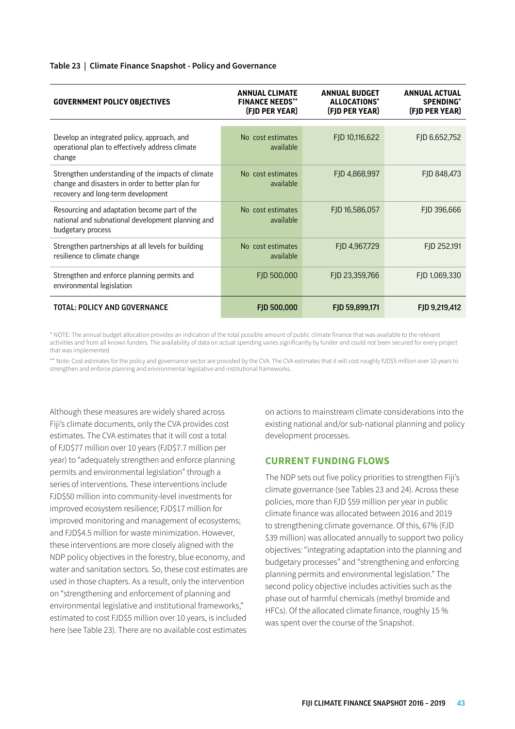**Table 23 | Climate Finance Snapshot - Policy and Governance**

| GOVERNMENT POLICY OBJECTIVES | ANNUAL CLIMATE FINANCE NEEDS** (FJD PER YEAR) | ANNUAL BUDGET ALLOCATIONS* (FJD PER YEAR) | ANNUAL ACTUAL SPENDING* (FJD PER YEAR) |
|---|---|---|---|
| Develop an integrated policy, approach, and operational plan to effectively address climate change | No cost estimates available | FJD 10,116,622 | FJD 6,652,752 |
| Strengthen understanding of the impacts of climate change and disasters in order to better plan for recovery and long-term development | No cost estimates available | FJD 4,868,997 | FJD 848,473 |
| Resourcing and adaptation become part of the national and subnational development planning and budgetary process | No cost estimates available | FJD 16,586,057 | FJD 396,666 |
| Strengthen partnerships at all levels for building resilience to climate change | No cost estimates available | FJD 4,967,729 | FJD 252,191 |
| Strengthen and enforce planning permits and environmental legislation | FJD 500,000 | FJD 23,359,766 | FJD 1,069,330 |
| **TOTAL: POLICY AND GOVERNANCE** | **FJD 500,000** | **FJD 59,899,171** | **FJD 9,219,412** |

* NOTE: The annual budget allocation provides an indication of the total possible amount of public climate finance that was available to the relevant activities and from all known funders. The availability of data on actual spending varies significantly by funder and could not been secured for every project that was implemented.

** Note: Cost estimates for the policy and governance sector are provided by the CVA. The CVA estimates that it will cost roughly FJD$5 million over 10 years to strengthen and enforce planning and environmental legislative and institutional frameworks.

Although these measures are widely shared across Fiji's climate documents, only the CVA provides cost estimates. The CVA estimates that it will cost a total of FJD$77 million over 10 years (FJD$7.7 million per year) to "adequately strengthen and enforce planning permits and environmental legislation" through a series of interventions. These interventions include FJD$50 million into community-level investments for improved ecosystem resilience; FJD$17 million for improved monitoring and management of ecosystems; and FJD$4.5 million for waste minimization. However, these interventions are more closely aligned with the NDP policy objectives in the forestry, blue economy, and water and sanitation sectors. So, these cost estimates are used in those chapters. As a result, only the intervention on "strengthening and enforcement of planning and environmental legislative and institutional frameworks," estimated to cost FJD$5 million over 10 years, is included here (see Table 23). There are no available cost estimates on actions to mainstream climate considerations into the existing national and/or sub-national planning and policy development processes.

## CURRENT FUNDING FLOWS

The NDP sets out five policy priorities to strengthen Fiji's climate governance (see Tables 23 and 24). Across these policies, more than FJD $59 million per year in public climate finance was allocated between 2016 and 2019 to strengthening climate governance. Of this, 67% (FJD $39 million) was allocated annually to support two policy objectives: "integrating adaptation into the planning and budgetary processes" and "strengthening and enforcing planning permits and environmental legislation." The second policy objective includes activities such as the phase out of harmful chemicals (methyl bromide and HFCs). Of the allocated climate finance, roughly 15 % was spent over the course of the Snapshot.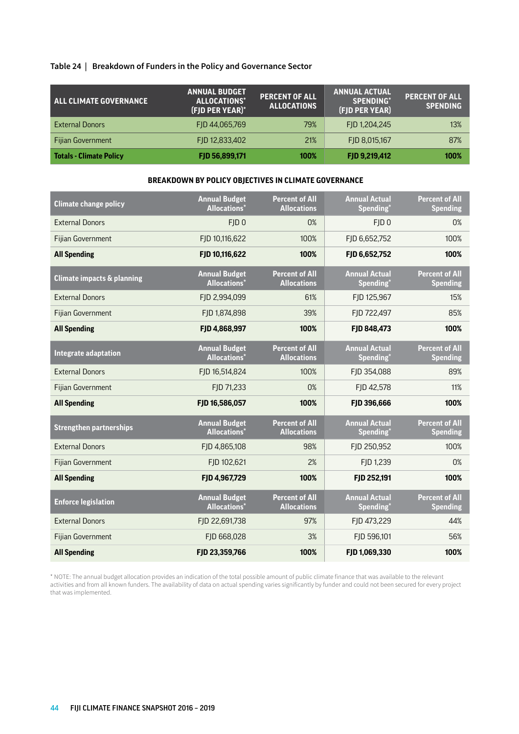Table 24 | Breakdown of Funders in the Policy and Governance Sector

| ALL CLIMATE GOVERNANCE | ANNUAL BUDGET ALLOCATIONS* (FJD PER YEAR)* | PERCENT OF ALL ALLOCATIONS | ANNUAL ACTUAL SPENDING* (FJD PER YEAR) | PERCENT OF ALL SPENDING |
|---|---|---|---|---|
| External Donors | FJD 44,065,769 | 79% | FJD 1,204,245 | 13% |
| Fijian Government | FJD 12,833,402 | 21% | FJD 8,015,167 | 87% |
| **Totals - Climate Policy** | **FJD 56,899,171** | **100%** | **FJD 9,219,412** | **100%** |

**BREAKDOWN BY POLICY OBJECTIVES IN CLIMATE GOVERNANCE**

| Climate change policy | Annual Budget Allocations* | Percent of All Allocations | Annual Actual Spending* | Percent of All Spending |
|---|---|---|---|---|
| External Donors | FJD 0 | 0% | FJD 0 | 0% |
| Fijian Government | FJD 10,116,622 | 100% | FJD 6,652,752 | 100% |
| **All Spending** | **FJD 10,116,622** | **100%** | **FJD 6,652,752** | **100%** |
| **Climate impacts & planning** | **Annual Budget Allocations*** | **Percent of All Allocations** | **Annual Actual Spending*** | **Percent of All Spending** |
| External Donors | FJD 2,994,099 | 61% | FJD 125,967 | 15% |
| Fijian Government | FJD 1,874,898 | 39% | FJD 722,497 | 85% |
| **All Spending** | **FJD 4,868,997** | **100%** | **FJD 848,473** | **100%** |
| **Integrate adaptation** | **Annual Budget Allocations*** | **Percent of All Allocations** | **Annual Actual Spending*** | **Percent of All Spending** |
| External Donors | FJD 16,514,824 | 100% | FJD 354,088 | 89% |
| Fijian Government | FJD 71,233 | 0% | FJD 42,578 | 11% |
| **All Spending** | **FJD 16,586,057** | **100%** | **FJD 396,666** | **100%** |
| **Strengthen partnerships** | **Annual Budget Allocations*** | **Percent of All Allocations** | **Annual Actual Spending*** | **Percent of All Spending** |
| External Donors | FJD 4,865,108 | 98% | FJD 250,952 | 100% |
| Fijian Government | FJD 102,621 | 2% | FJD 1,239 | 0% |
| **All Spending** | **FJD 4,967,729** | **100%** | **FJD 252,191** | **100%** |
| **Enforce legislation** | **Annual Budget Allocations*** | **Percent of All Allocations** | **Annual Actual Spending*** | **Percent of All Spending** |
| External Donors | FJD 22,691,738 | 97% | FJD 473,229 | 44% |
| Fijian Government | FJD 668,028 | 3% | FJD 596,101 | 56% |
| **All Spending** | **FJD 23,359,766** | **100%** | **FJD 1,069,330** | **100%** |

* NOTE: The annual budget allocation provides an indication of the total possible amount of public climate finance that was available to the relevant activities and from all known funders. The availability of data on actual spending varies significantly by funder and could not been secured for every project that was implemented.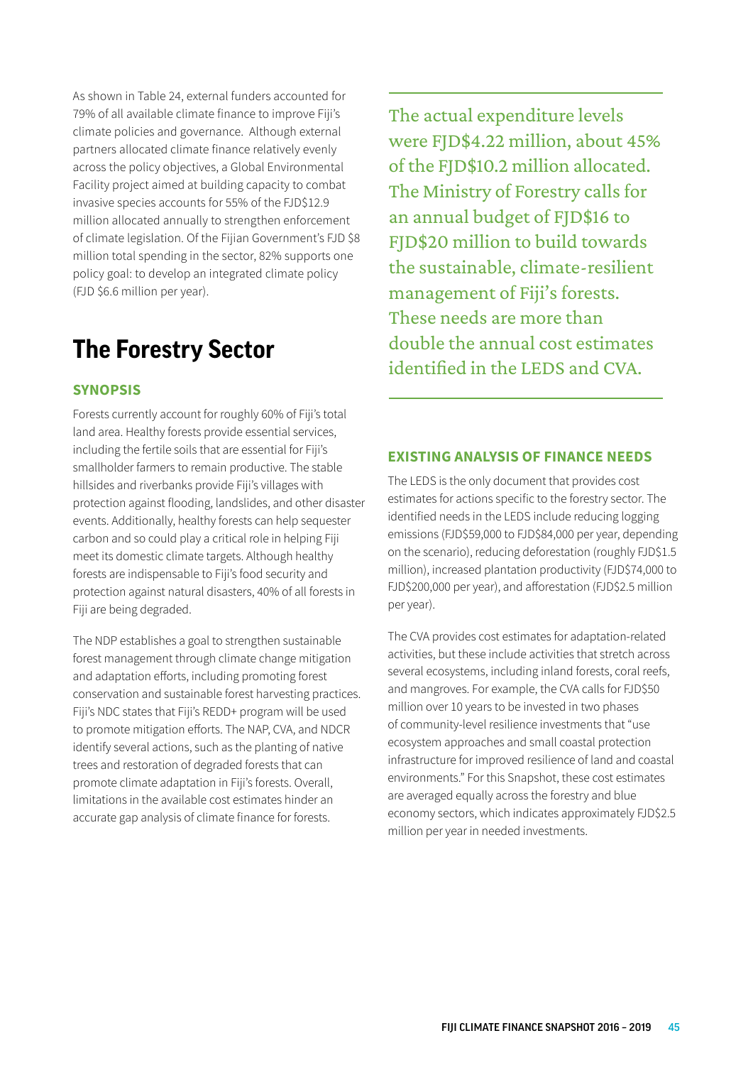As shown in Table 24, external funders accounted for 79% of all available climate finance to improve Fiji's climate policies and governance. Although external partners allocated climate finance relatively evenly across the policy objectives, a Global Environmental Facility project aimed at building capacity to combat invasive species accounts for 55% of the FJD$12.9 million allocated annually to strengthen enforcement of climate legislation. Of the Fijian Government's FJD $8 million total spending in the sector, 82% supports one policy goal: to develop an integrated climate policy (FJD $6.6 million per year).

## The Forestry Sector

### SYNOPSIS

Forests currently account for roughly 60% of Fiji's total land area. Healthy forests provide essential services, including the fertile soils that are essential for Fiji's smallholder farmers to remain productive. The stable hillsides and riverbanks provide Fiji's villages with protection against flooding, landslides, and other disaster events. Additionally, healthy forests can help sequester carbon and so could play a critical role in helping Fiji meet its domestic climate targets. Although healthy forests are indispensable to Fiji's food security and protection against natural disasters, 40% of all forests in Fiji are being degraded.

The NDP establishes a goal to strengthen sustainable forest management through climate change mitigation and adaptation efforts, including promoting forest conservation and sustainable forest harvesting practices. Fiji's NDC states that Fiji's REDD+ program will be used to promote mitigation efforts. The NAP, CVA, and NDCR identify several actions, such as the planting of native trees and restoration of degraded forests that can promote climate adaptation in Fiji's forests. Overall, limitations in the available cost estimates hinder an accurate gap analysis of climate finance for forests.

> The actual expenditure levels were FJD$4.22 million, about 45% of the FJD$10.2 million allocated. The Ministry of Forestry calls for an annual budget of FJD$16 to FJD$20 million to build towards the sustainable, climate-resilient management of Fiji's forests. These needs are more than double the annual cost estimates identified in the LEDS and CVA.

### EXISTING ANALYSIS OF FINANCE NEEDS

The LEDS is the only document that provides cost estimates for actions specific to the forestry sector. The identified needs in the LEDS include reducing logging emissions (FJD$59,000 to FJD$84,000 per year, depending on the scenario), reducing deforestation (roughly FJD$1.5 million), increased plantation productivity (FJD$74,000 to FJD$200,000 per year), and afforestation (FJD$2.5 million per year).

The CVA provides cost estimates for adaptation-related activities, but these include activities that stretch across several ecosystems, including inland forests, coral reefs, and mangroves. For example, the CVA calls for FJD$50 million over 10 years to be invested in two phases of community-level resilience investments that "use ecosystem approaches and small coastal protection infrastructure for improved resilience of land and coastal environments." For this Snapshot, these cost estimates are averaged equally across the forestry and blue economy sectors, which indicates approximately FJD$2.5 million per year in needed investments.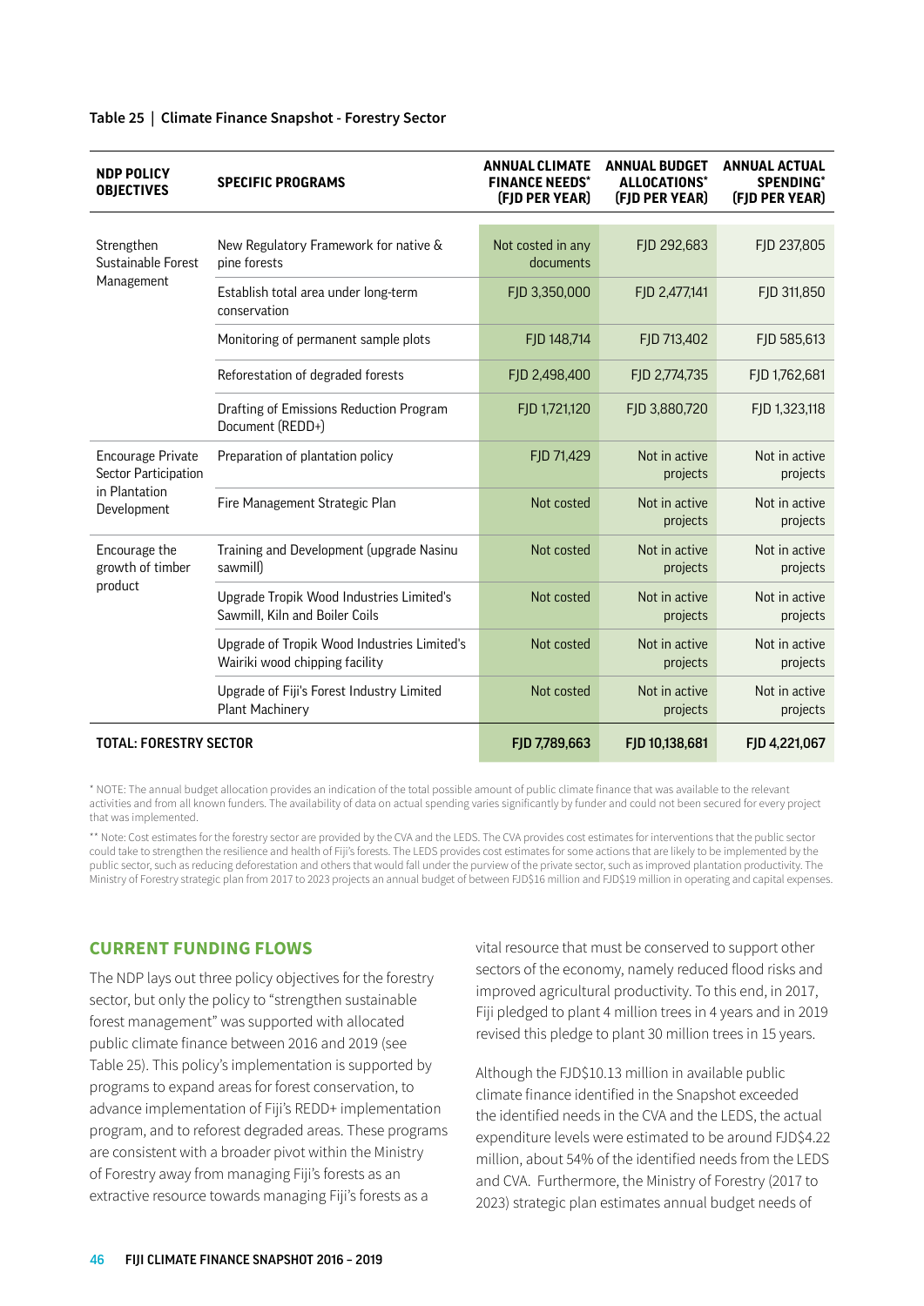**Table 25 | Climate Finance Snapshot - Forestry Sector**

| NDP POLICY OBJECTIVES | SPECIFIC PROGRAMS | ANNUAL CLIMATE FINANCE NEEDS* (FJD PER YEAR) | ANNUAL BUDGET ALLOCATIONS* (FJD PER YEAR) | ANNUAL ACTUAL SPENDING* (FJD PER YEAR) |
|---|---|---|---|---|
| Strengthen Sustainable Forest Management | New Regulatory Framework for native & pine forests | Not costed in any documents | FJD 292,683 | FJD 237,805 |
| | Establish total area under long-term conservation | FJD 3,350,000 | FJD 2,477,141 | FJD 311,850 |
| | Monitoring of permanent sample plots | FJD 148,714 | FJD 713,402 | FJD 585,613 |
| | Reforestation of degraded forests | FJD 2,498,400 | FJD 2,774,735 | FJD 1,762,681 |
| | Drafting of Emissions Reduction Program Document (REDD+) | FJD 1,721,120 | FJD 3,880,720 | FJD 1,323,118 |
| Encourage Private Sector Participation in Plantation Development | Preparation of plantation policy | FJD 71,429 | Not in active projects | Not in active projects |
| | Fire Management Strategic Plan | Not costed | Not in active projects | Not in active projects |
| Encourage the growth of timber product | Training and Development (upgrade Nasinu sawmill) | Not costed | Not in active projects | Not in active projects |
| | Upgrade Tropik Wood Industries Limited's Sawmill, Kiln and Boiler Coils | Not costed | Not in active projects | Not in active projects |
| | Upgrade of Tropik Wood Industries Limited's Wairiki wood chipping facility | Not costed | Not in active projects | Not in active projects |
| | Upgrade of Fiji's Forest Industry Limited Plant Machinery | Not costed | Not in active projects | Not in active projects |
| **TOTAL: FORESTRY SECTOR** | | **FJD 7,789,663** | **FJD 10,138,681** | **FJD 4,221,067** |

* NOTE: The annual budget allocation provides an indication of the total possible amount of public climate finance that was available to the relevant activities and from all known funders. The availability of data on actual spending varies significantly by funder and could not been secured for every project that was implemented.

** Note: Cost estimates for the forestry sector are provided by the CVA and the LEDS. The CVA provides cost estimates for interventions that the public sector could take to strengthen the resilience and health of Fiji's forests. The LEDS provides cost estimates for some actions that are likely to be implemented by the public sector, such as reducing deforestation and others that would fall under the purview of the private sector, such as improved plantation productivity. The Ministry of Forestry strategic plan from 2017 to 2023 projects an annual budget of between FJD$16 million and FJD$19 million in operating and capital expenses.

## CURRENT FUNDING FLOWS

The NDP lays out three policy objectives for the forestry sector, but only the policy to "strengthen sustainable forest management" was supported with allocated public climate finance between 2016 and 2019 (see Table 25). This policy's implementation is supported by programs to expand areas for forest conservation, to advance implementation of Fiji's REDD+ implementation program, and to reforest degraded areas. These programs are consistent with a broader pivot within the Ministry of Forestry away from managing Fiji's forests as an extractive resource towards managing Fiji's forests as a vital resource that must be conserved to support other sectors of the economy, namely reduced flood risks and improved agricultural productivity. To this end, in 2017, Fiji pledged to plant 4 million trees in 4 years and in 2019 revised this pledge to plant 30 million trees in 15 years.

Although the FJD$10.13 million in available public climate finance identified in the Snapshot exceeded the identified needs in the CVA and the LEDS, the actual expenditure levels were estimated to be around FJD$4.22 million, about 54% of the identified needs from the LEDS and CVA. Furthermore, the Ministry of Forestry (2017 to 2023) strategic plan estimates annual budget needs of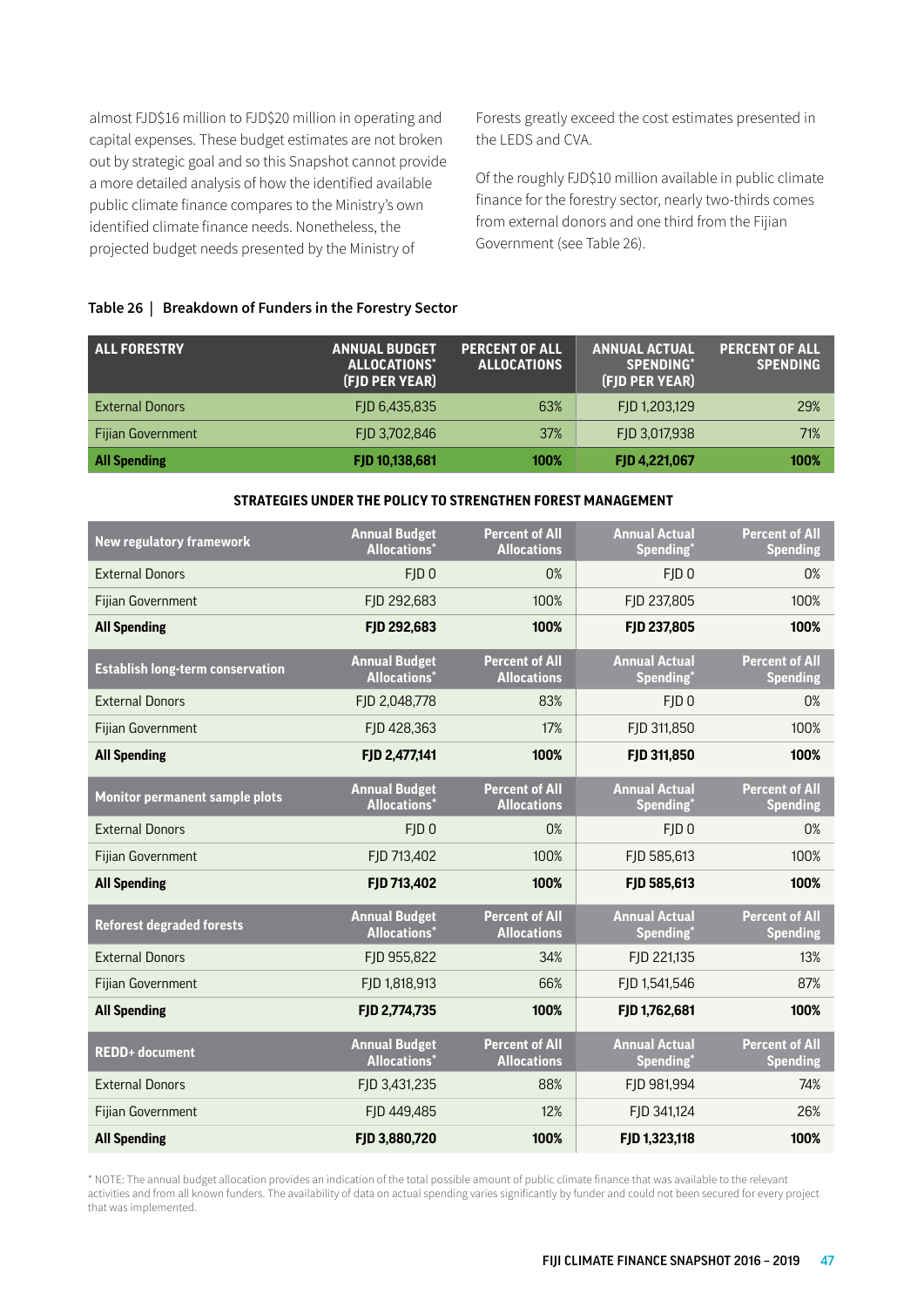almost FJD$16 million to FJD$20 million in operating and capital expenses. These budget estimates are not broken out by strategic goal and so this Snapshot cannot provide a more detailed analysis of how the identified available public climate finance compares to the Ministry's own identified climate finance needs. Nonetheless, the projected budget needs presented by the Ministry of Forests greatly exceed the cost estimates presented in the LEDS and CVA.

Of the roughly FJD$10 million available in public climate finance for the forestry sector, nearly two-thirds comes from external donors and one third from the Fijian Government (see Table 26).

**Table 26 | Breakdown of Funders in the Forestry Sector**

| ALL FORESTRY | ANNUAL BUDGET ALLOCATIONS* (FJD PER YEAR) | PERCENT OF ALL ALLOCATIONS | ANNUAL ACTUAL SPENDING* (FJD PER YEAR) | PERCENT OF ALL SPENDING |
|---|---|---|---|---|
| External Donors | FJD 6,435,835 | 63% | FJD 1,203,129 | 29% |
| Fijian Government | FJD 3,702,846 | 37% | FJD 3,017,938 | 71% |
| **All Spending** | **FJD 10,138,681** | **100%** | **FJD 4,221,067** | **100%** |

**STRATEGIES UNDER THE POLICY TO STRENGTHEN FOREST MANAGEMENT**

| New regulatory framework | Annual Budget Allocations* | Percent of All Allocations | Annual Actual Spending* | Percent of All Spending |
|---|---|---|---|---|
| External Donors | FJD 0 | 0% | FJD 0 | 0% |
| Fijian Government | FJD 292,683 | 100% | FJD 237,805 | 100% |
| **All Spending** | **FJD 292,683** | **100%** | **FJD 237,805** | **100%** |
| **Establish long-term conservation** | **Annual Budget Allocations*** | **Percent of All Allocations** | **Annual Actual Spending*** | **Percent of All Spending** |
| External Donors | FJD 2,048,778 | 83% | FJD 0 | 0% |
| Fijian Government | FJD 428,363 | 17% | FJD 311,850 | 100% |
| **All Spending** | **FJD 2,477,141** | **100%** | **FJD 311,850** | **100%** |
| **Monitor permanent sample plots** | **Annual Budget Allocations*** | **Percent of All Allocations** | **Annual Actual Spending*** | **Percent of All Spending** |
| External Donors | FJD 0 | 0% | FJD 0 | 0% |
| Fijian Government | FJD 713,402 | 100% | FJD 585,613 | 100% |
| **All Spending** | **FJD 713,402** | **100%** | **FJD 585,613** | **100%** |
| **Reforest degraded forests** | **Annual Budget Allocations*** | **Percent of All Allocations** | **Annual Actual Spending*** | **Percent of All Spending** |
| External Donors | FJD 955,822 | 34% | FJD 221,135 | 13% |
| Fijian Government | FJD 1,818,913 | 66% | FJD 1,541,546 | 87% |
| **All Spending** | **FJD 2,774,735** | **100%** | **FJD 1,762,681** | **100%** |
| **REDD+ document** | **Annual Budget Allocations*** | **Percent of All Allocations** | **Annual Actual Spending*** | **Percent of All Spending** |
| External Donors | FJD 3,431,235 | 88% | FJD 981,994 | 74% |
| Fijian Government | FJD 449,485 | 12% | FJD 341,124 | 26% |
| **All Spending** | **FJD 3,880,720** | **100%** | **FJD 1,323,118** | **100%** |

* NOTE: The annual budget allocation provides an indication of the total possible amount of public climate finance that was available to the relevant activities and from all known funders. The availability of data on actual spending varies significantly by funder and could not been secured for every project that was implemented.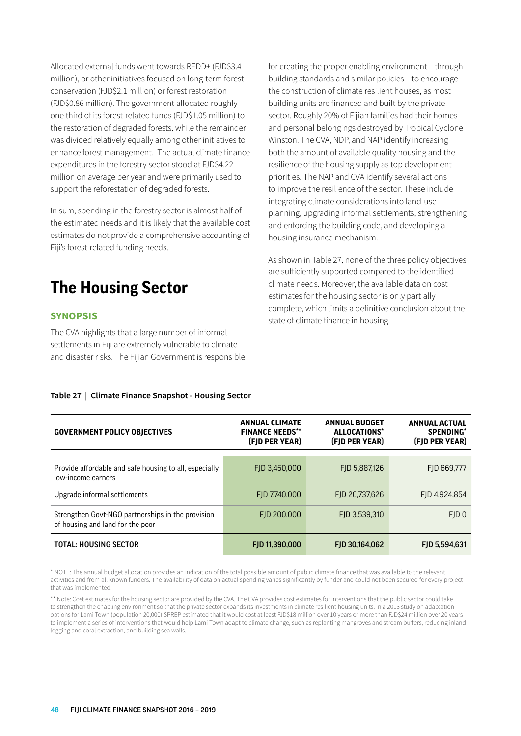Allocated external funds went towards REDD+ (FJD$3.4 million), or other initiatives focused on long-term forest conservation (FJD$2.1 million) or forest restoration (FJD$0.86 million). The government allocated roughly one third of its forest-related funds (FJD$1.05 million) to the restoration of degraded forests, while the remainder was divided relatively equally among other initiatives to enhance forest management. The actual climate finance expenditures in the forestry sector stood at FJD$4.22 million on average per year and were primarily used to support the reforestation of degraded forests.

In sum, spending in the forestry sector is almost half of the estimated needs and it is likely that the available cost estimates do not provide a comprehensive accounting of Fiji's forest-related funding needs.

# The Housing Sector

## SYNOPSIS

The CVA highlights that a large number of informal settlements in Fiji are extremely vulnerable to climate and disaster risks. The Fijian Government is responsible for creating the proper enabling environment – through building standards and similar policies – to encourage the construction of climate resilient houses, as most building units are financed and built by the private sector. Roughly 20% of Fijian families had their homes and personal belongings destroyed by Tropical Cyclone Winston. The CVA, NDP, and NAP identify increasing both the amount of available quality housing and the resilience of the housing supply as top development priorities. The NAP and CVA identify several actions to improve the resilience of the sector. These include integrating climate considerations into land-use planning, upgrading informal settlements, strengthening and enforcing the building code, and developing a housing insurance mechanism.

As shown in Table 27, none of the three policy objectives are sufficiently supported compared to the identified climate needs. Moreover, the available data on cost estimates for the housing sector is only partially complete, which limits a definitive conclusion about the state of climate finance in housing.

**Table 27 | Climate Finance Snapshot - Housing Sector**

| GOVERNMENT POLICY OBJECTIVES | ANNUAL CLIMATE FINANCE NEEDS** (FJD PER YEAR) | ANNUAL BUDGET ALLOCATIONS* (FJD PER YEAR) | ANNUAL ACTUAL SPENDING* (FJD PER YEAR) |
|---|---|---|---|
| Provide affordable and safe housing to all, especially low-income earners | FJD 3,450,000 | FJD 5,887,126 | FJD 669,777 |
| Upgrade informal settlements | FJD 7,740,000 | FJD 20,737,626 | FJD 4,924,854 |
| Strengthen Govt-NGO partnerships in the provision of housing and land for the poor | FJD 200,000 | FJD 3,539,310 | FJD 0 |
| **TOTAL: HOUSING SECTOR** | **FJD 11,390,000** | **FJD 30,164,062** | **FJD 5,594,631** |

\* NOTE: The annual budget allocation provides an indication of the total possible amount of public climate finance that was available to the relevant activities and from all known funders. The availability of data on actual spending varies significantly by funder and could not been secured for every project that was implemented.

\*\* Note: Cost estimates for the housing sector are provided by the CVA. The CVA provides cost estimates for interventions that the public sector could take to strengthen the enabling environment so that the private sector expands its investments in climate resilient housing units. In a 2013 study on adaptation options for Lami Town (population 20,000) SPREP estimated that it would cost at least FJD$18 million over 10 years or more than FJD$24 million over 20 years to implement a series of interventions that would help Lami Town adapt to climate change, such as replanting mangroves and stream buffers, reducing inland logging and coral extraction, and building sea walls.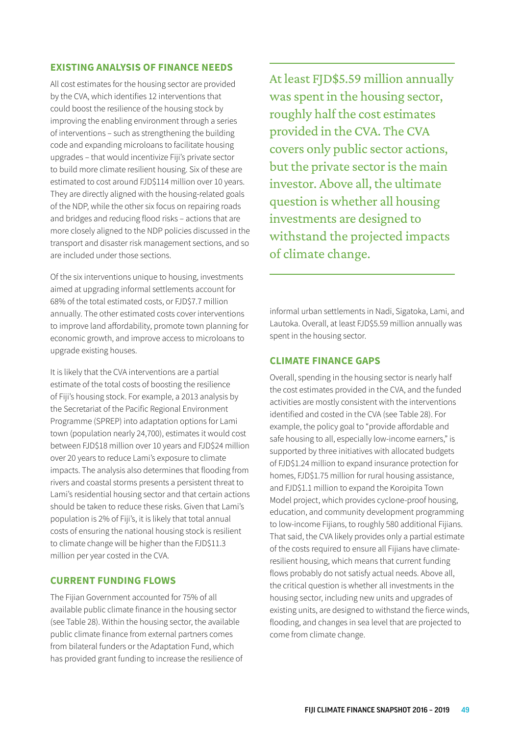## EXISTING ANALYSIS OF FINANCE NEEDS

All cost estimates for the housing sector are provided by the CVA, which identifies 12 interventions that could boost the resilience of the housing stock by improving the enabling environment through a series of interventions – such as strengthening the building code and expanding microloans to facilitate housing upgrades – that would incentivize Fiji's private sector to build more climate resilient housing. Six of these are estimated to cost around FJD$114 million over 10 years. They are directly aligned with the housing-related goals of the NDP, while the other six focus on repairing roads and bridges and reducing flood risks – actions that are more closely aligned to the NDP policies discussed in the transport and disaster risk management sections, and so are included under those sections.

Of the six interventions unique to housing, investments aimed at upgrading informal settlements account for 68% of the total estimated costs, or FJD$7.7 million annually. The other estimated costs cover interventions to improve land affordability, promote town planning for economic growth, and improve access to microloans to upgrade existing houses.

It is likely that the CVA interventions are a partial estimate of the total costs of boosting the resilience of Fiji's housing stock. For example, a 2013 analysis by the Secretariat of the Pacific Regional Environment Programme (SPREP) into adaptation options for Lami town (population nearly 24,700), estimates it would cost between FJD$18 million over 10 years and FJD$24 million over 20 years to reduce Lami's exposure to climate impacts. The analysis also determines that flooding from rivers and coastal storms presents a persistent threat to Lami's residential housing sector and that certain actions should be taken to reduce these risks. Given that Lami's population is 2% of Fiji's, it is likely that total annual costs of ensuring the national housing stock is resilient to climate change will be higher than the FJD$11.3 million per year costed in the CVA.

## CURRENT FUNDING FLOWS

The Fijian Government accounted for 75% of all available public climate finance in the housing sector (see Table 28). Within the housing sector, the available public climate finance from external partners comes from bilateral funders or the Adaptation Fund, which has provided grant funding to increase the resilience of informal urban settlements in Nadi, Sigatoka, Lami, and Lautoka. Overall, at least FJD$5.59 million annually was spent in the housing sector.

> At least FJD$5.59 million annually was spent in the housing sector, roughly half the cost estimates provided in the CVA. The CVA covers only public sector actions, but the private sector is the main investor. Above all, the ultimate question is whether all housing investments are designed to withstand the projected impacts of climate change.

## CLIMATE FINANCE GAPS

Overall, spending in the housing sector is nearly half the cost estimates provided in the CVA, and the funded activities are mostly consistent with the interventions identified and costed in the CVA (see Table 28). For example, the policy goal to "provide affordable and safe housing to all, especially low-income earners," is supported by three initiatives with allocated budgets of FJD$1.24 million to expand insurance protection for homes, FJD$1.75 million for rural housing assistance, and FJD$1.1 million to expand the Koroipita Town Model project, which provides cyclone-proof housing, education, and community development programming to low-income Fijians, to roughly 580 additional Fijians. That said, the CVA likely provides only a partial estimate of the costs required to ensure all Fijians have climate-resilient housing, which means that current funding flows probably do not satisfy actual needs. Above all, the critical question is whether all investments in the housing sector, including new units and upgrades of existing units, are designed to withstand the fierce winds, flooding, and changes in sea level that are projected to come from climate change.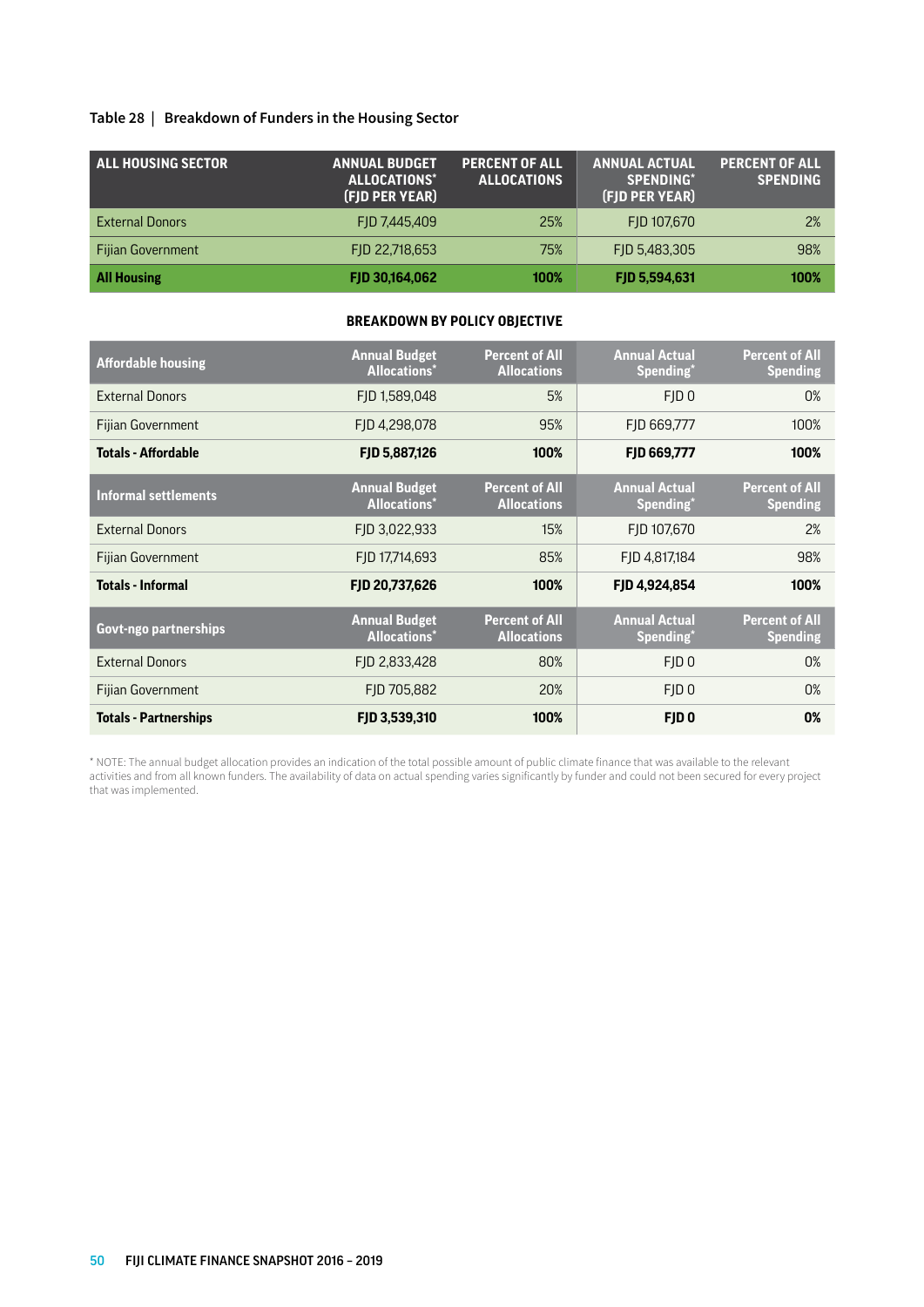Table 28 | Breakdown of Funders in the Housing Sector

| ALL HOUSING SECTOR | ANNUAL BUDGET ALLOCATIONS* (FJD PER YEAR) | PERCENT OF ALL ALLOCATIONS | ANNUAL ACTUAL SPENDING* (FJD PER YEAR) | PERCENT OF ALL SPENDING |
|---|---|---|---|---|
| External Donors | FJD 7,445,409 | 25% | FJD 107,670 | 2% |
| Fijian Government | FJD 22,718,653 | 75% | FJD 5,483,305 | 98% |
| **All Housing** | **FJD 30,164,062** | **100%** | **FJD 5,594,631** | **100%** |

**BREAKDOWN BY POLICY OBJECTIVE**

| Affordable housing | Annual Budget Allocations* | Percent of All Allocations | Annual Actual Spending* | Percent of All Spending |
|---|---|---|---|---|
| External Donors | FJD 1,589,048 | 5% | FJD 0 | 0% |
| Fijian Government | FJD 4,298,078 | 95% | FJD 669,777 | 100% |
| **Totals - Affordable** | **FJD 5,887,126** | **100%** | **FJD 669,777** | **100%** |
| **Informal settlements** | **Annual Budget Allocations*** | **Percent of All Allocations** | **Annual Actual Spending*** | **Percent of All Spending** |
| External Donors | FJD 3,022,933 | 15% | FJD 107,670 | 2% |
| Fijian Government | FJD 17,714,693 | 85% | FJD 4,817,184 | 98% |
| **Totals - Informal** | **FJD 20,737,626** | **100%** | **FJD 4,924,854** | **100%** |
| **Govt-ngo partnerships** | **Annual Budget Allocations*** | **Percent of All Allocations** | **Annual Actual Spending*** | **Percent of All Spending** |
| External Donors | FJD 2,833,428 | 80% | FJD 0 | 0% |
| Fijian Government | FJD 705,882 | 20% | FJD 0 | 0% |
| **Totals - Partnerships** | **FJD 3,539,310** | **100%** | **FJD 0** | **0%** |

* NOTE: The annual budget allocation provides an indication of the total possible amount of public climate finance that was available to the relevant activities and from all known funders. The availability of data on actual spending varies significantly by funder and could not been secured for every project that was implemented.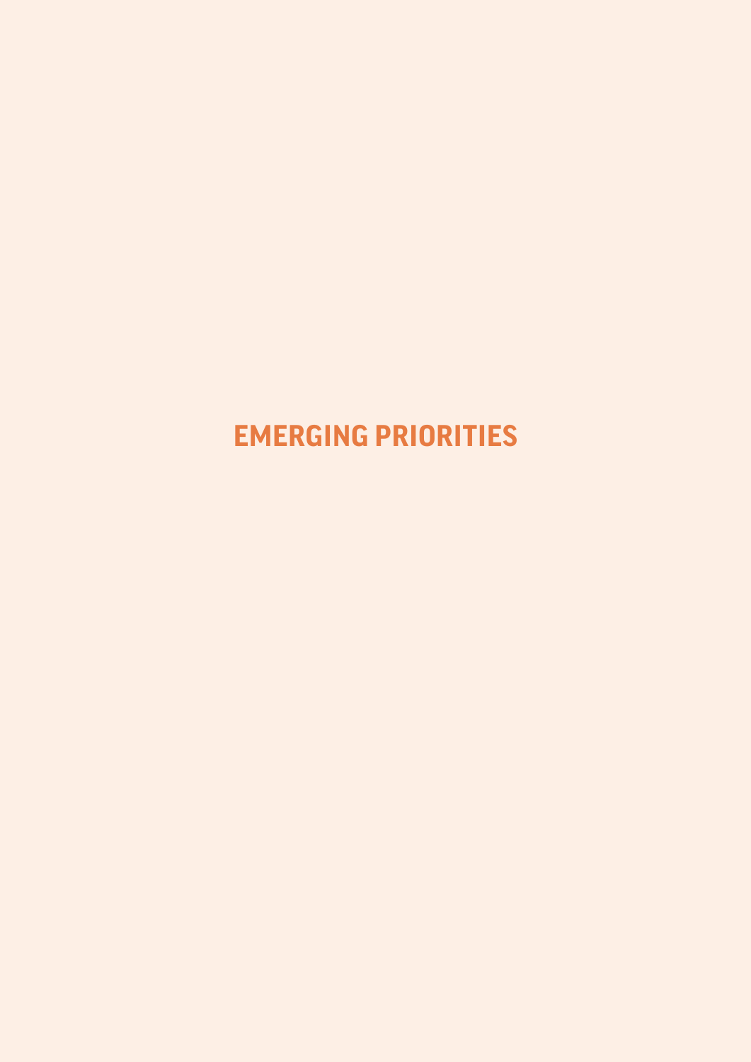# EMERGING PRIORITIES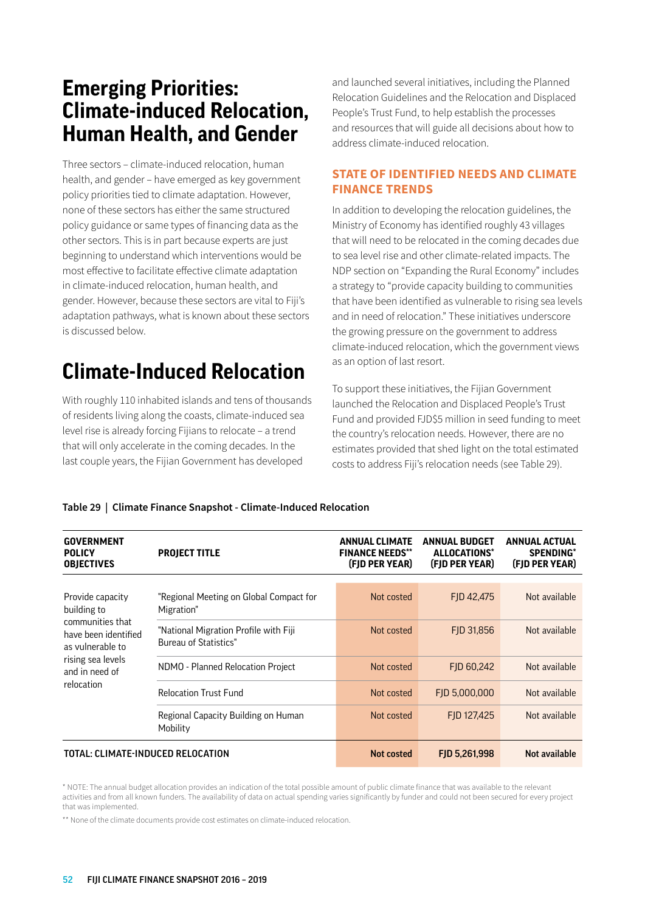# Emerging Priorities: Climate-induced Relocation, Human Health, and Gender

Three sectors – climate-induced relocation, human health, and gender – have emerged as key government policy priorities tied to climate adaptation. However, none of these sectors has either the same structured policy guidance or same types of financing data as the other sectors. This is in part because experts are just beginning to understand which interventions would be most effective to facilitate effective climate adaptation in climate-induced relocation, human health, and gender. However, because these sectors are vital to Fiji's adaptation pathways, what is known about these sectors is discussed below.

# Climate-Induced Relocation

With roughly 110 inhabited islands and tens of thousands of residents living along the coasts, climate-induced sea level rise is already forcing Fijians to relocate – a trend that will only accelerate in the coming decades. In the last couple years, the Fijian Government has developed and launched several initiatives, including the Planned Relocation Guidelines and the Relocation and Displaced People's Trust Fund, to help establish the processes and resources that will guide all decisions about how to address climate-induced relocation.

## STATE OF IDENTIFIED NEEDS AND CLIMATE FINANCE TRENDS

In addition to developing the relocation guidelines, the Ministry of Economy has identified roughly 43 villages that will need to be relocated in the coming decades due to sea level rise and other climate-related impacts. The NDP section on "Expanding the Rural Economy" includes a strategy to "provide capacity building to communities that have been identified as vulnerable to rising sea levels and in need of relocation." These initiatives underscore the growing pressure on the government to address climate-induced relocation, which the government views as an option of last resort.

To support these initiatives, the Fijian Government launched the Relocation and Displaced People's Trust Fund and provided FJD$5 million in seed funding to meet the country's relocation needs. However, there are no estimates provided that shed light on the total estimated costs to address Fiji's relocation needs (see Table 29).

**Table 29 | Climate Finance Snapshot - Climate-Induced Relocation**

| GOVERNMENT POLICY OBJECTIVES | PROJECT TITLE | ANNUAL CLIMATE FINANCE NEEDS** (FJD PER YEAR) | ANNUAL BUDGET ALLOCATIONS* (FJD PER YEAR) | ANNUAL ACTUAL SPENDING* (FJD PER YEAR) |
|---|---|---|---|---|
| Provide capacity building to communities that have been identified as vulnerable to rising sea levels and in need of relocation | "Regional Meeting on Global Compact for Migration" | Not costed | FJD 42,475 | Not available |
| | "National Migration Profile with Fiji Bureau of Statistics" | Not costed | FJD 31,856 | Not available |
| | NDMO - Planned Relocation Project | Not costed | FJD 60,242 | Not available |
| | Relocation Trust Fund | Not costed | FJD 5,000,000 | Not available |
| | Regional Capacity Building on Human Mobility | Not costed | FJD 127,425 | Not available |
| **TOTAL: CLIMATE-INDUCED RELOCATION** | | **Not costed** | **FJD 5,261,998** | **Not available** |

\* NOTE: The annual budget allocation provides an indication of the total possible amount of public climate finance that was available to the relevant activities and from all known funders. The availability of data on actual spending varies significantly by funder and could not been secured for every project that was implemented.

\*\* None of the climate documents provide cost estimates on climate-induced relocation.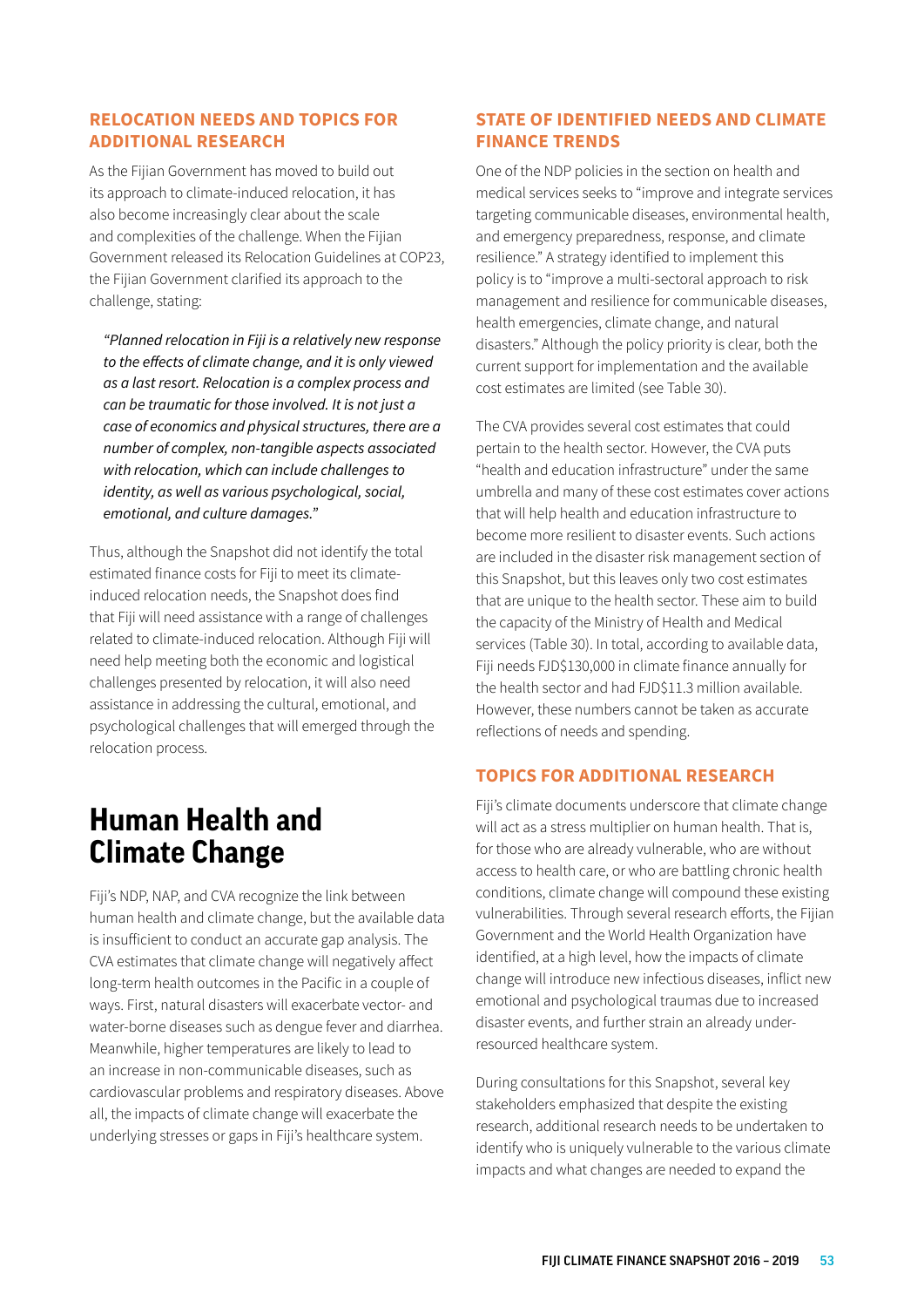### RELOCATION NEEDS AND TOPICS FOR ADDITIONAL RESEARCH

As the Fijian Government has moved to build out its approach to climate-induced relocation, it has also become increasingly clear about the scale and complexities of the challenge. When the Fijian Government released its Relocation Guidelines at COP23, the Fijian Government clarified its approach to the challenge, stating:

> *"Planned relocation in Fiji is a relatively new response to the effects of climate change, and it is only viewed as a last resort. Relocation is a complex process and can be traumatic for those involved. It is not just a case of economics and physical structures, there are a number of complex, non-tangible aspects associated with relocation, which can include challenges to identity, as well as various psychological, social, emotional, and culture damages."*

Thus, although the Snapshot did not identify the total estimated finance costs for Fiji to meet its climate-induced relocation needs, the Snapshot does find that Fiji will need assistance with a range of challenges related to climate-induced relocation. Although Fiji will need help meeting both the economic and logistical challenges presented by relocation, it will also need assistance in addressing the cultural, emotional, and psychological challenges that will emerged through the relocation process.

# Human Health and Climate Change

Fiji's NDP, NAP, and CVA recognize the link between human health and climate change, but the available data is insufficient to conduct an accurate gap analysis. The CVA estimates that climate change will negatively affect long-term health outcomes in the Pacific in a couple of ways. First, natural disasters will exacerbate vector- and water-borne diseases such as dengue fever and diarrhea. Meanwhile, higher temperatures are likely to lead to an increase in non-communicable diseases, such as cardiovascular problems and respiratory diseases. Above all, the impacts of climate change will exacerbate the underlying stresses or gaps in Fiji's healthcare system.

### STATE OF IDENTIFIED NEEDS AND CLIMATE FINANCE TRENDS

One of the NDP policies in the section on health and medical services seeks to "improve and integrate services targeting communicable diseases, environmental health, and emergency preparedness, response, and climate resilience." A strategy identified to implement this policy is to "improve a multi-sectoral approach to risk management and resilience for communicable diseases, health emergencies, climate change, and natural disasters." Although the policy priority is clear, both the current support for implementation and the available cost estimates are limited (see Table 30).

The CVA provides several cost estimates that could pertain to the health sector. However, the CVA puts "health and education infrastructure" under the same umbrella and many of these cost estimates cover actions that will help health and education infrastructure to become more resilient to disaster events. Such actions are included in the disaster risk management section of this Snapshot, but this leaves only two cost estimates that are unique to the health sector. These aim to build the capacity of the Ministry of Health and Medical services (Table 30). In total, according to available data, Fiji needs FJD$130,000 in climate finance annually for the health sector and had FJD$11.3 million available. However, these numbers cannot be taken as accurate reflections of needs and spending.

### TOPICS FOR ADDITIONAL RESEARCH

Fiji's climate documents underscore that climate change will act as a stress multiplier on human health. That is, for those who are already vulnerable, who are without access to health care, or who are battling chronic health conditions, climate change will compound these existing vulnerabilities. Through several research efforts, the Fijian Government and the World Health Organization have identified, at a high level, how the impacts of climate change will introduce new infectious diseases, inflict new emotional and psychological traumas due to increased disaster events, and further strain an already under-resourced healthcare system.

During consultations for this Snapshot, several key stakeholders emphasized that despite the existing research, additional research needs to be undertaken to identify who is uniquely vulnerable to the various climate impacts and what changes are needed to expand the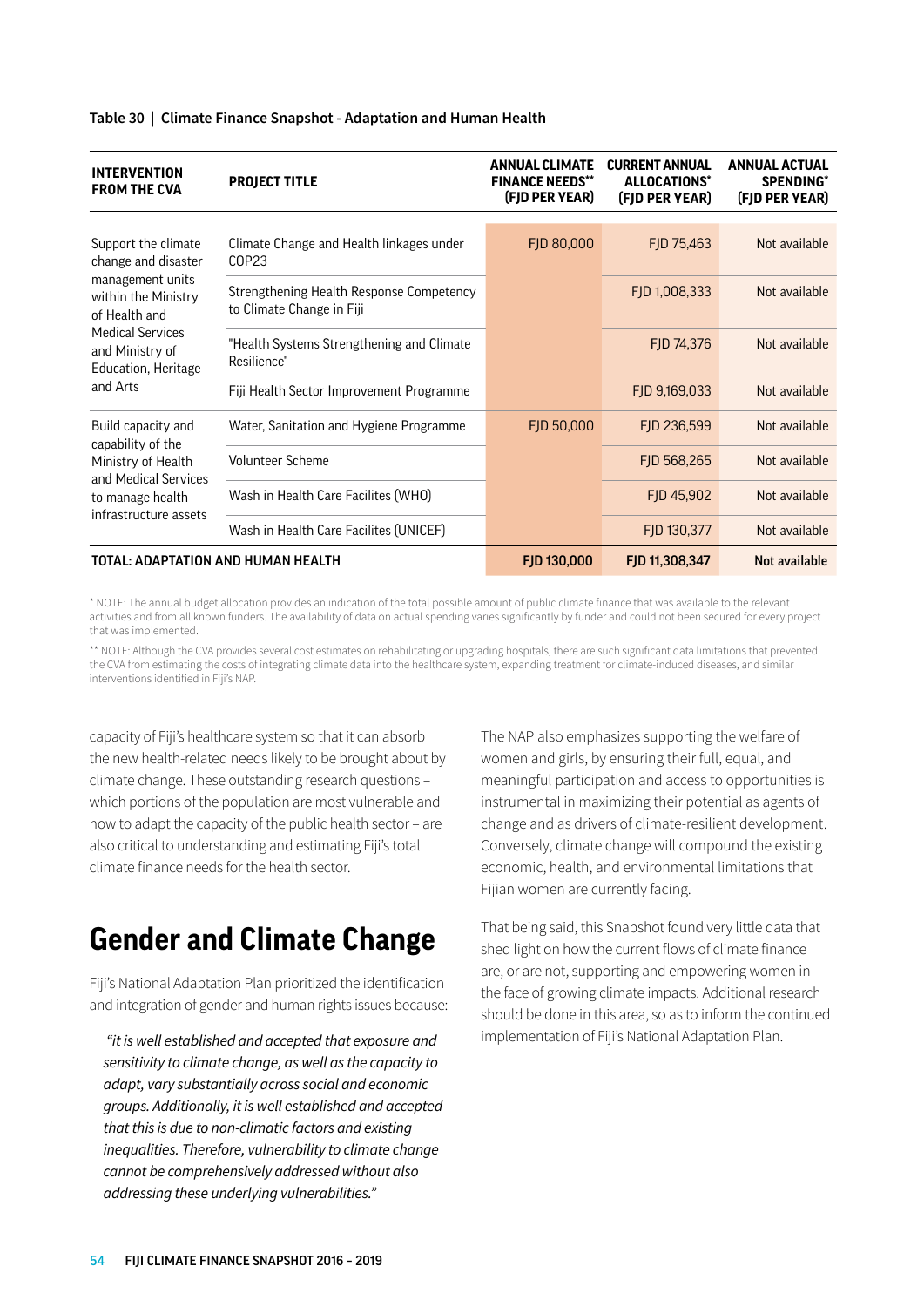**Table 30 | Climate Finance Snapshot - Adaptation and Human Health**

| INTERVENTION FROM THE CVA | PROJECT TITLE | ANNUAL CLIMATE FINANCE NEEDS** (FJD PER YEAR) | CURRENT ANNUAL ALLOCATIONS* (FJD PER YEAR) | ANNUAL ACTUAL SPENDING* (FJD PER YEAR) |
|---|---|---|---|---|
| Support the climate change and disaster management units within the Ministry of Health and Medical Services and Ministry of Education, Heritage and Arts | Climate Change and Health linkages under COP23 | FJD 80,000 | FJD 75,463 | Not available |
| | Strengthening Health Response Competency to Climate Change in Fiji | | FJD 1,008,333 | Not available |
| | "Health Systems Strengthening and Climate Resilience" | | FJD 74,376 | Not available |
| | Fiji Health Sector Improvement Programme | | FJD 9,169,033 | Not available |
| Build capacity and capability of the Ministry of Health and Medical Services to manage health infrastructure assets | Water, Sanitation and Hygiene Programme | FJD 50,000 | FJD 236,599 | Not available |
| | Volunteer Scheme | | FJD 568,265 | Not available |
| | Wash in Health Care Facilites (WHO) | | FJD 45,902 | Not available |
| | Wash in Health Care Facilites (UNICEF) | | FJD 130,377 | Not available |
| **TOTAL: ADAPTATION AND HUMAN HEALTH** | | **FJD 130,000** | **FJD 11,308,347** | **Not available** |

\* NOTE: The annual budget allocation provides an indication of the total possible amount of public climate finance that was available to the relevant activities and from all known funders. The availability of data on actual spending varies significantly by funder and could not been secured for every project that was implemented.

\** NOTE: Although the CVA provides several cost estimates on rehabilitating or upgrading hospitals, there are such significant data limitations that prevented the CVA from estimating the costs of integrating climate data into the healthcare system, expanding treatment for climate-induced diseases, and similar interventions identified in Fiji's NAP.

capacity of Fiji's healthcare system so that it can absorb the new health-related needs likely to be brought about by climate change. These outstanding research questions – which portions of the population are most vulnerable and how to adapt the capacity of the public health sector – are also critical to understanding and estimating Fiji's total climate finance needs for the health sector.

# Gender and Climate Change

Fiji's National Adaptation Plan prioritized the identification and integration of gender and human rights issues because:

*"it is well established and accepted that exposure and sensitivity to climate change, as well as the capacity to adapt, vary substantially across social and economic groups. Additionally, it is well established and accepted that this is due to non-climatic factors and existing inequalities. Therefore, vulnerability to climate change cannot be comprehensively addressed without also addressing these underlying vulnerabilities."*

The NAP also emphasizes supporting the welfare of women and girls, by ensuring their full, equal, and meaningful participation and access to opportunities is instrumental in maximizing their potential as agents of change and as drivers of climate-resilient development. Conversely, climate change will compound the existing economic, health, and environmental limitations that Fijian women are currently facing.

That being said, this Snapshot found very little data that shed light on how the current flows of climate finance are, or are not, supporting and empowering women in the face of growing climate impacts. Additional research should be done in this area, so as to inform the continued implementation of Fiji's National Adaptation Plan.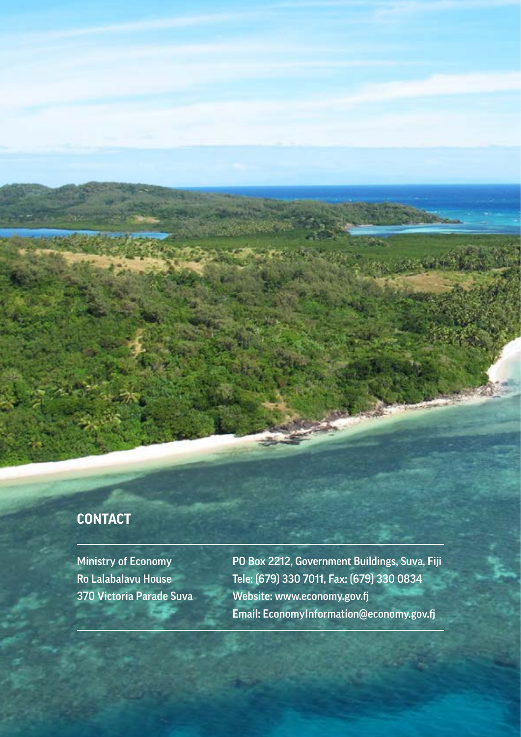## CONTACT

Ministry of Economy
Ro Lalabalavu House
370 Victoria Parade Suva

PO Box 2212, Government Buildings, Suva, Fiji
Tele: (679) 330 7011, Fax: (679) 330 0834
Website: www.economy.gov.fj
Email: EconomyInformation@economy.gov.fj